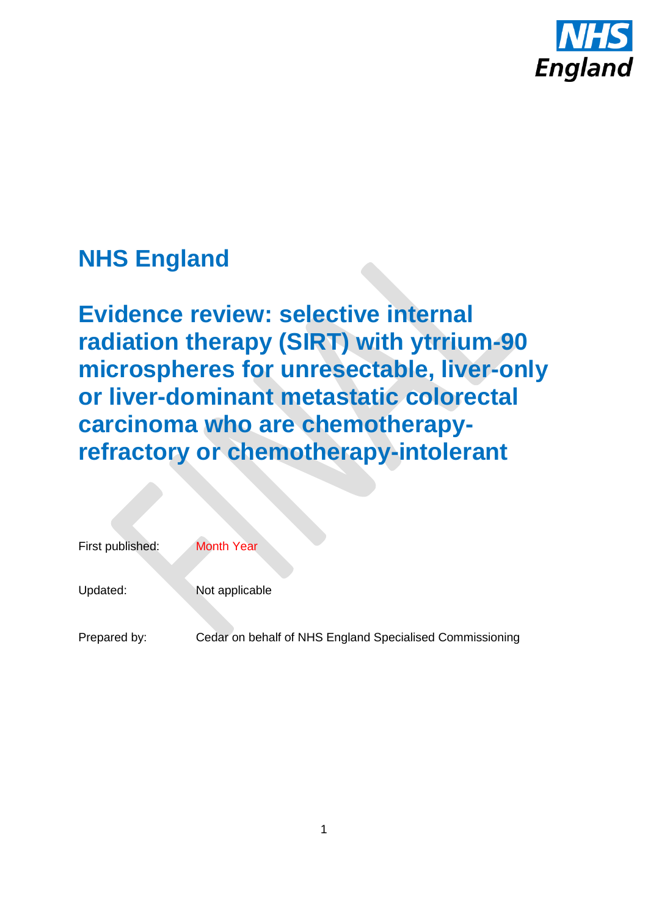# NHS England

## Evidence review: selective internal radiation therapy (SIRT) with ytrrium-90 microspheres for unresectable, liver-only or liver-dominant metastatic colorectal carcinoma who are chemotherapy-refractory or chemotherapy-intolerant

First published: Month Year

Updated: Not applicable

Prepared by: Cedar on behalf of NHS England Specialised Commissioning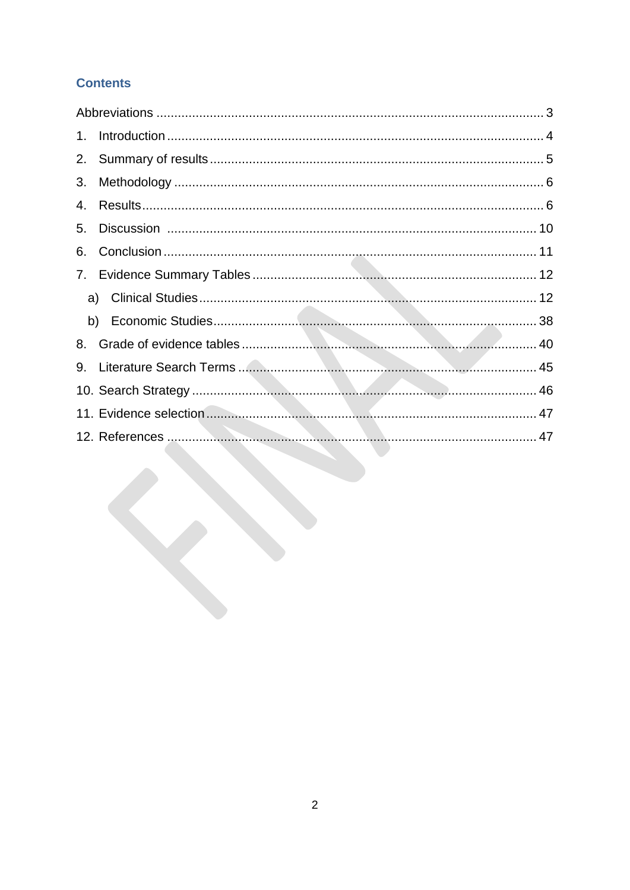## Contents

Abbreviations ........................................................................................................... 3

1. Introduction ........................................................................................................ 4
2. Summary of results ............................................................................................ 5
3. Methodology ...................................................................................................... 6
4. Results ............................................................................................................... 6
5. Discussion ........................................................................................................ 10
6. Conclusion ....................................................................................................... 11
7. Evidence Summary Tables ............................................................................... 12
   a) Clinical Studies .............................................................................................. 12
   b) Economic Studies .......................................................................................... 38
8. Grade of evidence tables .................................................................................. 40
9. Literature Search Terms ................................................................................... 45
10. Search Strategy ............................................................................................... 46
11. Evidence selection ........................................................................................... 47
12. References ....................................................................................................... 47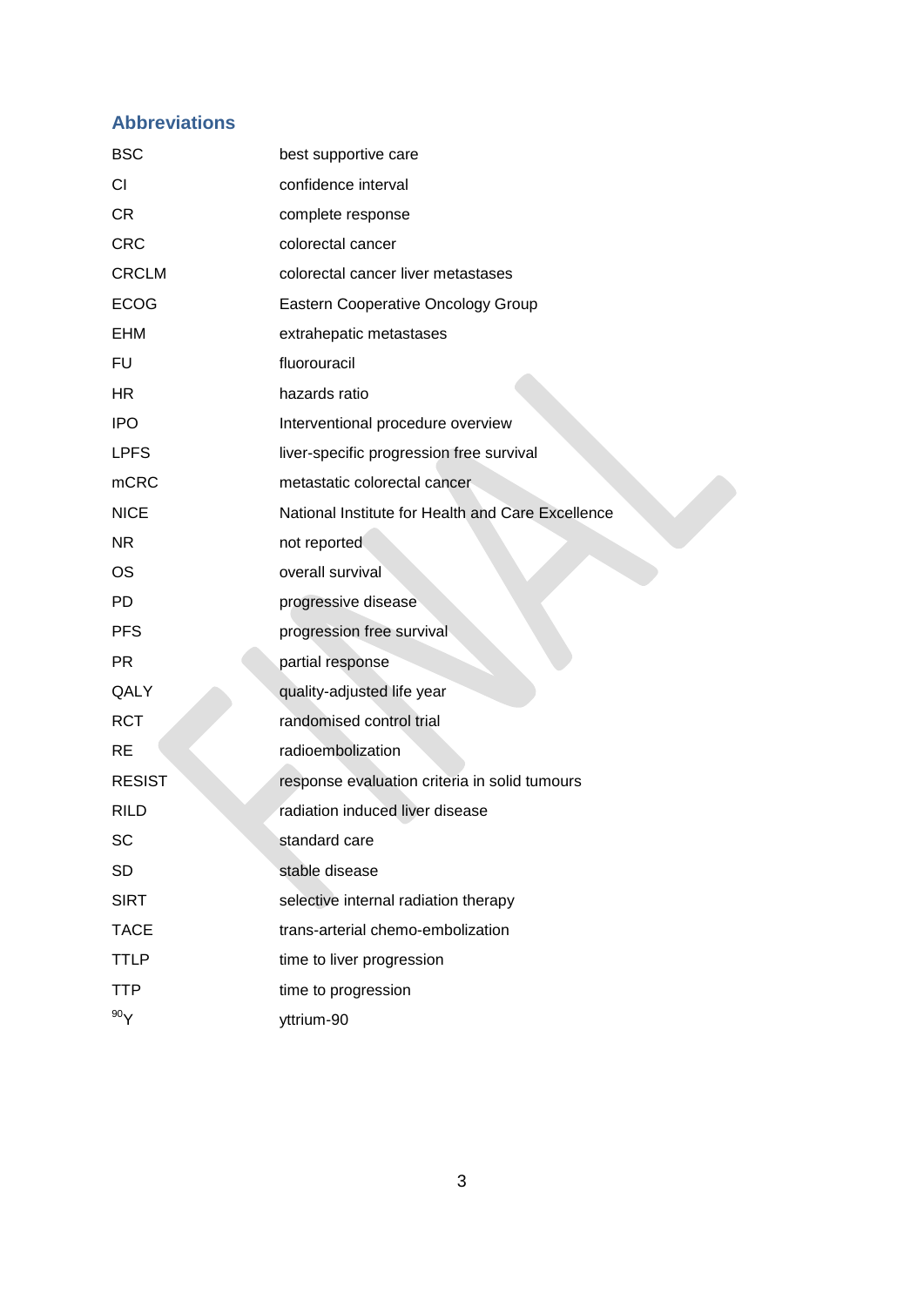## Abbreviations

| | |
|---|---|
| BSC | best supportive care |
| CI | confidence interval |
| CR | complete response |
| CRC | colorectal cancer |
| CRCLM | colorectal cancer liver metastases |
| ECOG | Eastern Cooperative Oncology Group |
| EHM | extrahepatic metastases |
| FU | fluorouracil |
| HR | hazards ratio |
| IPO | Interventional procedure overview |
| LPFS | liver-specific progression free survival |
| mCRC | metastatic colorectal cancer |
| NICE | National Institute for Health and Care Excellence |
| NR | not reported |
| OS | overall survival |
| PD | progressive disease |
| PFS | progression free survival |
| PR | partial response |
| QALY | quality-adjusted life year |
| RCT | randomised control trial |
| RE | radioembolization |
| RESIST | response evaluation criteria in solid tumours |
| RILD | radiation induced liver disease |
| SC | standard care |
| SD | stable disease |
| SIRT | selective internal radiation therapy |
| TACE | trans-arterial chemo-embolization |
| TTLP | time to liver progression |
| TTP | time to progression |
| $^{90}Y$ | yttrium-90 |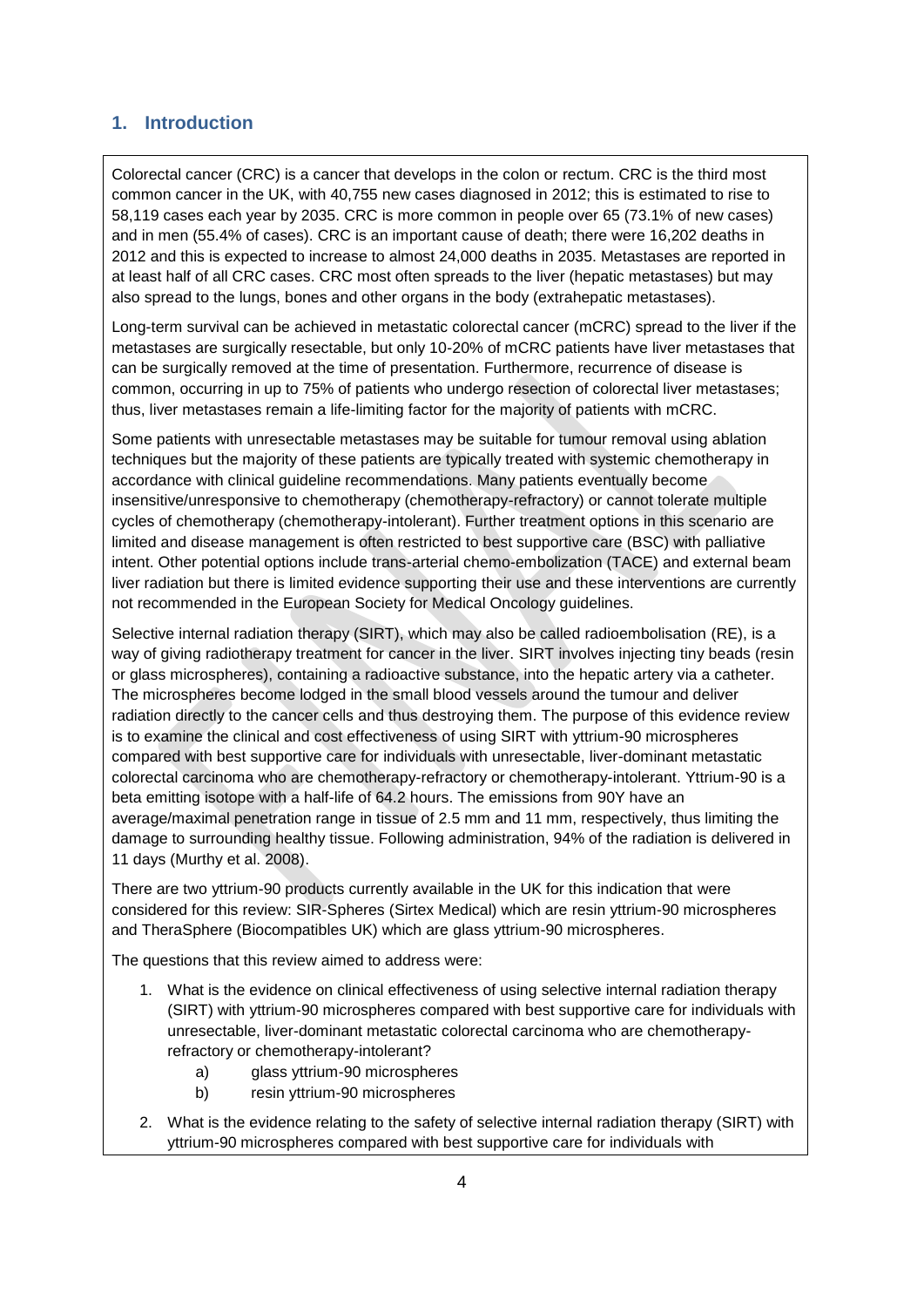## 1. Introduction

Colorectal cancer (CRC) is a cancer that develops in the colon or rectum. CRC is the third most common cancer in the UK, with 40,755 new cases diagnosed in 2012; this is estimated to rise to 58,119 cases each year by 2035. CRC is more common in people over 65 (73.1% of new cases) and in men (55.4% of cases). CRC is an important cause of death; there were 16,202 deaths in 2012 and this is expected to increase to almost 24,000 deaths in 2035. Metastases are reported in at least half of all CRC cases. CRC most often spreads to the liver (hepatic metastases) but may also spread to the lungs, bones and other organs in the body (extrahepatic metastases).

Long-term survival can be achieved in metastatic colorectal cancer (mCRC) spread to the liver if the metastases are surgically resectable, but only 10-20% of mCRC patients have liver metastases that can be surgically removed at the time of presentation. Furthermore, recurrence of disease is common, occurring in up to 75% of patients who undergo resection of colorectal liver metastases; thus, liver metastases remain a life-limiting factor for the majority of patients with mCRC.

Some patients with unresectable metastases may be suitable for tumour removal using ablation techniques but the majority of these patients are typically treated with systemic chemotherapy in accordance with clinical guideline recommendations. Many patients eventually become insensitive/unresponsive to chemotherapy (chemotherapy-refractory) or cannot tolerate multiple cycles of chemotherapy (chemotherapy-intolerant). Further treatment options in this scenario are limited and disease management is often restricted to best supportive care (BSC) with palliative intent. Other potential options include trans-arterial chemo-embolization (TACE) and external beam liver radiation but there is limited evidence supporting their use and these interventions are currently not recommended in the European Society for Medical Oncology guidelines.

Selective internal radiation therapy (SIRT), which may also be called radioembolisation (RE), is a way of giving radiotherapy treatment for cancer in the liver. SIRT involves injecting tiny beads (resin or glass microspheres), containing a radioactive substance, into the hepatic artery via a catheter. The microspheres become lodged in the small blood vessels around the tumour and deliver radiation directly to the cancer cells and thus destroying them. The purpose of this evidence review is to examine the clinical and cost effectiveness of using SIRT with yttrium-90 microspheres compared with best supportive care for individuals with unresectable, liver-dominant metastatic colorectal carcinoma who are chemotherapy-refractory or chemotherapy-intolerant. Yttrium-90 is a beta emitting isotope with a half-life of 64.2 hours. The emissions from 90Y have an average/maximal penetration range in tissue of 2.5 mm and 11 mm, respectively, thus limiting the damage to surrounding healthy tissue. Following administration, 94% of the radiation is delivered in 11 days (Murthy et al. 2008).

There are two yttrium-90 products currently available in the UK for this indication that were considered for this review: SIR-Spheres (Sirtex Medical) which are resin yttrium-90 microspheres and TheraSphere (Biocompatibles UK) which are glass yttrium-90 microspheres.

The questions that this review aimed to address were:

1. What is the evidence on clinical effectiveness of using selective internal radiation therapy (SIRT) with yttrium-90 microspheres compared with best supportive care for individuals with unresectable, liver-dominant metastatic colorectal carcinoma who are chemotherapy-refractory or chemotherapy-intolerant?
    a) glass yttrium-90 microspheres
    b) resin yttrium-90 microspheres
2. What is the evidence relating to the safety of selective internal radiation therapy (SIRT) with yttrium-90 microspheres compared with best supportive care for individuals with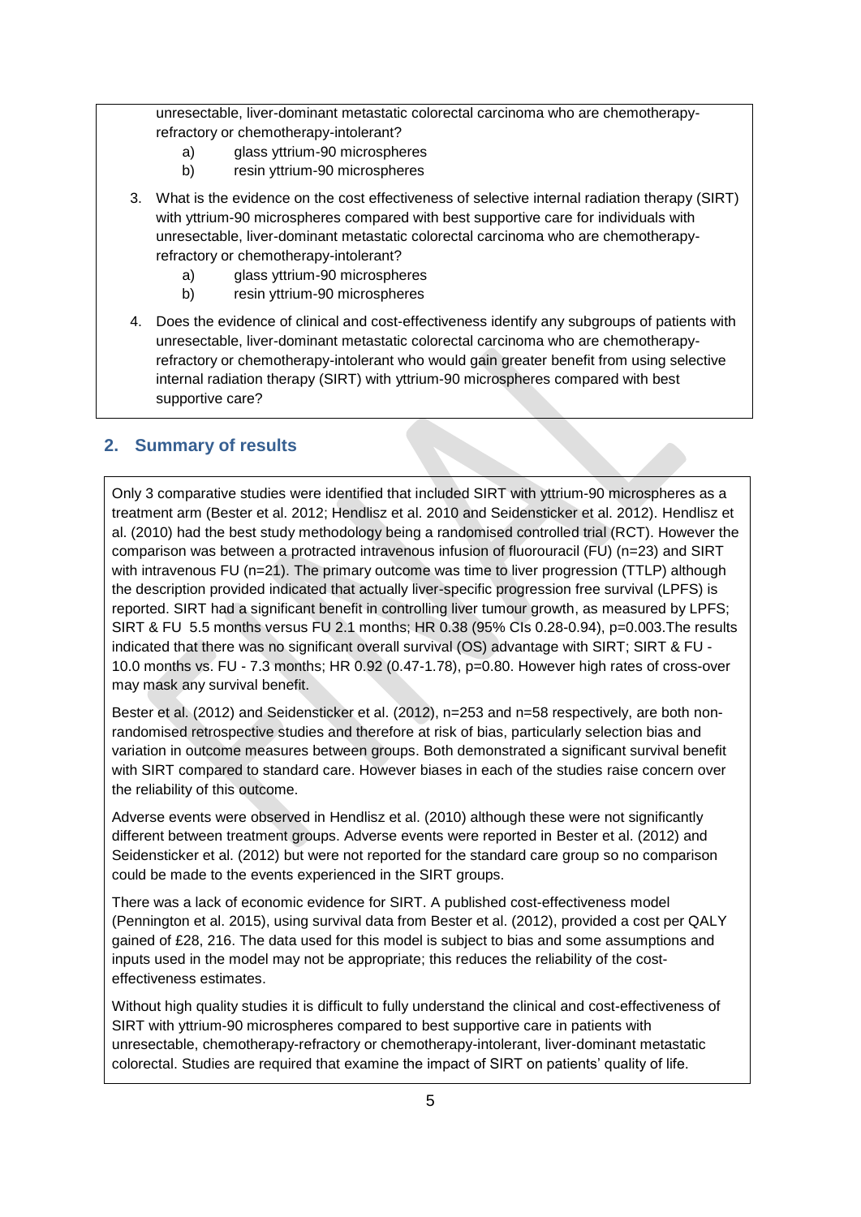unresectable, liver-dominant metastatic colorectal carcinoma who are chemotherapy-refractory or chemotherapy-intolerant?

a) glass yttrium-90 microspheres
b) resin yttrium-90 microspheres

3. What is the evidence on the cost effectiveness of selective internal radiation therapy (SIRT) with yttrium-90 microspheres compared with best supportive care for individuals with unresectable, liver-dominant metastatic colorectal carcinoma who are chemotherapy-refractory or chemotherapy-intolerant?

   a) glass yttrium-90 microspheres
   b) resin yttrium-90 microspheres

4. Does the evidence of clinical and cost-effectiveness identify any subgroups of patients with unresectable, liver-dominant metastatic colorectal carcinoma who are chemotherapy-refractory or chemotherapy-intolerant who would gain greater benefit from using selective internal radiation therapy (SIRT) with yttrium-90 microspheres compared with best supportive care?

## 2. Summary of results

Only 3 comparative studies were identified that included SIRT with yttrium-90 microspheres as a treatment arm (Bester et al. 2012; Hendlisz et al. 2010 and Seidensticker et al. 2012). Hendlisz et al. (2010) had the best study methodology being a randomised controlled trial (RCT). However the comparison was between a protracted intravenous infusion of fluorouracil (FU) (n=23) and SIRT with intravenous FU (n=21). The primary outcome was time to liver progression (TTLP) although the description provided indicated that actually liver-specific progression free survival (LPFS) is reported. SIRT had a significant benefit in controlling liver tumour growth, as measured by LPFS; SIRT & FU 5.5 months versus FU 2.1 months; HR 0.38 (95% CIs 0.28-0.94), p=0.003.The results indicated that there was no significant overall survival (OS) advantage with SIRT; SIRT & FU - 10.0 months vs. FU - 7.3 months; HR 0.92 (0.47-1.78), p=0.80. However high rates of cross-over may mask any survival benefit.

Bester et al. (2012) and Seidensticker et al. (2012), n=253 and n=58 respectively, are both non-randomised retrospective studies and therefore at risk of bias, particularly selection bias and variation in outcome measures between groups. Both demonstrated a significant survival benefit with SIRT compared to standard care. However biases in each of the studies raise concern over the reliability of this outcome.

Adverse events were observed in Hendlisz et al. (2010) although these were not significantly different between treatment groups. Adverse events were reported in Bester et al. (2012) and Seidensticker et al. (2012) but were not reported for the standard care group so no comparison could be made to the events experienced in the SIRT groups.

There was a lack of economic evidence for SIRT. A published cost-effectiveness model (Pennington et al. 2015), using survival data from Bester et al. (2012), provided a cost per QALY gained of £28, 216. The data used for this model is subject to bias and some assumptions and inputs used in the model may not be appropriate; this reduces the reliability of the cost-effectiveness estimates.

Without high quality studies it is difficult to fully understand the clinical and cost-effectiveness of SIRT with yttrium-90 microspheres compared to best supportive care in patients with unresectable, chemotherapy-refractory or chemotherapy-intolerant, liver-dominant metastatic colorectal. Studies are required that examine the impact of SIRT on patients' quality of life.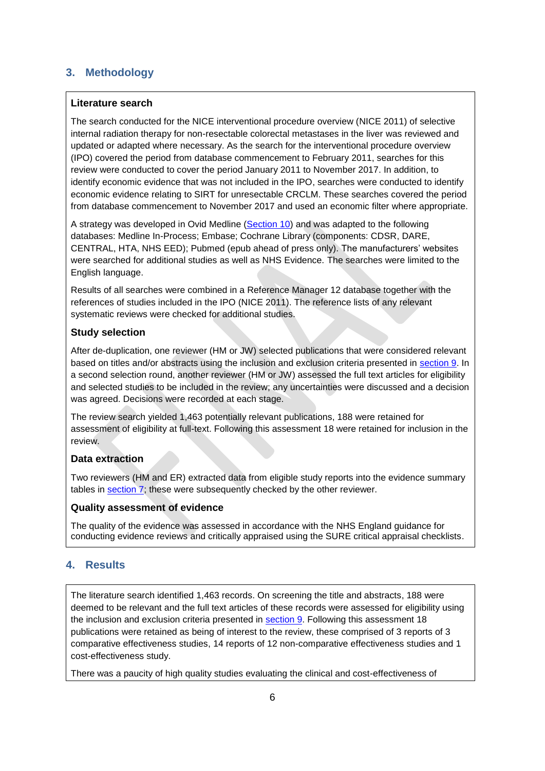## 3. Methodology

### Literature search

The search conducted for the NICE interventional procedure overview (NICE 2011) of selective internal radiation therapy for non-resectable colorectal metastases in the liver was reviewed and updated or adapted where necessary. As the search for the interventional procedure overview (IPO) covered the period from database commencement to February 2011, searches for this review were conducted to cover the period January 2011 to November 2017. In addition, to identify economic evidence that was not included in the IPO, searches were conducted to identify economic evidence relating to SIRT for unresectable CRCLM. These searches covered the period from database commencement to November 2017 and used an economic filter where appropriate.

A strategy was developed in Ovid Medline (Section 10) and was adapted to the following databases: Medline In-Process; Embase; Cochrane Library (components: CDSR, DARE, CENTRAL, HTA, NHS EED); Pubmed (epub ahead of press only). The manufacturers' websites were searched for additional studies as well as NHS Evidence. The searches were limited to the English language.

Results of all searches were combined in a Reference Manager 12 database together with the references of studies included in the IPO (NICE 2011). The reference lists of any relevant systematic reviews were checked for additional studies.

### Study selection

After de-duplication, one reviewer (HM or JW) selected publications that were considered relevant based on titles and/or abstracts using the inclusion and exclusion criteria presented in section 9. In a second selection round, another reviewer (HM or JW) assessed the full text articles for eligibility and selected studies to be included in the review; any uncertainties were discussed and a decision was agreed. Decisions were recorded at each stage.

The review search yielded 1,463 potentially relevant publications, 188 were retained for assessment of eligibility at full-text. Following this assessment 18 were retained for inclusion in the review.

### Data extraction

Two reviewers (HM and ER) extracted data from eligible study reports into the evidence summary tables in section 7; these were subsequently checked by the other reviewer.

### Quality assessment of evidence

The quality of the evidence was assessed in accordance with the NHS England guidance for conducting evidence reviews and critically appraised using the SURE critical appraisal checklists.

## 4. Results

The literature search identified 1,463 records. On screening the title and abstracts, 188 were deemed to be relevant and the full text articles of these records were assessed for eligibility using the inclusion and exclusion criteria presented in section 9. Following this assessment 18 publications were retained as being of interest to the review, these comprised of 3 reports of 3 comparative effectiveness studies, 14 reports of 12 non-comparative effectiveness studies and 1 cost-effectiveness study.

There was a paucity of high quality studies evaluating the clinical and cost-effectiveness of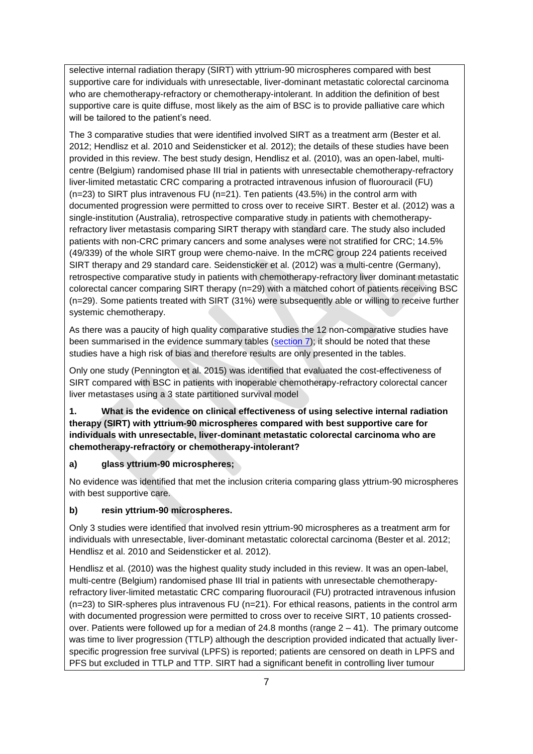selective internal radiation therapy (SIRT) with yttrium-90 microspheres compared with best supportive care for individuals with unresectable, liver-dominant metastatic colorectal carcinoma who are chemotherapy-refractory or chemotherapy-intolerant. In addition the definition of best supportive care is quite diffuse, most likely as the aim of BSC is to provide palliative care which will be tailored to the patient's need.

The 3 comparative studies that were identified involved SIRT as a treatment arm (Bester et al. 2012; Hendlisz et al. 2010 and Seidensticker et al. 2012); the details of these studies have been provided in this review. The best study design, Hendlisz et al. (2010), was an open-label, multi-centre (Belgium) randomised phase III trial in patients with unresectable chemotherapy-refractory liver-limited metastatic CRC comparing a protracted intravenous infusion of fluorouracil (FU) (n=23) to SIRT plus intravenous FU (n=21). Ten patients (43.5%) in the control arm with documented progression were permitted to cross over to receive SIRT. Bester et al. (2012) was a single-institution (Australia), retrospective comparative study in patients with chemotherapy-refractory liver metastasis comparing SIRT therapy with standard care. The study also included patients with non-CRC primary cancers and some analyses were not stratified for CRC; 14.5% (49/339) of the whole SIRT group were chemo-naive. In the mCRC group 224 patients received SIRT therapy and 29 standard care. Seidensticker et al. (2012) was a multi-centre (Germany), retrospective comparative study in patients with chemotherapy-refractory liver dominant metastatic colorectal cancer comparing SIRT therapy (n=29) with a matched cohort of patients receiving BSC (n=29). Some patients treated with SIRT (31%) were subsequently able or willing to receive further systemic chemotherapy.

As there was a paucity of high quality comparative studies the 12 non-comparative studies have been summarised in the evidence summary tables (section 7); it should be noted that these studies have a high risk of bias and therefore results are only presented in the tables.

Only one study (Pennington et al. 2015) was identified that evaluated the cost-effectiveness of SIRT compared with BSC in patients with inoperable chemotherapy-refractory colorectal cancer liver metastases using a 3 state partitioned survival model

**1. What is the evidence on clinical effectiveness of using selective internal radiation therapy (SIRT) with yttrium-90 microspheres compared with best supportive care for individuals with unresectable, liver-dominant metastatic colorectal carcinoma who are chemotherapy-refractory or chemotherapy-intolerant?**

**a) glass yttrium-90 microspheres;**

No evidence was identified that met the inclusion criteria comparing glass yttrium-90 microspheres with best supportive care.

**b) resin yttrium-90 microspheres.**

Only 3 studies were identified that involved resin yttrium-90 microspheres as a treatment arm for individuals with unresectable, liver-dominant metastatic colorectal carcinoma (Bester et al. 2012; Hendlisz et al. 2010 and Seidensticker et al. 2012).

Hendlisz et al. (2010) was the highest quality study included in this review. It was an open-label, multi-centre (Belgium) randomised phase III trial in patients with unresectable chemotherapy-refractory liver-limited metastatic CRC comparing fluorouracil (FU) protracted intravenous infusion (n=23) to SIR-spheres plus intravenous FU (n=21). For ethical reasons, patients in the control arm with documented progression were permitted to cross over to receive SIRT, 10 patients crossed-over. Patients were followed up for a median of 24.8 months (range 2 – 41). The primary outcome was time to liver progression (TTLP) although the description provided indicated that actually liver-specific progression free survival (LPFS) is reported; patients are censored on death in LPFS and PFS but excluded in TTLP and TTP. SIRT had a significant benefit in controlling liver tumour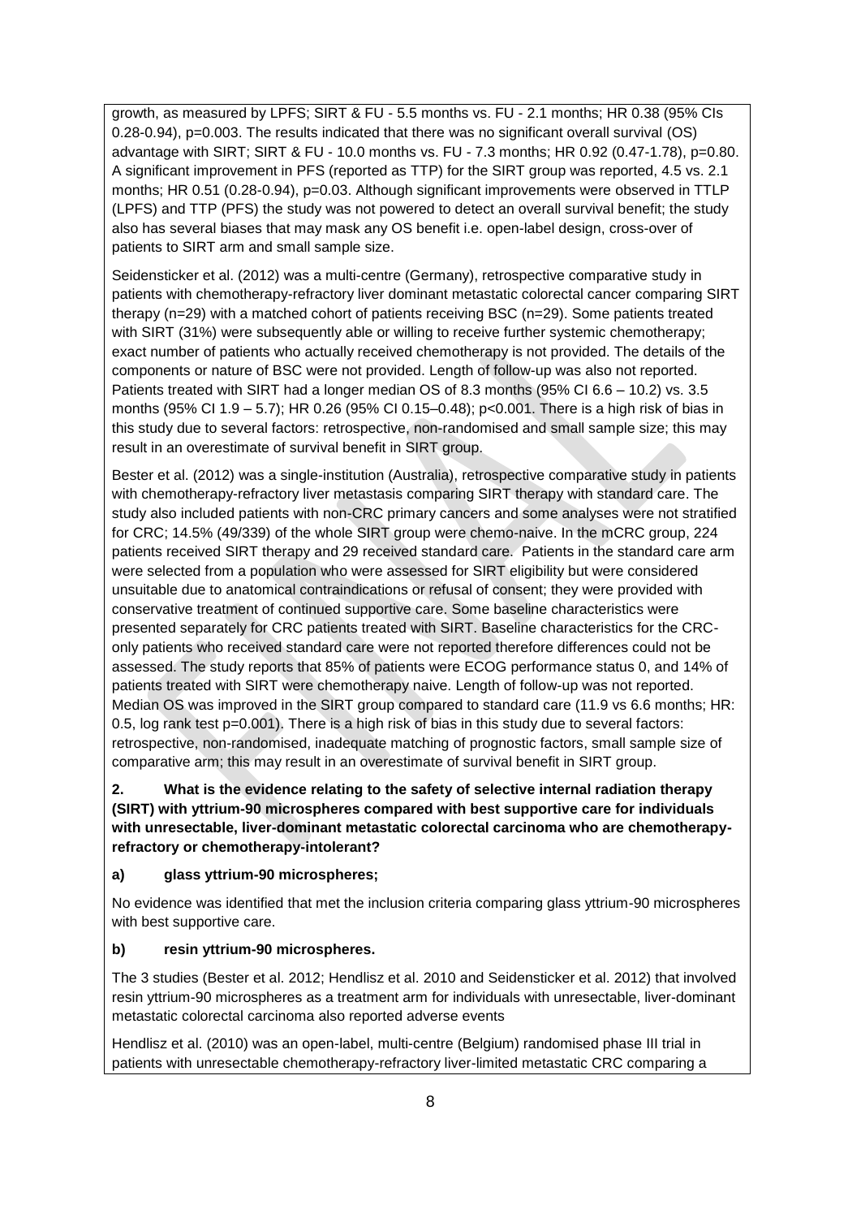growth, as measured by LPFS; SIRT & FU - 5.5 months vs. FU - 2.1 months; HR 0.38 (95% CIs 0.28-0.94), p=0.003. The results indicated that there was no significant overall survival (OS) advantage with SIRT; SIRT & FU - 10.0 months vs. FU - 7.3 months; HR 0.92 (0.47-1.78), p=0.80. A significant improvement in PFS (reported as TTP) for the SIRT group was reported, 4.5 vs. 2.1 months; HR 0.51 (0.28-0.94), p=0.03. Although significant improvements were observed in TTLP (LPFS) and TTP (PFS) the study was not powered to detect an overall survival benefit; the study also has several biases that may mask any OS benefit i.e. open-label design, cross-over of patients to SIRT arm and small sample size.

Seidensticker et al. (2012) was a multi-centre (Germany), retrospective comparative study in patients with chemotherapy-refractory liver dominant metastatic colorectal cancer comparing SIRT therapy (n=29) with a matched cohort of patients receiving BSC (n=29). Some patients treated with SIRT (31%) were subsequently able or willing to receive further systemic chemotherapy; exact number of patients who actually received chemotherapy is not provided. The details of the components or nature of BSC were not provided. Length of follow-up was also not reported. Patients treated with SIRT had a longer median OS of 8.3 months (95% CI 6.6 – 10.2) vs. 3.5 months (95% CI 1.9 – 5.7); HR 0.26 (95% CI 0.15–0.48); p<0.001. There is a high risk of bias in this study due to several factors: retrospective, non-randomised and small sample size; this may result in an overestimate of survival benefit in SIRT group.

Bester et al. (2012) was a single-institution (Australia), retrospective comparative study in patients with chemotherapy-refractory liver metastasis comparing SIRT therapy with standard care. The study also included patients with non-CRC primary cancers and some analyses were not stratified for CRC; 14.5% (49/339) of the whole SIRT group were chemo-naive. In the mCRC group, 224 patients received SIRT therapy and 29 received standard care. Patients in the standard care arm were selected from a population who were assessed for SIRT eligibility but were considered unsuitable due to anatomical contraindications or refusal of consent; they were provided with conservative treatment of continued supportive care. Some baseline characteristics were presented separately for CRC patients treated with SIRT. Baseline characteristics for the CRC-only patients who received standard care were not reported therefore differences could not be assessed. The study reports that 85% of patients were ECOG performance status 0, and 14% of patients treated with SIRT were chemotherapy naive. Length of follow-up was not reported. Median OS was improved in the SIRT group compared to standard care (11.9 vs 6.6 months; HR: 0.5, log rank test p=0.001). There is a high risk of bias in this study due to several factors: retrospective, non-randomised, inadequate matching of prognostic factors, small sample size of comparative arm; this may result in an overestimate of survival benefit in SIRT group.

**2. What is the evidence relating to the safety of selective internal radiation therapy (SIRT) with yttrium-90 microspheres compared with best supportive care for individuals with unresectable, liver-dominant metastatic colorectal carcinoma who are chemotherapy-refractory or chemotherapy-intolerant?**

**a) glass yttrium-90 microspheres;**

No evidence was identified that met the inclusion criteria comparing glass yttrium-90 microspheres with best supportive care.

**b) resin yttrium-90 microspheres.**

The 3 studies (Bester et al. 2012; Hendlisz et al. 2010 and Seidensticker et al. 2012) that involved resin yttrium-90 microspheres as a treatment arm for individuals with unresectable, liver-dominant metastatic colorectal carcinoma also reported adverse events

Hendlisz et al. (2010) was an open-label, multi-centre (Belgium) randomised phase III trial in patients with unresectable chemotherapy-refractory liver-limited metastatic CRC comparing a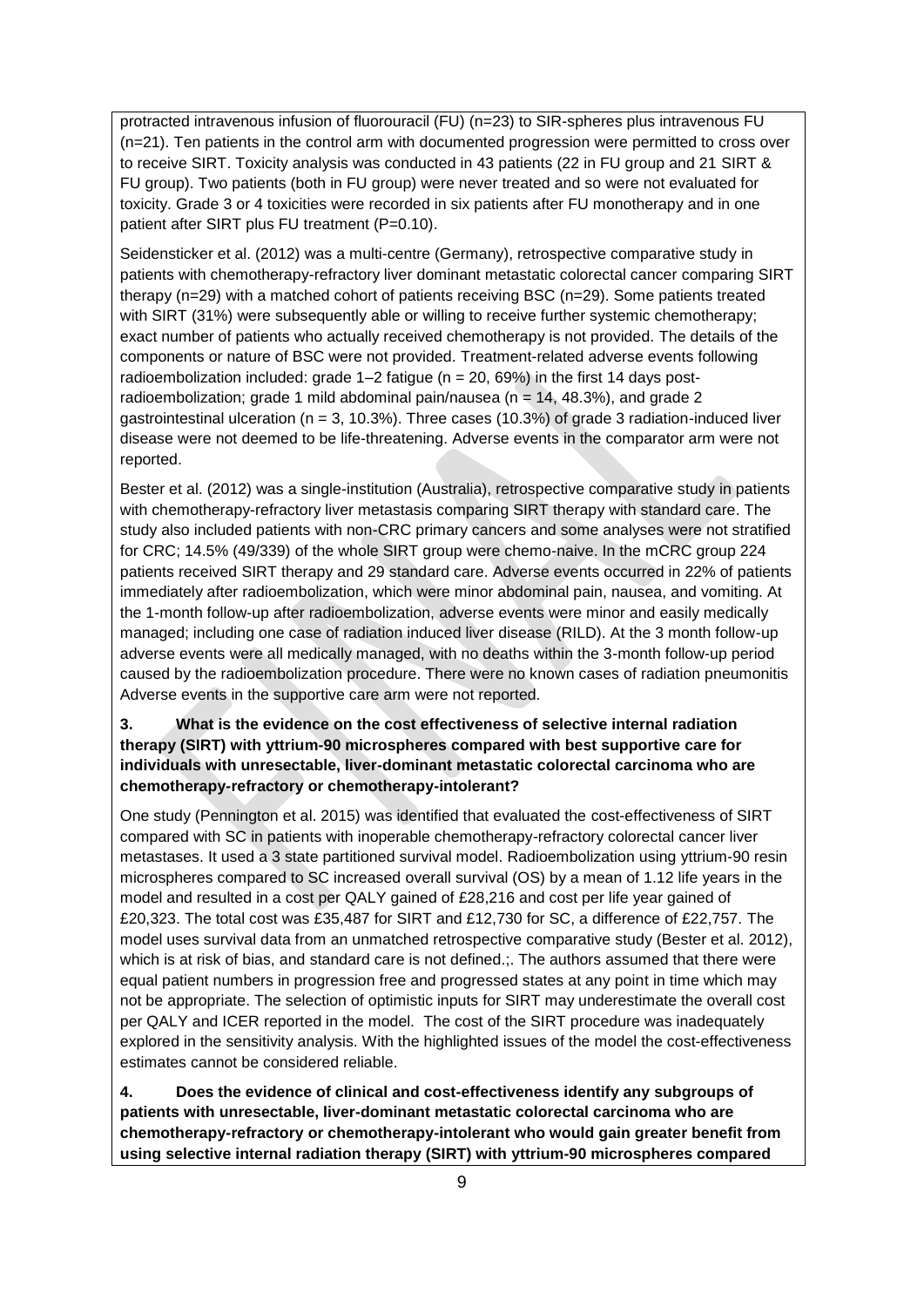protracted intravenous infusion of fluorouracil (FU) (n=23) to SIR-spheres plus intravenous FU (n=21). Ten patients in the control arm with documented progression were permitted to cross over to receive SIRT. Toxicity analysis was conducted in 43 patients (22 in FU group and 21 SIRT & FU group). Two patients (both in FU group) were never treated and so were not evaluated for toxicity. Grade 3 or 4 toxicities were recorded in six patients after FU monotherapy and in one patient after SIRT plus FU treatment (P=0.10).

Seidensticker et al. (2012) was a multi-centre (Germany), retrospective comparative study in patients with chemotherapy-refractory liver dominant metastatic colorectal cancer comparing SIRT therapy (n=29) with a matched cohort of patients receiving BSC (n=29). Some patients treated with SIRT (31%) were subsequently able or willing to receive further systemic chemotherapy; exact number of patients who actually received chemotherapy is not provided. The details of the components or nature of BSC were not provided. Treatment-related adverse events following radioembolization included: grade 1–2 fatigue (n = 20, 69%) in the first 14 days post-radioembolization; grade 1 mild abdominal pain/nausea (n = 14, 48.3%), and grade 2 gastrointestinal ulceration (n = 3, 10.3%). Three cases (10.3%) of grade 3 radiation-induced liver disease were not deemed to be life-threatening. Adverse events in the comparator arm were not reported.

Bester et al. (2012) was a single-institution (Australia), retrospective comparative study in patients with chemotherapy-refractory liver metastasis comparing SIRT therapy with standard care. The study also included patients with non-CRC primary cancers and some analyses were not stratified for CRC; 14.5% (49/339) of the whole SIRT group were chemo-naive. In the mCRC group 224 patients received SIRT therapy and 29 standard care. Adverse events occurred in 22% of patients immediately after radioembolization, which were minor abdominal pain, nausea, and vomiting. At the 1-month follow-up after radioembolization, adverse events were minor and easily medically managed; including one case of radiation induced liver disease (RILD). At the 3 month follow-up adverse events were all medically managed, with no deaths within the 3-month follow-up period caused by the radioembolization procedure. There were no known cases of radiation pneumonitis Adverse events in the supportive care arm were not reported.

**3. What is the evidence on the cost effectiveness of selective internal radiation therapy (SIRT) with yttrium-90 microspheres compared with best supportive care for individuals with unresectable, liver-dominant metastatic colorectal carcinoma who are chemotherapy-refractory or chemotherapy-intolerant?**

One study (Pennington et al. 2015) was identified that evaluated the cost-effectiveness of SIRT compared with SC in patients with inoperable chemotherapy-refractory colorectal cancer liver metastases. It used a 3 state partitioned survival model. Radioembolization using yttrium-90 resin microspheres compared to SC increased overall survival (OS) by a mean of 1.12 life years in the model and resulted in a cost per QALY gained of £28,216 and cost per life year gained of £20,323. The total cost was £35,487 for SIRT and £12,730 for SC, a difference of £22,757. The model uses survival data from an unmatched retrospective comparative study (Bester et al. 2012), which is at risk of bias, and standard care is not defined.;. The authors assumed that there were equal patient numbers in progression free and progressed states at any point in time which may not be appropriate. The selection of optimistic inputs for SIRT may underestimate the overall cost per QALY and ICER reported in the model. The cost of the SIRT procedure was inadequately explored in the sensitivity analysis. With the highlighted issues of the model the cost-effectiveness estimates cannot be considered reliable.

**4. Does the evidence of clinical and cost-effectiveness identify any subgroups of patients with unresectable, liver-dominant metastatic colorectal carcinoma who are chemotherapy-refractory or chemotherapy-intolerant who would gain greater benefit from using selective internal radiation therapy (SIRT) with yttrium-90 microspheres compared**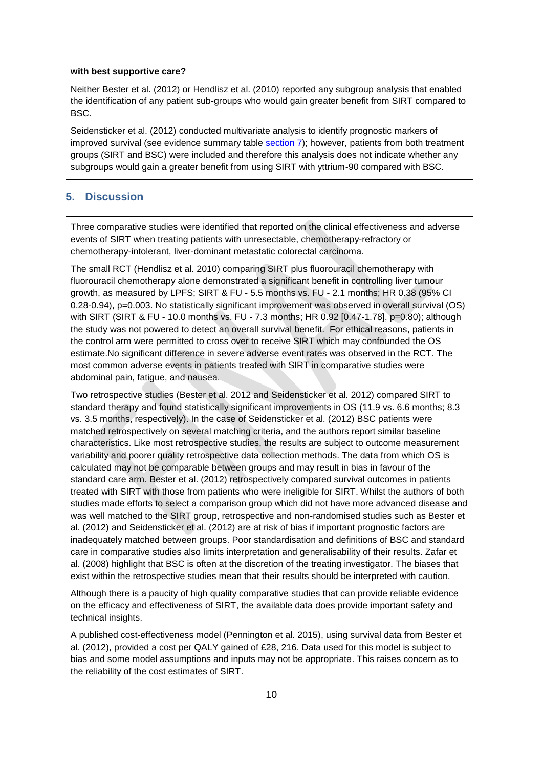**with best supportive care?**

Neither Bester et al. (2012) or Hendlisz et al. (2010) reported any subgroup analysis that enabled the identification of any patient sub-groups who would gain greater benefit from SIRT compared to BSC.

Seidensticker et al. (2012) conducted multivariate analysis to identify prognostic markers of improved survival (see evidence summary table section 7); however, patients from both treatment groups (SIRT and BSC) were included and therefore this analysis does not indicate whether any subgroups would gain a greater benefit from using SIRT with yttrium-90 compared with BSC.

## 5. Discussion

Three comparative studies were identified that reported on the clinical effectiveness and adverse events of SIRT when treating patients with unresectable, chemotherapy-refractory or chemotherapy-intolerant, liver-dominant metastatic colorectal carcinoma.

The small RCT (Hendlisz et al. 2010) comparing SIRT plus fluorouracil chemotherapy with fluorouracil chemotherapy alone demonstrated a significant benefit in controlling liver tumour growth, as measured by LPFS; SIRT & FU - 5.5 months vs. FU - 2.1 months; HR 0.38 (95% CI 0.28-0.94), p=0.003. No statistically significant improvement was observed in overall survival (OS) with SIRT (SIRT & FU - 10.0 months vs. FU - 7.3 months; HR 0.92 [0.47-1.78], p=0.80); although the study was not powered to detect an overall survival benefit. For ethical reasons, patients in the control arm were permitted to cross over to receive SIRT which may confounded the OS estimate.No significant difference in severe adverse event rates was observed in the RCT. The most common adverse events in patients treated with SIRT in comparative studies were abdominal pain, fatigue, and nausea.

Two retrospective studies (Bester et al. 2012 and Seidensticker et al. 2012) compared SIRT to standard therapy and found statistically significant improvements in OS (11.9 vs. 6.6 months; 8.3 vs. 3.5 months, respectively). In the case of Seidensticker et al. (2012) BSC patients were matched retrospectively on several matching criteria, and the authors report similar baseline characteristics. Like most retrospective studies, the results are subject to outcome measurement variability and poorer quality retrospective data collection methods. The data from which OS is calculated may not be comparable between groups and may result in bias in favour of the standard care arm. Bester et al. (2012) retrospectively compared survival outcomes in patients treated with SIRT with those from patients who were ineligible for SIRT. Whilst the authors of both studies made efforts to select a comparison group which did not have more advanced disease and was well matched to the SIRT group, retrospective and non-randomised studies such as Bester et al. (2012) and Seidensticker et al. (2012) are at risk of bias if important prognostic factors are inadequately matched between groups. Poor standardisation and definitions of BSC and standard care in comparative studies also limits interpretation and generalisability of their results. Zafar et al. (2008) highlight that BSC is often at the discretion of the treating investigator. The biases that exist within the retrospective studies mean that their results should be interpreted with caution.

Although there is a paucity of high quality comparative studies that can provide reliable evidence on the efficacy and effectiveness of SIRT, the available data does provide important safety and technical insights.

A published cost-effectiveness model (Pennington et al. 2015), using survival data from Bester et al. (2012), provided a cost per QALY gained of £28, 216. Data used for this model is subject to bias and some model assumptions and inputs may not be appropriate. This raises concern as to the reliability of the cost estimates of SIRT.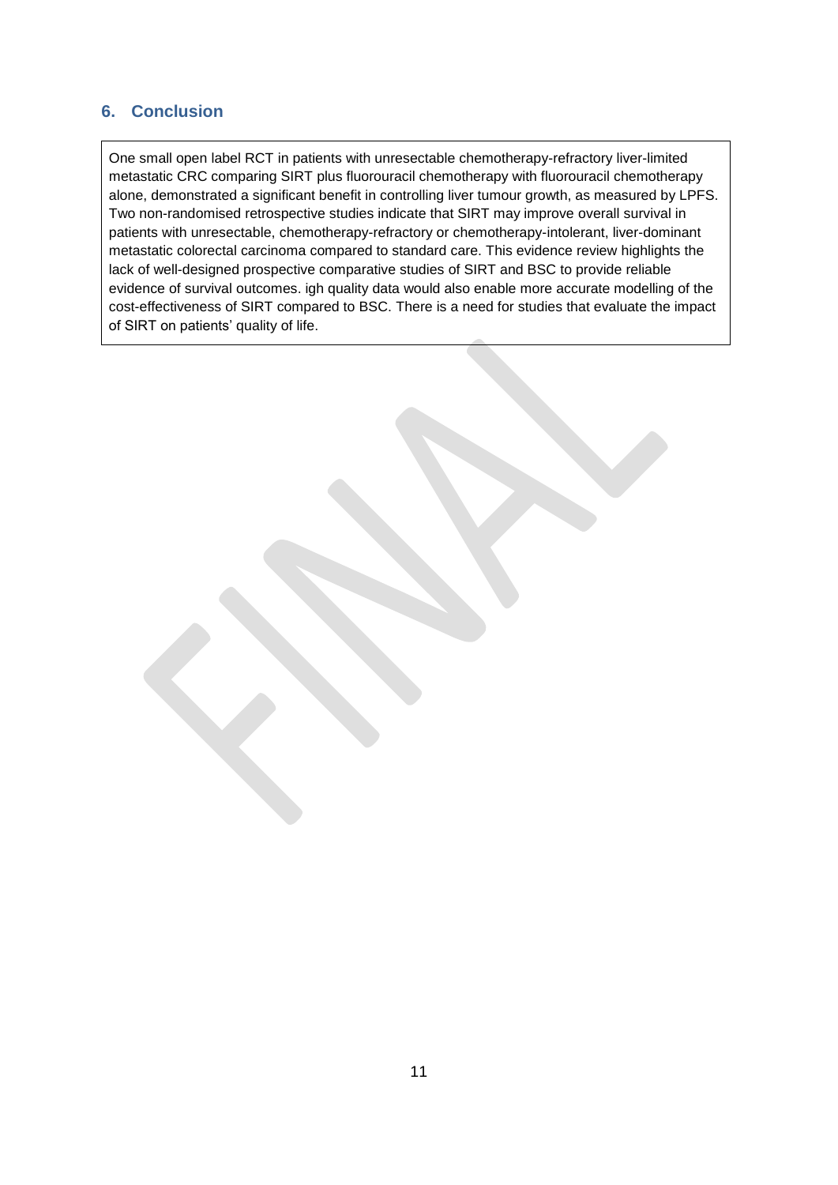## 6. Conclusion

One small open label RCT in patients with unresectable chemotherapy-refractory liver-limited metastatic CRC comparing SIRT plus fluorouracil chemotherapy with fluorouracil chemotherapy alone, demonstrated a significant benefit in controlling liver tumour growth, as measured by LPFS. Two non-randomised retrospective studies indicate that SIRT may improve overall survival in patients with unresectable, chemotherapy-refractory or chemotherapy-intolerant, liver-dominant metastatic colorectal carcinoma compared to standard care. This evidence review highlights the lack of well-designed prospective comparative studies of SIRT and BSC to provide reliable evidence of survival outcomes. igh quality data would also enable more accurate modelling of the cost-effectiveness of SIRT compared to BSC. There is a need for studies that evaluate the impact of SIRT on patients' quality of life.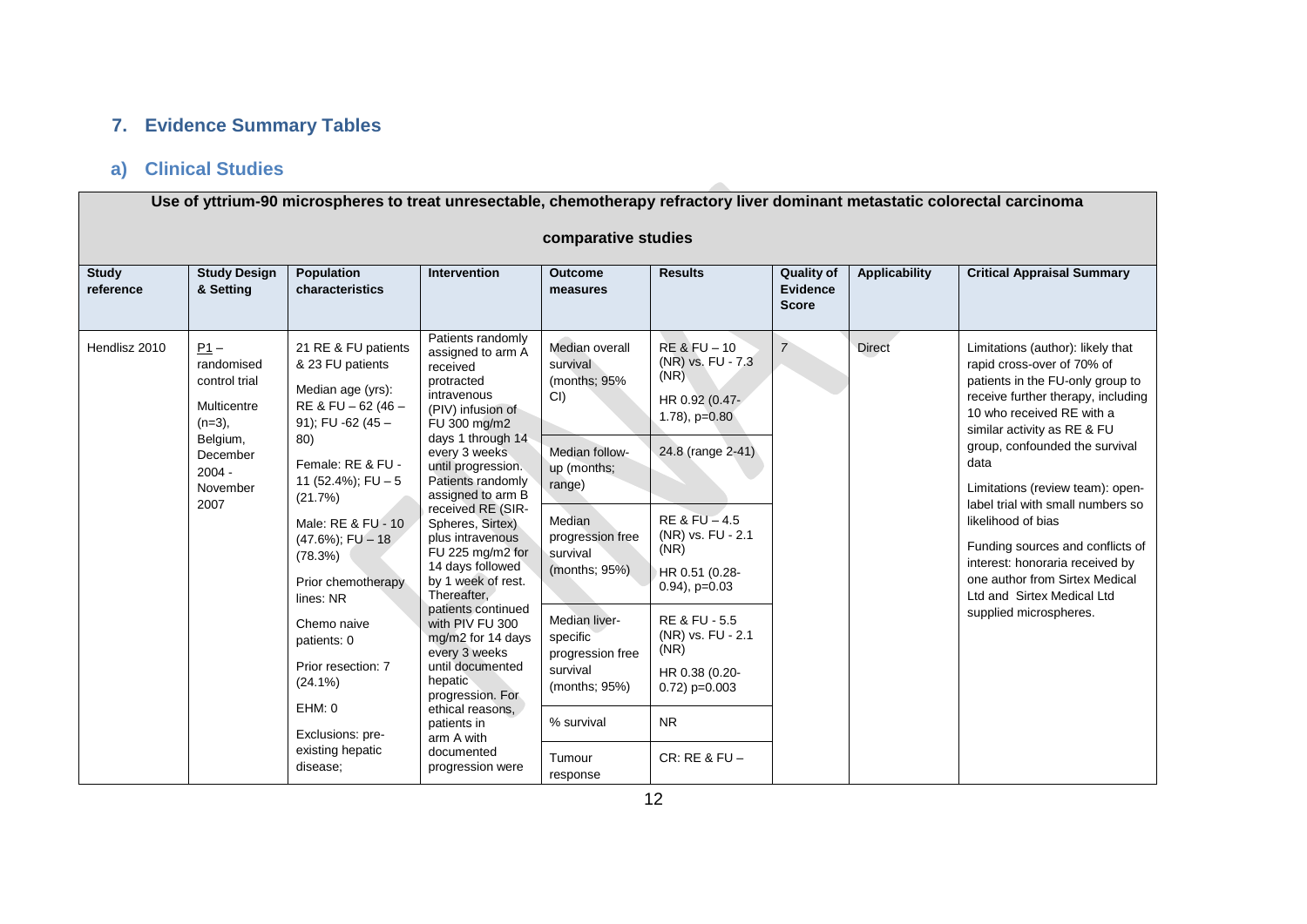## 7. Evidence Summary Tables

### a) Clinical Studies

| Use of yttrium-90 microspheres to treat unresectable, chemotherapy refractory liver dominant metastatic colorectal carcinoma<br><br>comparative studies | | | | | | | | |
|---|---|---|---|---|---|---|---|---|
| **Study reference** | **Study Design & Setting** | **Population characteristics** | **Intervention** | **Outcome measures** | **Results** | **Quality of Evidence Score** | **Applicability** | **Critical Appraisal Summary** |
| Hendlisz 2010 | P1 – randomised control trial<br><br>Multicentre (n=3), Belgium, December 2004 - November 2007 | 21 RE & FU patients & 23 FU patients<br><br>Median age (yrs): RE & FU – 62 (46 – 91); FU -62 (45 – 80)<br><br>Female: RE & FU - 11 (52.4%); FU – 5 (21.7%)<br><br>Male: RE & FU - 10 (47.6%); FU – 18 (78.3%)<br><br>Prior chemotherapy lines: NR<br><br>Chemo naive patients: 0<br><br>Prior resection: 7 (24.1%)<br><br>EHM: 0<br><br>Exclusions: pre-existing hepatic disease; | Patients randomly assigned to arm A received protracted intravenous (PIV) infusion of FU 300 mg/m2 days 1 through 14 every 3 weeks until progression. Patients randomly assigned to arm B received RE (SIR-Spheres, Sirtex) plus intravenous FU 225 mg/m2 for 14 days followed by 1 week of rest. Thereafter, patients continued with PIV FU 300 mg/m2 for 14 days every 3 weeks until documented hepatic progression. For ethical reasons, patients in arm A with documented progression were | Median overall survival (months; 95% CI) | RE & FU – 10 (NR) vs. FU - 7.3 (NR)<br><br>HR 0.92 (0.47-1.78), p=0.80 | 7 | Direct | Limitations (author): likely that rapid cross-over of 70% of patients in the FU-only group to receive further therapy, including 10 who received RE with a similar activity as RE & FU group, confounded the survival data<br><br>Limitations (review team): open-label trial with small numbers so likelihood of bias<br><br>Funding sources and conflicts of interest: honoraria received by one author from Sirtex Medical Ltd and Sirtex Medical Ltd supplied microspheres. |
| | | | | Median follow-up (months; range) | 24.8 (range 2-41) | | | |
| | | | | Median progression free survival (months; 95%) | RE & FU – 4.5 (NR) vs. FU - 2.1 (NR)<br><br>HR 0.51 (0.28-0.94), p=0.03 | | | |
| | | | | Median liver-specific progression free survival (months; 95%) | RE & FU - 5.5 (NR) vs. FU - 2.1 (NR)<br><br>HR 0.38 (0.20-0.72) p=0.003 | | | |
| | | | | % survival | NR | | | |
| | | | | Tumour response | CR: RE & FU – | | | |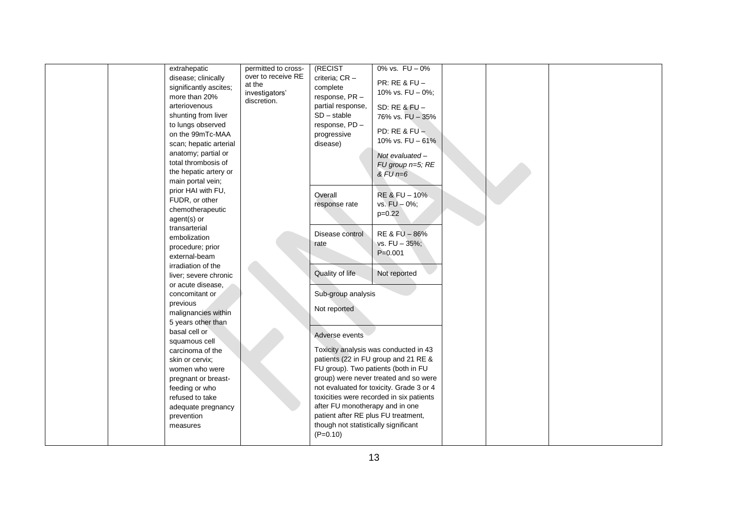| | | | | | | | | |
|---|---|---|---|---|---|---|---|---|
| | | extrahepatic disease; clinically significantly ascites; more than 20% arteriovenous shunting from liver to lungs observed on the 99mTc-MAA scan; hepatic arterial anatomy; partial or total thrombosis of the hepatic artery or main portal vein; prior HAI with FU, FUDR, or other chemotherapeutic agent(s) or transarterial embolization procedure; prior external-beam irradiation of the liver; severe chronic or acute disease, concomitant or previous malignancies within 5 years other than basal cell or squamous cell carcinoma of the skin or cervix; women who were pregnant or breast-feeding or who refused to take adequate pregnancy prevention measures | permitted to cross-over to receive RE at the investigators' discretion. | (RECIST criteria; CR – complete response, PR – partial response, SD – stable response, PD – progressive disease) | 0% vs. FU – 0%<br><br>PR: RE & FU – 10% vs. FU – 0%;<br><br>SD: RE & FU – 76% vs. FU – 35%<br><br>PD: RE & FU – 10% vs. FU – 61%<br><br>*Not evaluated – FU group n=5; RE & FU n=6* | | | |
| | | | | Overall response rate | RE & FU – 10% vs. FU – 0%; p=0.22 | | | |
| | | | | Disease control rate | RE & FU – 86% vs. FU – 35%; P=0.001 | | | |
| | | | | Quality of life | Not reported | | | |
| | | | | Sub-group analysis<br><br>Not reported | | | | |
| | | | | Adverse events<br><br>Toxicity analysis was conducted in 43 patients (22 in FU group and 21 RE & FU group). Two patients (both in FU group) were never treated and so were not evaluated for toxicity. Grade 3 or 4 toxicities were recorded in six patients after FU monotherapy and in one patient after RE plus FU treatment, though not statistically significant (P=0.10) | | | | |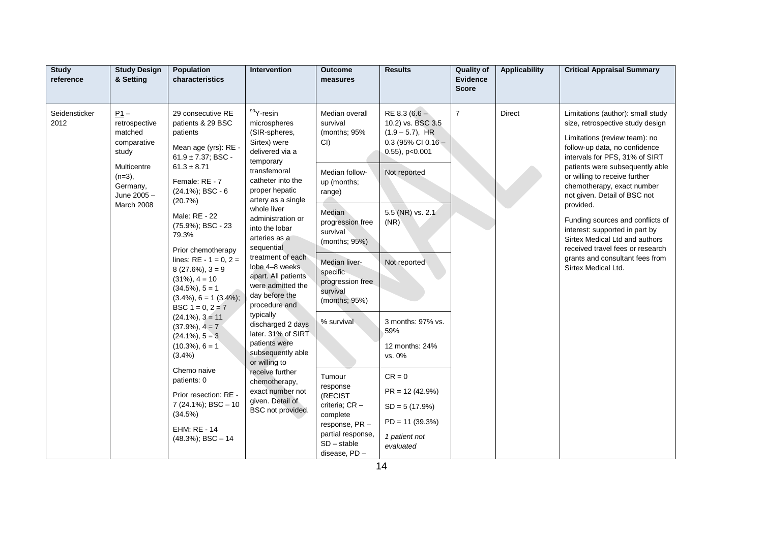| Study reference | Study Design & Setting | Population characteristics | Intervention | Outcome measures | Results | Quality of Evidence Score | Applicability | Critical Appraisal Summary |
|---|---|---|---|---|---|---|---|---|
| Seidensticker 2012 | P1 – retrospective matched comparative study<br><br>Multicentre (n=3), Germany, June 2005 – March 2008 | 29 consecutive RE patients & 29 BSC patients<br><br>Mean age (yrs): RE - 61.9 ± 7.37; BSC - 61.3 ± 8.71<br><br>Female: RE - 7 (24.1%); BSC - 6 (20.7%)<br><br>Male: RE - 22 (75.9%); BSC - 23 79.3%<br><br>Prior chemotherapy lines: RE - 1 = 0, 2 = 8 (27.6%), 3 = 9 (31%), 4 = 10 (34.5%), 5 = 1 (3.4%), 6 = 1 (3.4%); BSC 1 = 0, 2 = 7 (24.1%), 3 = 11 (37.9%), 4 = 7 (24.1%), 5 = 3 (10.3%), 6 = 1 (3.4%)<br><br>Chemo naive patients: 0<br><br>Prior resection: RE - 7 (24.1%); BSC – 10 (34.5%)<br><br>EHM: RE - 14 (48.3%); BSC – 14 | $^{90}$Y-resin microspheres (SIR-spheres, Sirtex) were delivered via a temporary transfemoral catheter into the proper hepatic artery as a single whole liver administration or into the lobar arteries as a sequential treatment of each lobe 4–8 weeks apart. All patients were admitted the day before the procedure and typically discharged 2 days later. 31% of SIRT patients were subsequently able or willing to receive further chemotherapy, exact number not given. Detail of BSC not provided. | Median overall survival (months; 95% CI) | RE 8.3 (6.6 – 10.2) vs. BSC 3.5 (1.9 – 5.7), HR 0.3 (95% CI 0.16 – 0.55), p<0.001 | 7 | Direct | Limitations (author): small study size, retrospective study design<br><br>Limitations (review team): no follow-up data, no confidence intervals for PFS, 31% of SIRT patients were subsequently able or willing to receive further chemotherapy, exact number not given. Detail of BSC not provided.<br><br>Funding sources and conflicts of interest: supported in part by Sirtex Medical Ltd and authors received travel fees or research grants and consultant fees from Sirtex Medical Ltd. |
| | | | | Median follow-up (months; range) | Not reported | | | |
| | | | | Median progression free survival (months; 95%) | 5.5 (NR) vs. 2.1 (NR) | | | |
| | | | | Median liver-specific progression free survival (months; 95%) | Not reported | | | |
| | | | | % survival | 3 months: 97% vs. 59%<br><br>12 months: 24% vs. 0% | | | |
| | | | | Tumour response (RECIST criteria; CR – complete response, PR – partial response, SD – stable disease, PD – | CR = 0<br><br>PR = 12 (42.9%)<br><br>SD = 5 (17.9%)<br><br>PD = 11 (39.3%)<br><br>*1 patient not evaluated* | | | |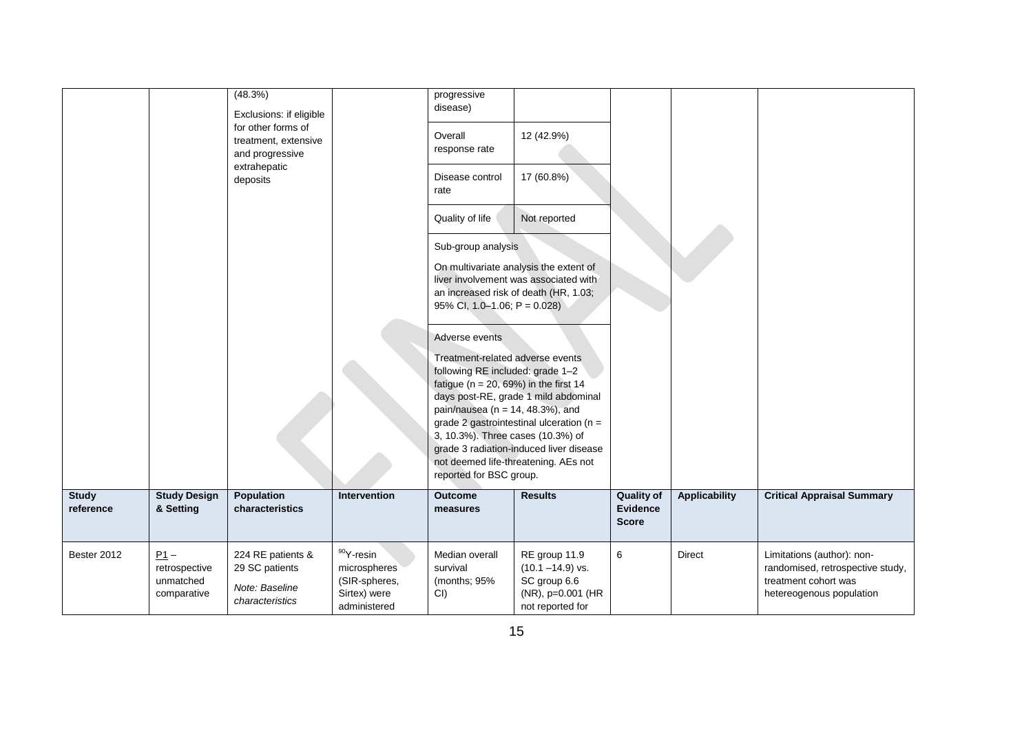| | | (48.3%) Exclusions: if eligible for other forms of treatment, extensive and progressive extrahepatic deposits | | progressive disease) | | | | |
|---|---|---|---|---|---|---|---|---|
| | | | | Overall response rate | 12 (42.9%) | | | |
| | | | | Disease control rate | 17 (60.8%) | | | |
| | | | | Quality of life | Not reported | | | |
| | | | | Sub-group analysis On multivariate analysis the extent of liver involvement was associated with an increased risk of death (HR, 1.03; 95% CI, 1.0–1.06; P = 0.028) | | | | |
| | | | | Adverse events Treatment-related adverse events following RE included: grade 1–2 fatigue (n = 20, 69%) in the first 14 days post-RE, grade 1 mild abdominal pain/nausea (n = 14, 48.3%), and grade 2 gastrointestinal ulceration (n = 3, 10.3%). Three cases (10.3%) of grade 3 radiation-induced liver disease not deemed life-threatening. AEs not reported for BSC group. | | | | |
| **Study reference** | **Study Design & Setting** | **Population characteristics** | **Intervention** | **Outcome measures** | **Results** | **Quality of Evidence Score** | **Applicability** | **Critical Appraisal Summary** |
| Bester 2012 | P1 – retrospective unmatched comparative | 224 RE patients & 29 SC patients *Note: Baseline characteristics* | $^{90}$Y-resin microspheres (SIR-spheres, Sirtex) were administered | Median overall survival (months; 95% CI) | RE group 11.9 (10.1 –14.9) vs. SC group 6.6 (NR), p=0.001 (HR not reported for | 6 | Direct | Limitations (author): non-randomised, retrospective study, treatment cohort was hetereogenous population |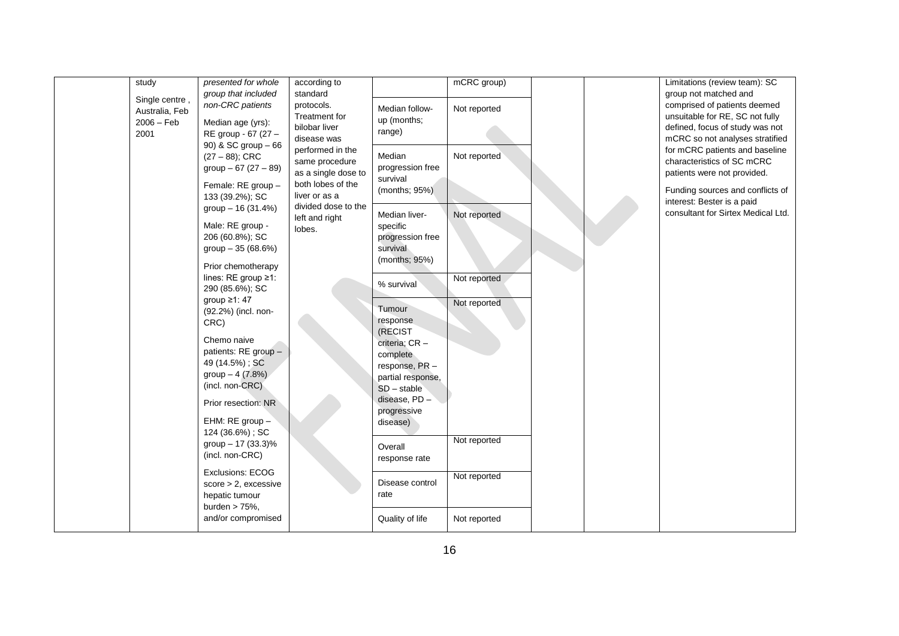| | | | | | | | | |
|---|---|---|---|---|---|---|---|---|
| | study<br><br>Single centre , Australia, Feb 2006 – Feb 2001 | *presented for whole group that included non-CRC patients*<br><br>Median age (yrs): RE group - 67 (27 – 90) & SC group – 66 (27 – 88); CRC group – 67 (27 – 89)<br><br>Female: RE group – 133 (39.2%); SC group – 16 (31.4%)<br><br>Male: RE group - 206 (60.8%); SC group – 35 (68.6%)<br><br>Prior chemotherapy lines: RE group ≥1: 290 (85.6%); SC group ≥1: 47 (92.2%) (incl. non-CRC)<br><br>Chemo naive patients: RE group – 49 (14.5%) ; SC group – 4 (7.8%) (incl. non-CRC)<br><br>Prior resection: NR<br><br>EHM: RE group – 124 (36.6%) ; SC group – 17 (33.3)% (incl. non-CRC)<br><br>Exclusions: ECOG score > 2, excessive hepatic tumour burden > 75%, and/or compromised | according to standard protocols. Treatment for bilobar liver disease was performed in the same procedure as a single dose to both lobes of the liver or as a divided dose to the left and right lobes. | | mCRC group) | | | Limitations (review team): SC group not matched and comprised of patients deemed unsuitable for RE, SC not fully defined, focus of study was not mCRC so not analyses stratified for mCRC patients and baseline characteristics of SC mCRC patients were not provided.<br><br>Funding sources and conflicts of interest: Bester is a paid consultant for Sirtex Medical Ltd. |
| | | | | Median follow-up (months; range) | Not reported | | | |
| | | | | Median progression free survival (months; 95%) | Not reported | | | |
| | | | | Median liver-specific progression free survival (months; 95%) | Not reported | | | |
| | | | | % survival | Not reported | | | |
| | | | | Tumour response (RECIST criteria; CR – complete response, PR – partial response, SD – stable disease, PD – progressive disease) | Not reported | | | |
| | | | | Overall response rate | Not reported | | | |
| | | | | Disease control rate | Not reported | | | |
| | | | | Quality of life | Not reported | | | |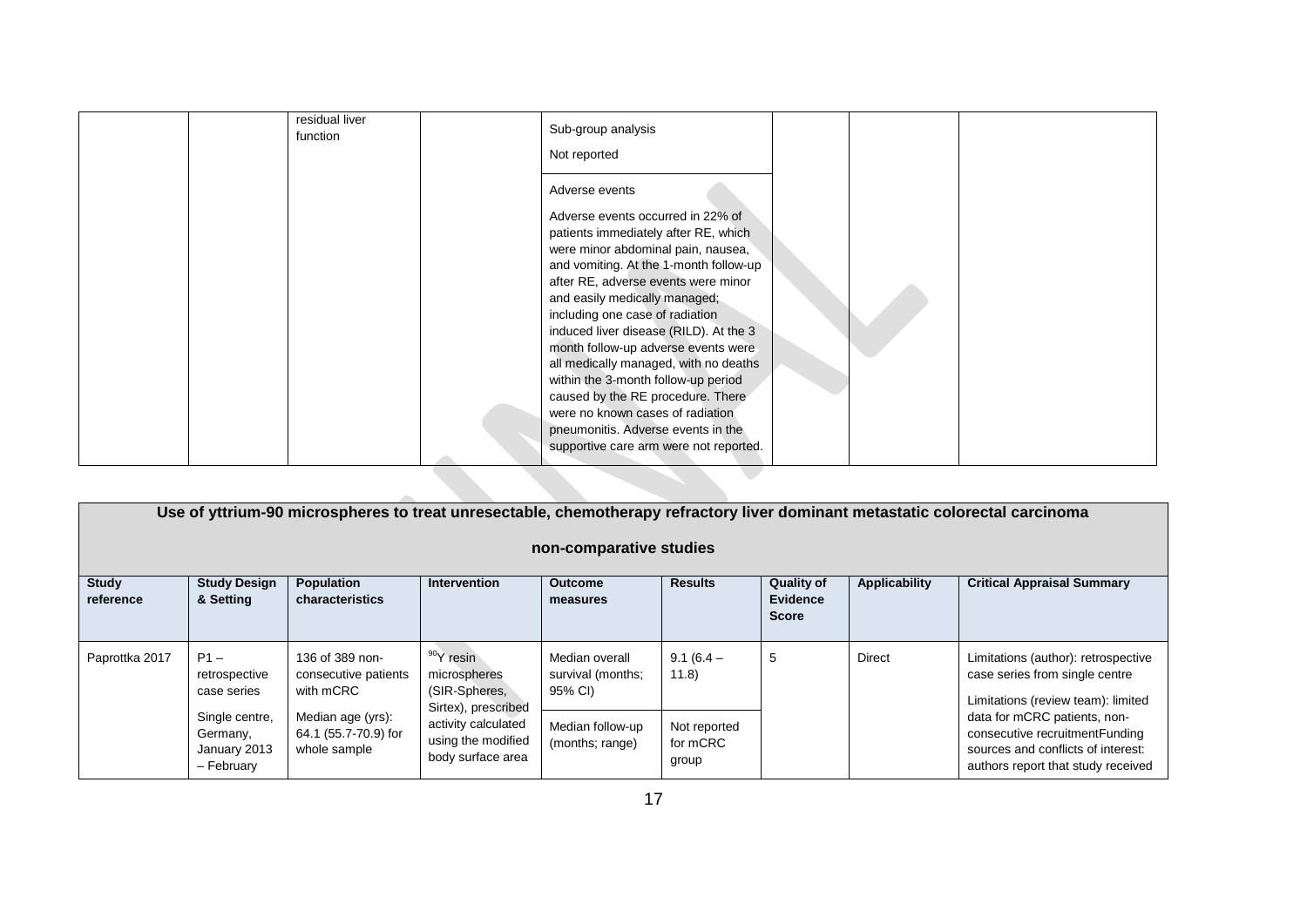| | | residual liver function | | Sub-group analysis<br>Not reported | | | |
|---|---|---|---|---|---|---|---|
| | | | | Adverse events<br>Adverse events occurred in 22% of patients immediately after RE, which were minor abdominal pain, nausea, and vomiting. At the 1-month follow-up after RE, adverse events were minor and easily medically managed; including one case of radiation induced liver disease (RILD). At the 3 month follow-up adverse events were all medically managed, with no deaths within the 3-month follow-up period caused by the RE procedure. There were no known cases of radiation pneumonitis. Adverse events in the supportive care arm were not reported. | | | |

**Use of yttrium-90 microspheres to treat unresectable, chemotherapy refractory liver dominant metastatic colorectal carcinoma**

**non-comparative studies**

| Study reference | Study Design & Setting | Population characteristics | Intervention | Outcome measures | Results | Quality of Evidence Score | Applicability | Critical Appraisal Summary |
|---|---|---|---|---|---|---|---|---|
| Paprottka 2017 | P1 – retrospective case series<br>Single centre, Germany, January 2013 – February | 136 of 389 non-consecutive patients with mCRC<br>Median age (yrs): 64.1 (55.7-70.9) for whole sample | $^{90}$Y resin microspheres (SIR-Spheres, Sirtex), prescribed activity calculated using the modified body surface area | Median overall survival (months; 95% CI) | 9.1 (6.4 – 11.8) | 5 | Direct | Limitations (author): retrospective case series from single centre<br>Limitations (review team): limited data for mCRC patients, non-consecutive recruitmentFunding sources and conflicts of interest: authors report that study received |
| | | | | Median follow-up (months; range) | Not reported for mCRC group | | | |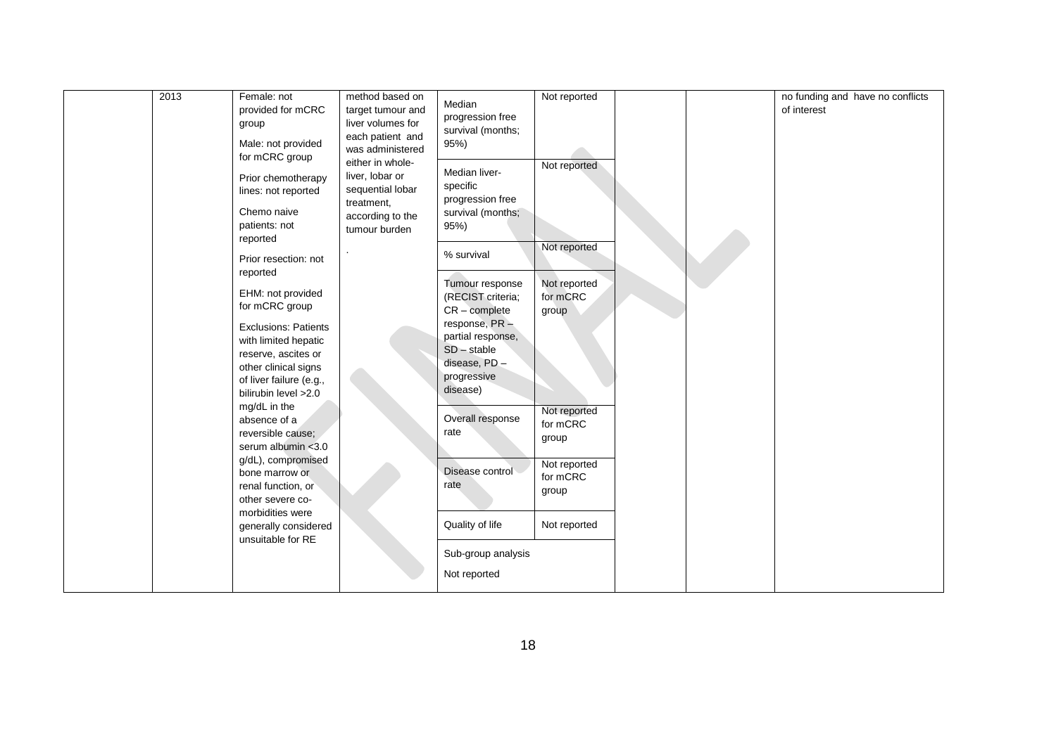| | | | | | | | | |
|---|---|---|---|---|---|---|---|---|
| | 2013 | Female: not provided for mCRC group<br><br>Male: not provided for mCRC group<br><br>Prior chemotherapy lines: not reported<br><br>Chemo naive patients: not reported<br><br>Prior resection: not reported<br><br>EHM: not provided for mCRC group<br><br>Exclusions: Patients with limited hepatic reserve, ascites or other clinical signs of liver failure (e.g., bilirubin level >2.0 mg/dL in the absence of a reversible cause; serum albumin <3.0 g/dL), compromised bone marrow or renal function, or other severe co-morbidities were generally considered unsuitable for RE | method based on target tumour and liver volumes for each patient and was administered either in whole-liver, lobar or sequential lobar treatment, according to the tumour burden<br><br>. | Median progression free survival (months; 95%) | Not reported | | | no funding and have no conflicts of interest |
| | | | | Median liver-specific progression free survival (months; 95%) | Not reported | | | |
| | | | | % survival | Not reported | | | |
| | | | | Tumour response (RECIST criteria; CR – complete response, PR – partial response, SD – stable disease, PD – progressive disease) | Not reported for mCRC group | | | |
| | | | | Overall response rate | Not reported for mCRC group | | | |
| | | | | Disease control rate | Not reported for mCRC group | | | |
| | | | | Quality of life | Not reported | | | |
| | | | | Sub-group analysis<br><br>Not reported | | | | |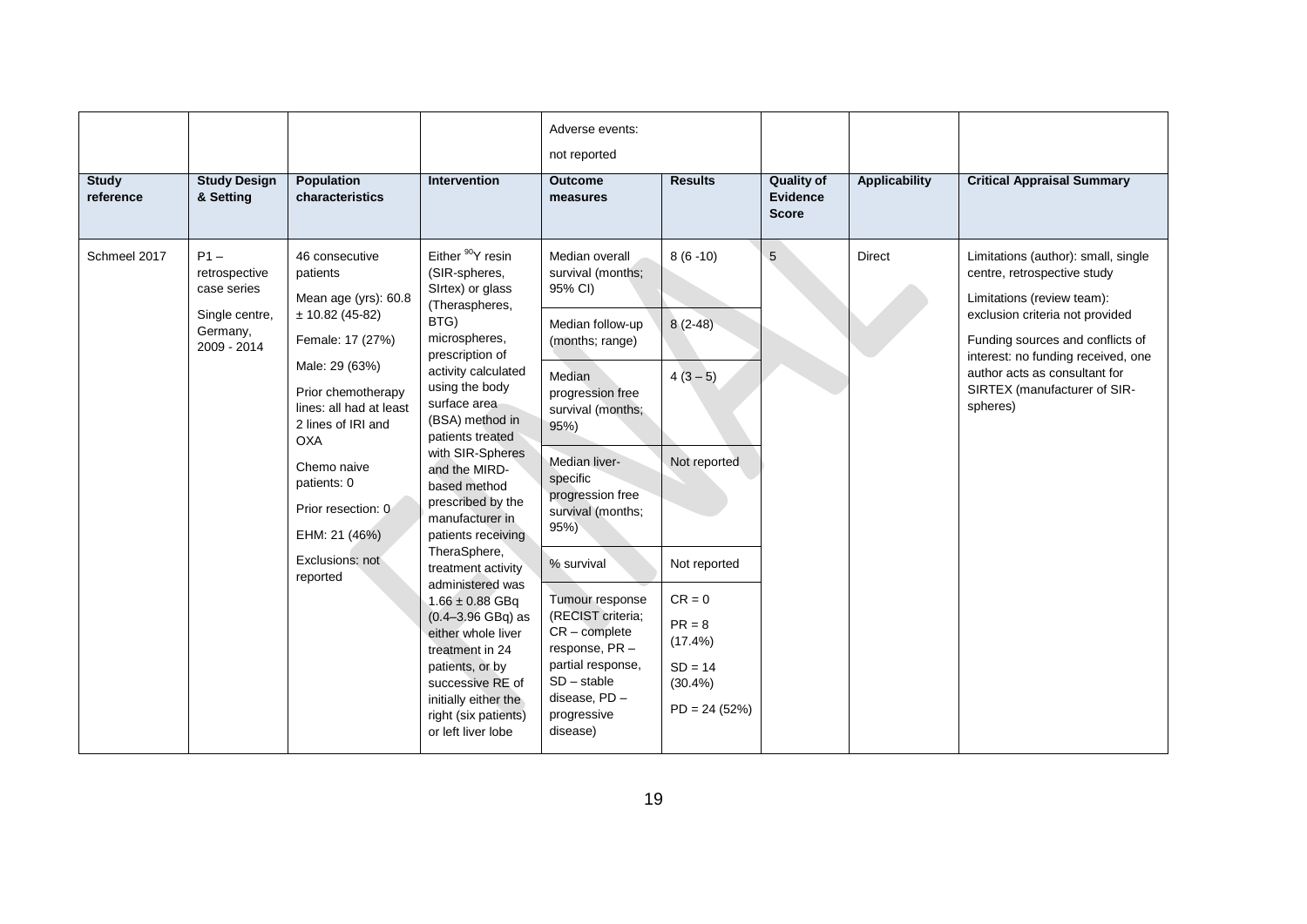| | | | | Adverse events: not reported | | | | |
|---|---|---|---|---|---|---|---|---|
| **Study reference** | **Study Design & Setting** | **Population characteristics** | **Intervention** | **Outcome measures** | **Results** | **Quality of Evidence Score** | **Applicability** | **Critical Appraisal Summary** |
| Schmeel 2017 | P1 – retrospective case series<br><br>Single centre, Germany, 2009 - 2014 | 46 consecutive patients<br><br>Mean age (yrs): 60.8 ± 10.82 (45-82)<br><br>Female: 17 (27%)<br><br>Male: 29 (63%)<br><br>Prior chemotherapy lines: all had at least 2 lines of IRI and OXA<br><br>Chemo naive patients: 0<br><br>Prior resection: 0<br><br>EHM: 21 (46%)<br><br>Exclusions: not reported | Either $^{90}$Y resin (SIR-spheres, SIrtex) or glass (Theraspheres, BTG) microspheres, prescription of activity calculated using the body surface area (BSA) method in patients treated with SIR-Spheres and the MIRD-based method prescribed by the manufacturer in patients receiving TheraSphere, treatment activity administered was 1.66 ± 0.88 GBq (0.4–3.96 GBq) as either whole liver treatment in 24 patients, or by successive RE of initially either the right (six patients) or left liver lobe | Median overall survival (months; 95% CI) | 8 (6 -10) | 5 | Direct | Limitations (author): small, single centre, retrospective study<br><br>Limitations (review team): exclusion criteria not provided<br><br>Funding sources and conflicts of interest: no funding received, one author acts as consultant for SIRTEX (manufacturer of SIR-spheres) |
| | | | | Median follow-up (months; range) | 8 (2-48) | | | |
| | | | | Median progression free survival (months; 95%) | 4 (3 – 5) | | | |
| | | | | Median liver-specific progression free survival (months; 95%) | Not reported | | | |
| | | | | % survival | Not reported | | | |
| | | | | Tumour response (RECIST criteria; CR – complete response, PR – partial response, SD – stable disease, PD – progressive disease) | CR = 0<br><br>PR = 8 (17.4%)<br><br>SD = 14 (30.4%)<br><br>PD = 24 (52%) | | | |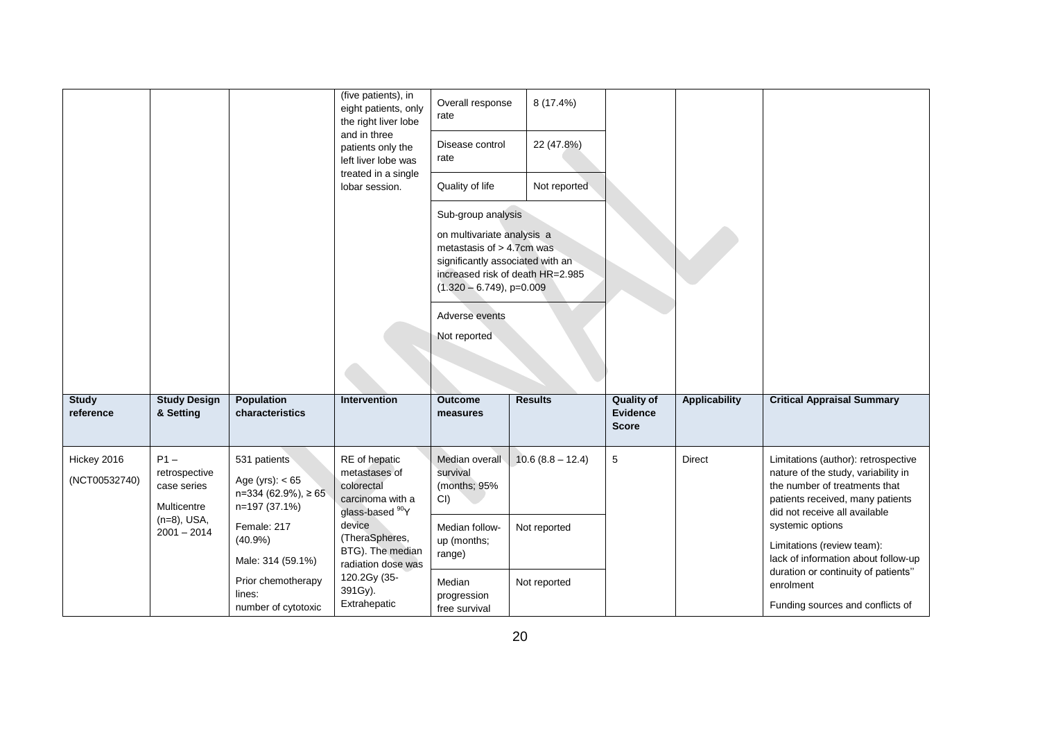| | | | (five patients), in eight patients, only the right liver lobe and in three patients only the left liver lobe was treated in a single lobar session. | Overall response rate | 8 (17.4%) | | | |
|---|---|---|---|---|---|---|---|---|
| | | | | Disease control rate | 22 (47.8%) | | | |
| | | | | Quality of life | Not reported | | | |
| | | | | Sub-group analysis<br><br>on multivariate analysis a metastasis of > 4.7cm was significantly associated with an increased risk of death HR=2.985 (1.320 – 6.749), p=0.009 | | | | |
| | | | | Adverse events<br><br>Not reported | | | | |
| **Study reference** | **Study Design & Setting** | **Population characteristics** | **Intervention** | **Outcome measures** | **Results** | **Quality of Evidence Score** | **Applicability** | **Critical Appraisal Summary** |
| Hickey 2016 (NCT00532740) | P1 – retrospective case series<br><br>Multicentre (n=8), USA, 2001 – 2014 | 531 patients<br><br>Age (yrs): < 65 n=334 (62.9%), ≥ 65 n=197 (37.1%)<br><br>Female: 217 (40.9%)<br><br>Male: 314 (59.1%)<br><br>Prior chemotherapy lines:<br>number of cytotoxic | RE of hepatic metastases of colorectal carcinoma with a glass-based $^{90}$Y device (TheraSpheres, BTG). The median radiation dose was 120.2Gy (35-391Gy). Extrahepatic | Median overall survival (months; 95% CI) | 10.6 (8.8 – 12.4) | 5 | Direct | Limitations (author): retrospective nature of the study, variability in the number of treatments that patients received, many patients did not receive all available systemic options<br><br>Limitations (review team): lack of information about follow-up duration or continuity of patients'' enrolment<br><br>Funding sources and conflicts of |
| | | | | Median follow-up (months; range) | Not reported | | | |
| | | | | Median progression free survival | Not reported | | | |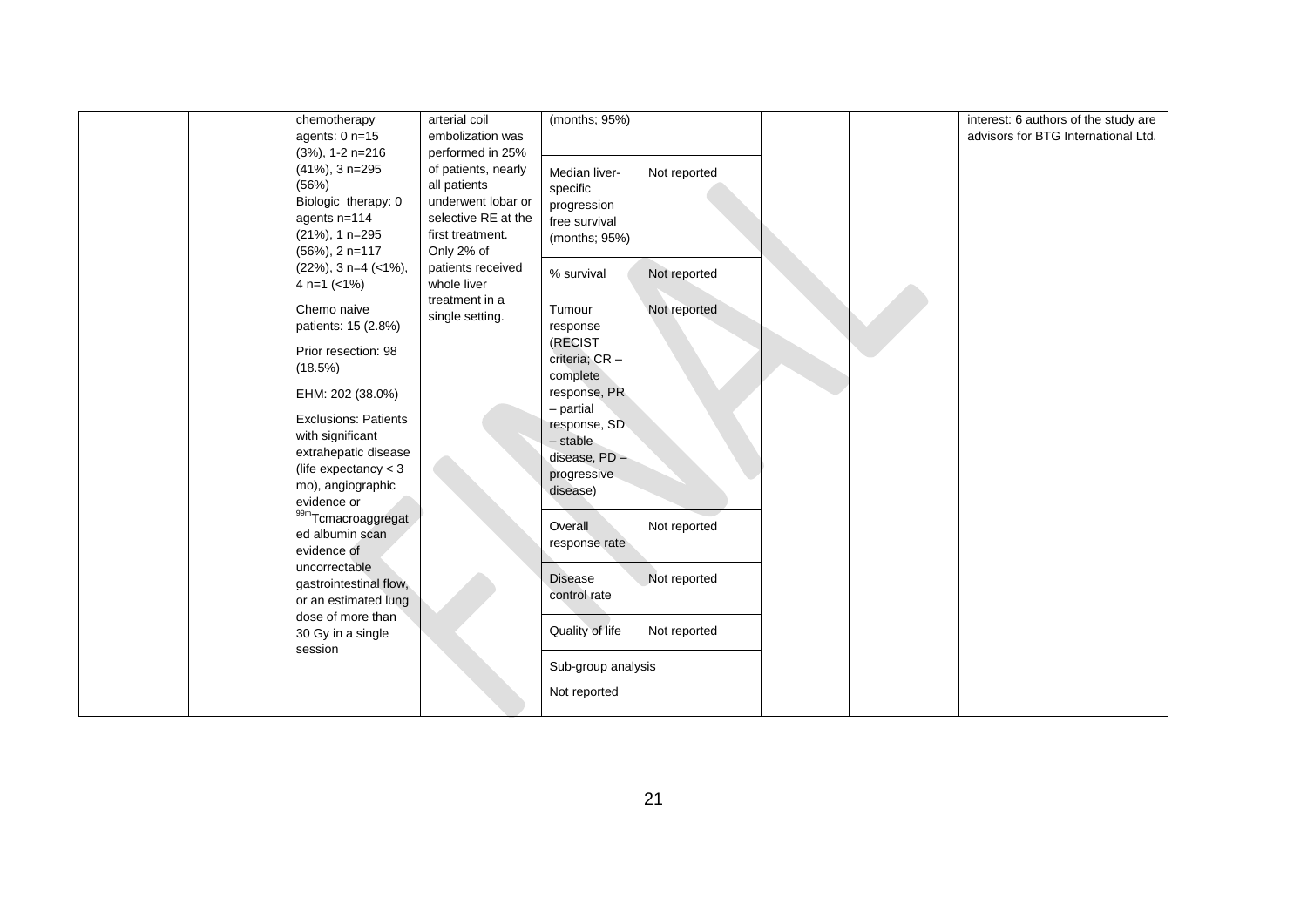| | | | | | | | | |
|---|---|---|---|---|---|---|---|---|
| | | chemotherapy agents: 0 n=15 (3%), 1-2 n=216 (41%), 3 n=295 (56%)<br>Biologic therapy: 0 agents n=114 (21%), 1 n=295 (56%), 2 n=117 (22%), 3 n=4 (<1%), 4 n=1 (<1%)<br>Chemo naive patients: 15 (2.8%)<br>Prior resection: 98 (18.5%)<br>EHM: 202 (38.0%)<br>Exclusions: Patients with significant extrahepatic disease (life expectancy < 3 mo), angiographic evidence or $^{99m}$Tcmacroaggregated albumin scan evidence of uncorrectable gastrointestinal flow, or an estimated lung dose of more than 30 Gy in a single session | arterial coil embolization was performed in 25% of patients, nearly all patients underwent lobar or selective RE at the first treatment. Only 2% of patients received whole liver treatment in a single setting. | (months; 95%) | | | | interest: 6 authors of the study are advisors for BTG International Ltd. |
| | | | | Median liver-specific progression free survival (months; 95%) | Not reported | | | |
| | | | | % survival | Not reported | | | |
| | | | | Tumour response (RECIST criteria; CR – complete response, PR – partial response, SD – stable disease, PD – progressive disease) | Not reported | | | |
| | | | | Overall response rate | Not reported | | | |
| | | | | Disease control rate | Not reported | | | |
| | | | | Quality of life | Not reported | | | |
| | | | | Sub-group analysis<br>Not reported | | | | |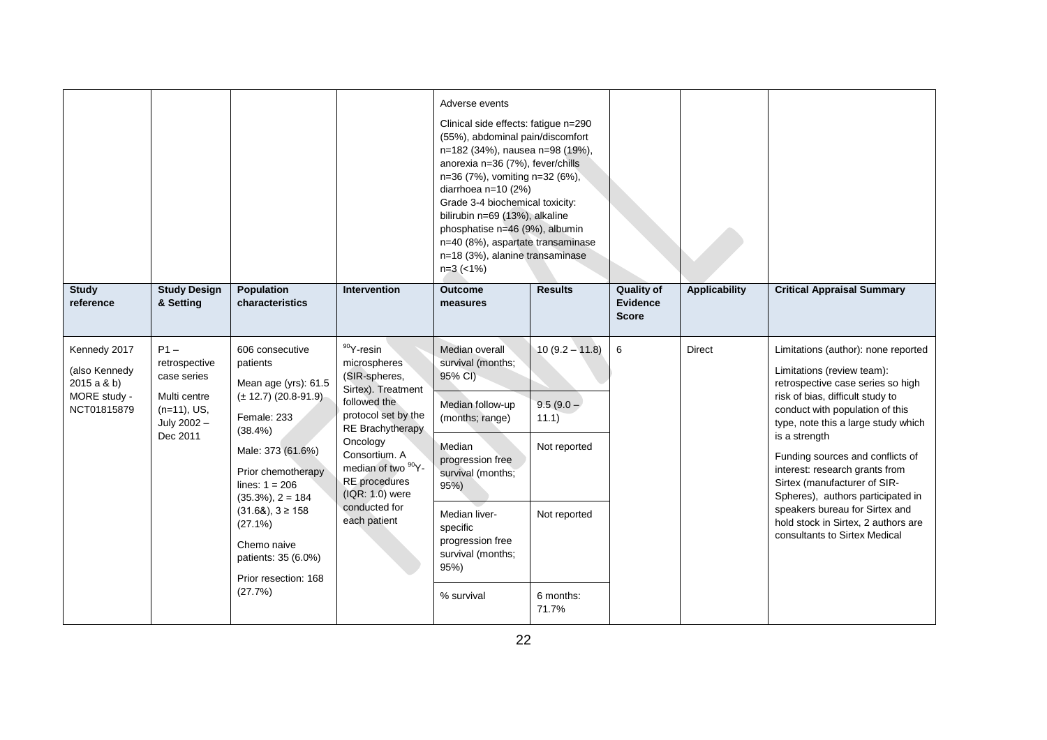| | | | | Adverse events<br><br>Clinical side effects: fatigue n=290 (55%), abdominal pain/discomfort n=182 (34%), nausea n=98 (19%), anorexia n=36 (7%), fever/chills n=36 (7%), vomiting n=32 (6%), diarrhoea n=10 (2%)<br>Grade 3-4 biochemical toxicity: bilirubin n=69 (13%), alkaline phosphatise n=46 (9%), albumin n=40 (8%), aspartate transaminase n=18 (3%), alanine transaminase n=3 (<1%) | | | | |
|---|---|---|---|---|---|---|---|---|
| **Study reference** | **Study Design & Setting** | **Population characteristics** | **Intervention** | **Outcome measures** | **Results** | **Quality of Evidence Score** | **Applicability** | **Critical Appraisal Summary** |
| Kennedy 2017<br><br>(also Kennedy 2015 a & b)<br><br>MORE study - NCT01815879 | P1 – retrospective case series<br><br>Multi centre (n=11), US, July 2002 – Dec 2011 | 606 consecutive patients<br><br>Mean age (yrs): 61.5 (± 12.7) (20.8-91.9)<br><br>Female: 233 (38.4%)<br><br>Male: 373 (61.6%)<br><br>Prior chemotherapy lines: 1 = 206 (35.3%), 2 = 184 (31.6&), 3 ≥ 158 (27.1%)<br><br>Chemo naive patients: 35 (6.0%)<br><br>Prior resection: 168 (27.7%) | $^{90}$Y-resin microspheres (SIR-spheres, Sirtex). Treatment followed the protocol set by the RE Brachytherapy Oncology Consortium. A median of two $^{90}$Y-RE procedures (IQR: 1.0) were conducted for each patient | Median overall survival (months; 95% CI) | 10 (9.2 – 11.8) | 6 | Direct | Limitations (author): none reported<br><br>Limitations (review team): retrospective case series so high risk of bias, difficult study to conduct with population of this type, note this a large study which is a strength<br><br>Funding sources and conflicts of interest: research grants from Sirtex (manufacturer of SIR-Spheres), authors participated in speakers bureau for Sirtex and hold stock in Sirtex, 2 authors are consultants to Sirtex Medical |
| | | | | Median follow-up (months; range) | 9.5 (9.0 – 11.1) | | | |
| | | | | Median progression free survival (months; 95%) | Not reported | | | |
| | | | | Median liver-specific progression free survival (months; 95%) | Not reported | | | |
| | | | | % survival | 6 months: 71.7% | | | |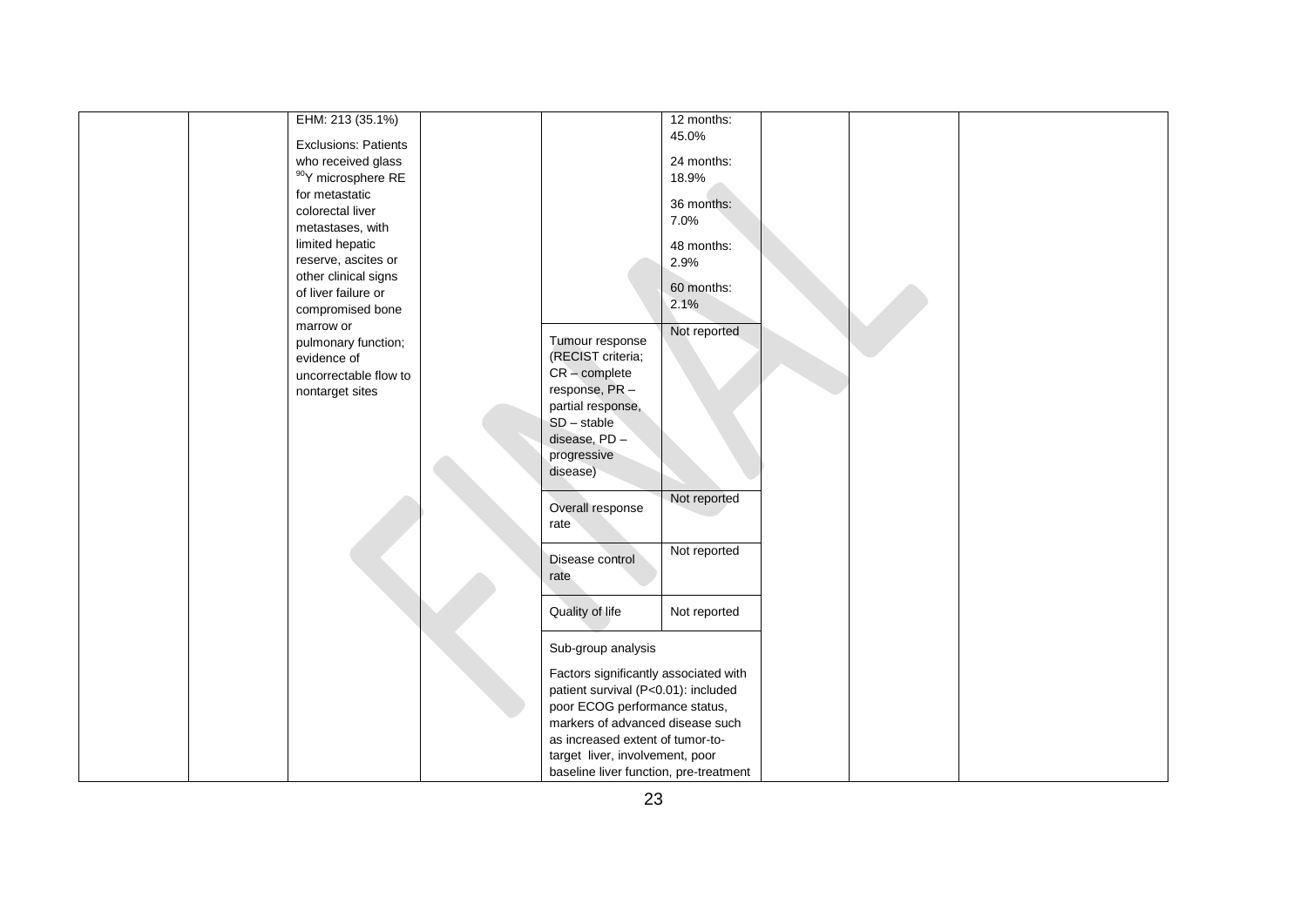|  |  |  |  |  |  |  |  |  |
|---|---|---|---|---|---|---|---|---|
|  |  | EHM: 213 (35.1%)<br><br>Exclusions: Patients who received glass $^{90}$Y microsphere RE for metastatic colorectal liver metastases, with limited hepatic reserve, ascites or other clinical signs of liver failure or compromised bone marrow or pulmonary function; evidence of uncorrectable flow to nontarget sites |  |  | 12 months: 45.0%<br><br>24 months: 18.9%<br><br>36 months: 7.0%<br><br>48 months: 2.9%<br><br>60 months: 2.1% |  |  |  |
|  |  |  |  | Tumour response (RECIST criteria; CR – complete response, PR – partial response, SD – stable disease, PD – progressive disease) | Not reported |  |  |  |
|  |  |  |  | Overall response rate | Not reported |  |  |  |
|  |  |  |  | Disease control rate | Not reported |  |  |  |
|  |  |  |  | Quality of life | Not reported |  |  |  |
|  |  |  |  | Sub-group analysis<br><br>Factors significantly associated with patient survival (P<0.01): included poor ECOG performance status, markers of advanced disease such as increased extent of tumor-to-target liver, involvement, poor baseline liver function, pre-treatment |  |  |  |  |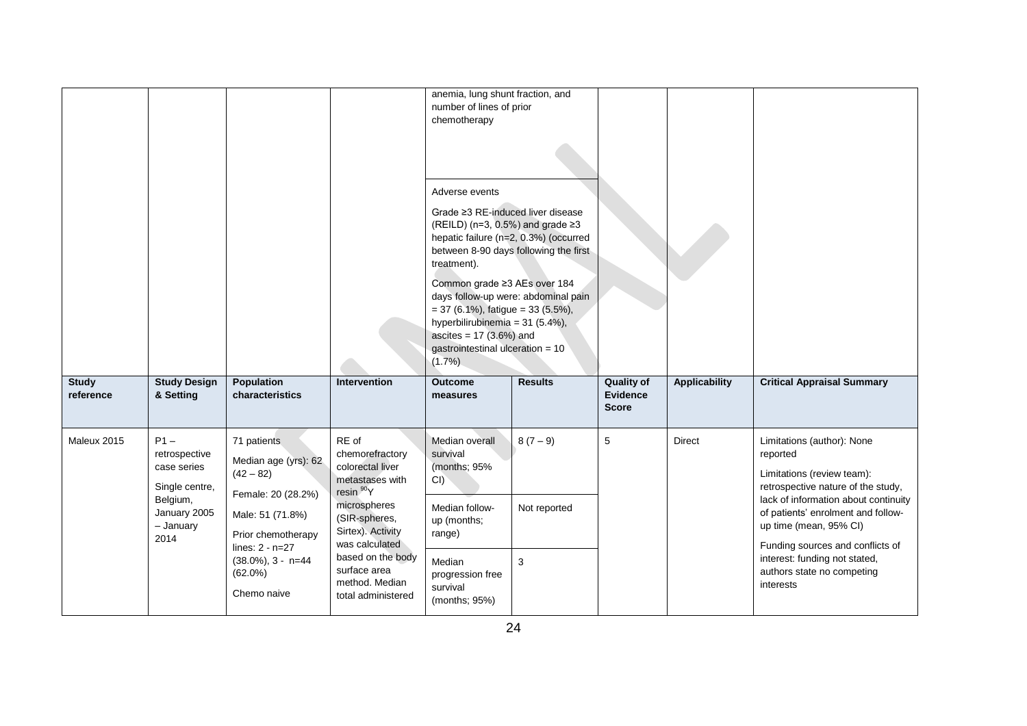| | | | | anemia, lung shunt fraction, and number of lines of prior chemotherapy | | | | |
|---|---|---|---|---|---|---|---|---|
| | | | | Adverse events<br><br>Grade ≥3 RE-induced liver disease (REILD) (n=3, 0.5%) and grade ≥3 hepatic failure (n=2, 0.3%) (occurred between 8-90 days following the first treatment).<br><br>Common grade ≥3 AEs over 184 days follow-up were: abdominal pain = 37 (6.1%), fatigue = 33 (5.5%), hyperbilirubinemia = 31 (5.4%), ascites = 17 (3.6%) and gastrointestinal ulceration = 10 (1.7%) | | | | |
| **Study reference** | **Study Design & Setting** | **Population characteristics** | **Intervention** | **Outcome measures** | **Results** | **Quality of Evidence Score** | **Applicability** | **Critical Appraisal Summary** |
| Maleux 2015 | P1 – retrospective case series<br><br>Single centre, Belgium, January 2005 – January 2014 | 71 patients<br><br>Median age (yrs): 62 (42 – 82)<br><br>Female: 20 (28.2%)<br><br>Male: 51 (71.8%)<br><br>Prior chemotherapy lines: 2 - n=27 (38.0%), 3 - n=44 (62.0%)<br><br>Chemo naive | RE of chemorefractory colorectal liver metastases with resin $^{90}$Y microspheres (SIR-spheres, Sirtex). Activity was calculated based on the body surface area method. Median total administered | Median overall survival (months; 95% CI) | 8 (7 – 9) | 5 | Direct | Limitations (author): None reported<br><br>Limitations (review team): retrospective nature of the study, lack of information about continuity of patients' enrolment and follow-up time (mean, 95% CI)<br><br>Funding sources and conflicts of interest: funding not stated, authors state no competing interests |
| | | | | Median follow-up (months; range) | Not reported | | | |
| | | | | Median progression free survival (months; 95%) | 3 | | | |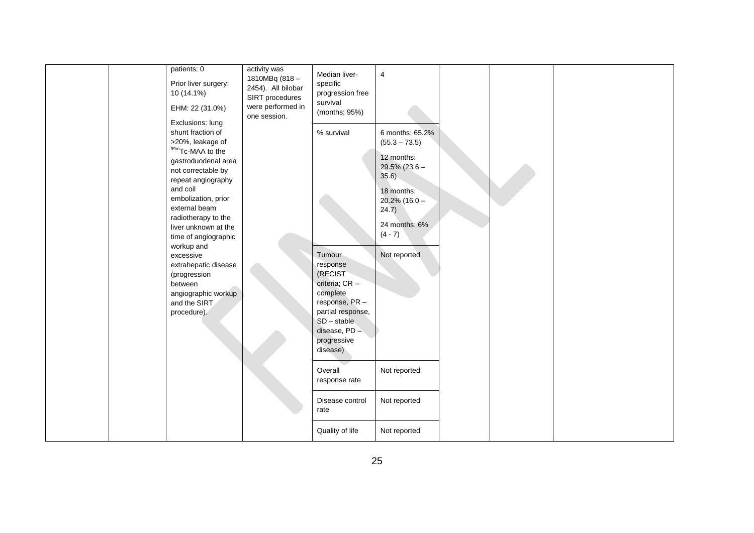| | | | | | | | | |
|---|---|---|---|---|---|---|---|---|
| | | patients: 0<br><br>Prior liver surgery: 10 (14.1%)<br><br>EHM: 22 (31.0%)<br><br>Exclusions: lung shunt fraction of >20%, leakage of $^{99m}$Tc-MAA to the gastroduodenal area not correctable by repeat angiography and coil embolization, prior external beam radiotherapy to the liver unknown at the time of angiographic workup and excessive extrahepatic disease (progression between angiographic workup and the SIRT procedure). | activity was 1810MBq (818 – 2454). All bilobar SIRT procedures were performed in one session. | Median liver-specific progression free survival (months; 95%) | 4 | | | |
| | | | | % survival | 6 months: 65.2% (55.3 – 73.5)<br><br>12 months: 29.5% (23.6 – 35.6)<br><br>18 months: 20.2% (16.0 – 24.7)<br><br>24 months: 6% (4 - 7) | | | |
| | | | | Tumour response (RECIST criteria; CR – complete response, PR – partial response, SD – stable disease, PD – progressive disease) | Not reported | | | |
| | | | | Overall response rate | Not reported | | | |
| | | | | Disease control rate | Not reported | | | |
| | | | | Quality of life | Not reported | | | |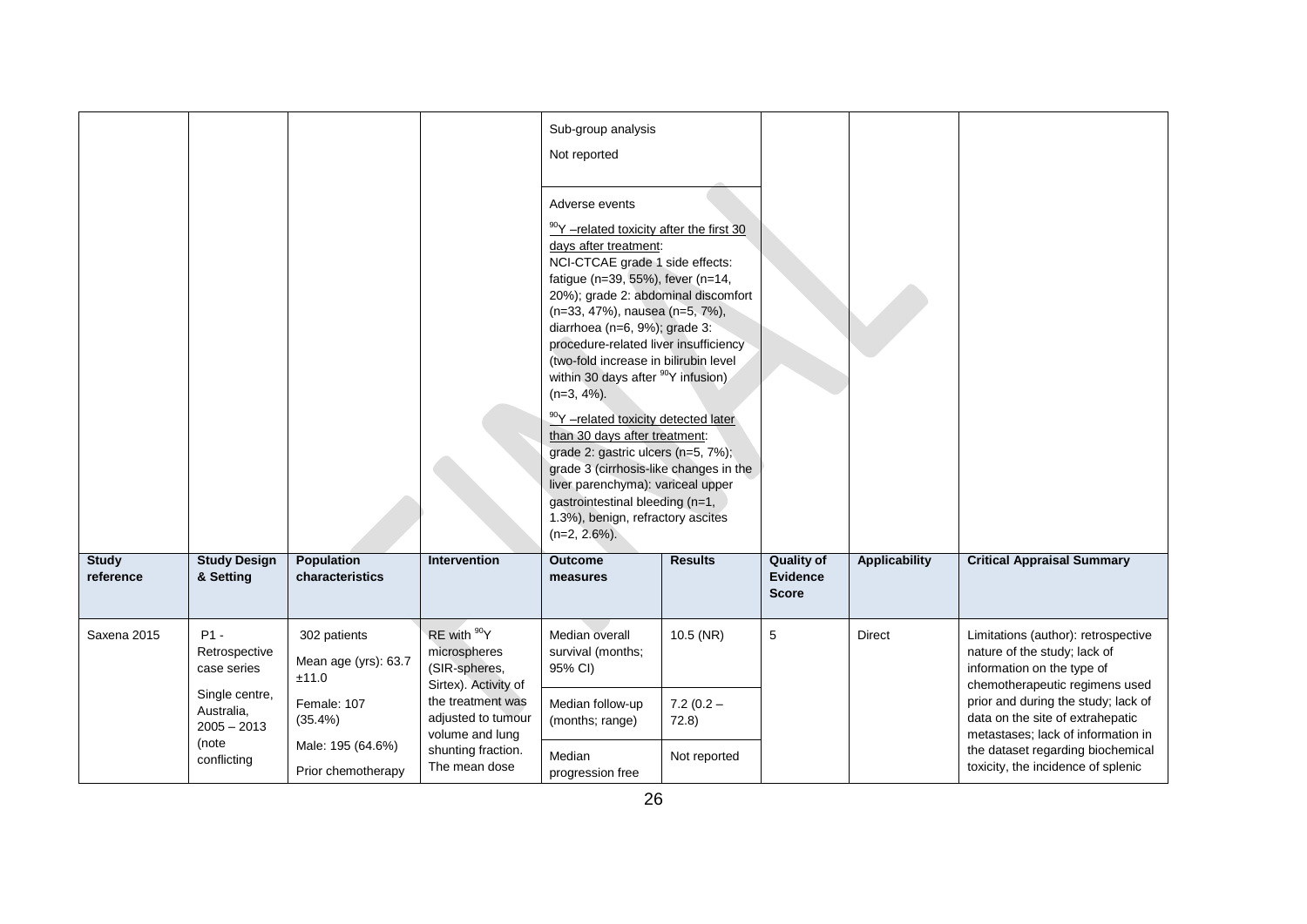| | | | | Sub-group analysis<br><br>Not reported | | | | |
|---|---|---|---|---|---|---|---|---|
| | | | | Adverse events<br><br>$^{90}$Y –related toxicity after the first 30 days after treatment:<br>NCI-CTCAE grade 1 side effects: fatigue (n=39, 55%), fever (n=14, 20%); grade 2: abdominal discomfort (n=33, 47%), nausea (n=5, 7%), diarrhoea (n=6, 9%); grade 3: procedure-related liver insufficiency (two-fold increase in bilirubin level within 30 days after $^{90}$Y infusion) (n=3, 4%).<br><br>$^{90}$Y –related toxicity detected later than 30 days after treatment:<br>grade 2: gastric ulcers (n=5, 7%); grade 3 (cirrhosis-like changes in the liver parenchyma): variceal upper gastrointestinal bleeding (n=1, 1.3%), benign, refractory ascites (n=2, 2.6%). | | | | |

| Study reference | Study Design & Setting | Population characteristics | Intervention | Outcome measures | Results | Quality of Evidence Score | Applicability | Critical Appraisal Summary |
|---|---|---|---|---|---|---|---|---|
| Saxena 2015 | P1 - Retrospective case series<br><br>Single centre, Australia, 2005 – 2013<br>(note conflicting | 302 patients<br><br>Mean age (yrs): 63.7 ±11.0<br><br>Female: 107 (35.4%)<br><br>Male: 195 (64.6%)<br><br>Prior chemotherapy | RE with $^{90}$Y microspheres (SIR-spheres, Sirtex). Activity of the treatment was adjusted to tumour volume and lung shunting fraction. The mean dose | Median overall survival (months; 95% CI) | 10.5 (NR) | 5 | Direct | Limitations (author): retrospective nature of the study; lack of information on the type of chemotherapeutic regimens used prior and during the study; lack of data on the site of extrahepatic metastases; lack of information in the dataset regarding biochemical toxicity, the incidence of splenic |
| | | | | Median follow-up (months; range) | 7.2 (0.2 – 72.8) | | | |
| | | | | Median progression free | Not reported | | | |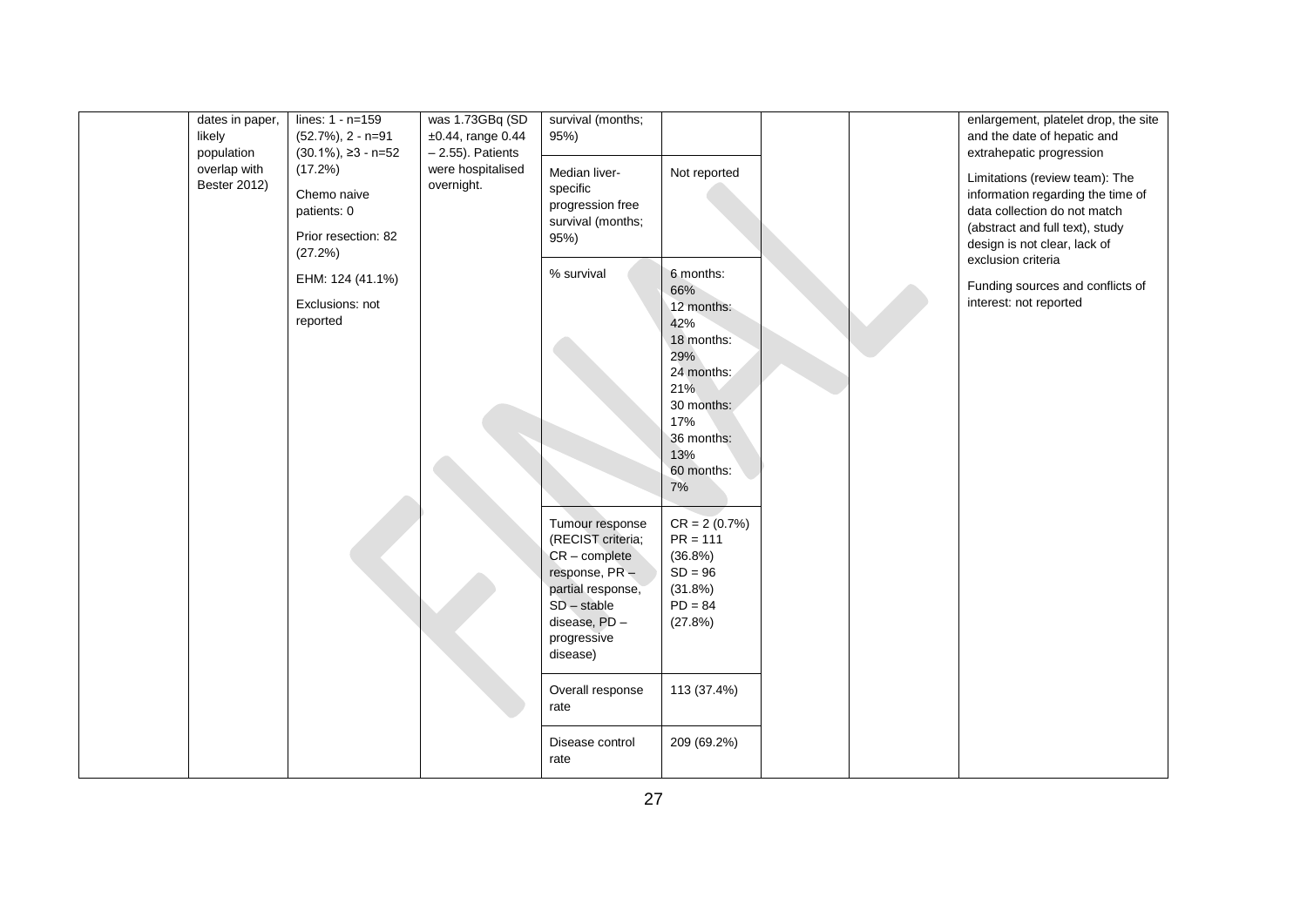|  |  |  |  |  |  |  |  |  |
|---|---|---|---|---|---|---|---|---|
|  | dates in paper, likely population overlap with Bester 2012) | lines: 1 - n=159 (52.7%), 2 - n=91 (30.1%), ≥3 - n=52 (17.2%)<br>Chemo naive patients: 0<br>Prior resection: 82 (27.2%)<br>EHM: 124 (41.1%)<br>Exclusions: not reported | was 1.73GBq (SD ±0.44, range 0.44 – 2.55). Patients were hospitalised overnight. | survival (months; 95%) |  |  |  | enlargement, platelet drop, the site and the date of hepatic and extrahepatic progression<br>Limitations (review team): The information regarding the time of data collection do not match (abstract and full text), study design is not clear, lack of exclusion criteria<br>Funding sources and conflicts of interest: not reported |
|  |  |  |  | Median liver-specific progression free survival (months; 95%) | Not reported |  |  |  |
|  |  |  |  | % survival | 6 months: 66%<br>12 months: 42%<br>18 months: 29%<br>24 months: 21%<br>30 months: 17%<br>36 months: 13%<br>60 months: 7% |  |  |  |
|  |  |  |  | Tumour response (RECIST criteria; CR – complete response, PR – partial response, SD – stable disease, PD – progressive disease) | CR = 2 (0.7%)<br>PR = 111 (36.8%)<br>SD = 96 (31.8%)<br>PD = 84 (27.8%) |  |  |  |
|  |  |  |  | Overall response rate | 113 (37.4%) |  |  |  |
|  |  |  |  | Disease control rate | 209 (69.2%) |  |  |  |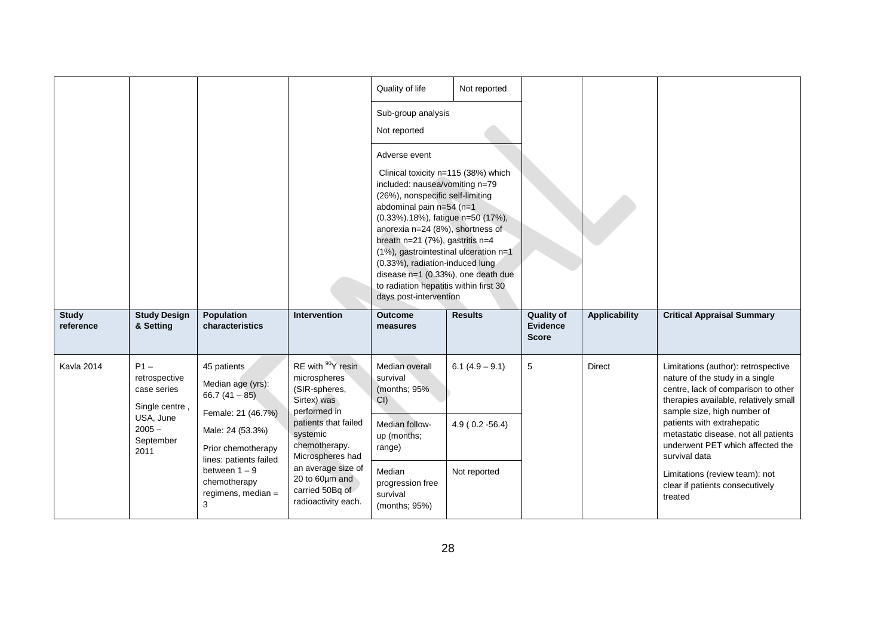| | | | | Quality of life | Not reported | | | |
|---|---|---|---|---|---|---|---|---|
| | | | | Sub-group analysis<br>Not reported | | | | |
| | | | | Adverse event<br>Clinical toxicity n=115 (38%) which included: nausea/vomiting n=79 (26%), nonspecific self-limiting abdominal pain n=54 (n=1 (0.33%).18%), fatigue n=50 (17%), anorexia n=24 (8%), shortness of breath n=21 (7%), gastritis n=4 (1%), gastrointestinal ulceration n=1 (0.33%), radiation-induced lung disease n=1 (0.33%), one death due to radiation hepatitis within first 30 days post-intervention | | | | |
| **Study reference** | **Study Design & Setting** | **Population characteristics** | **Intervention** | **Outcome measures** | **Results** | **Quality of Evidence Score** | **Applicability** | **Critical Appraisal Summary** |
| Kavla 2014 | P1 – retrospective case series<br>Single centre , USA, June 2005 – September 2011 | 45 patients<br>Median age (yrs): 66.7 (41 – 85)<br>Female: 21 (46.7%)<br>Male: 24 (53.3%)<br>Prior chemotherapy lines: patients failed between 1 – 9 chemotherapy regimens, median = 3 | RE with $^{90}$Y resin microspheres (SIR-spheres, Sirtex) was performed in patients that failed systemic chemotherapy. Microspheres had an average size of 20 to 60µm and carried 50Bq of radioactivity each. | Median overall survival (months; 95% CI) | 6.1 (4.9 – 9.1) | 5 | Direct | Limitations (author): retrospective nature of the study in a single centre, lack of comparison to other therapies available, relatively small sample size, high number of patients with extrahepatic metastatic disease, not all patients underwent PET which affected the survival data<br>Limitations (review team): not clear if patients consecutively treated |
| | | | | Median follow-up (months; range) | 4.9 ( 0.2 -56.4) | | | |
| | | | | Median progression free survival (months; 95%) | Not reported | | | |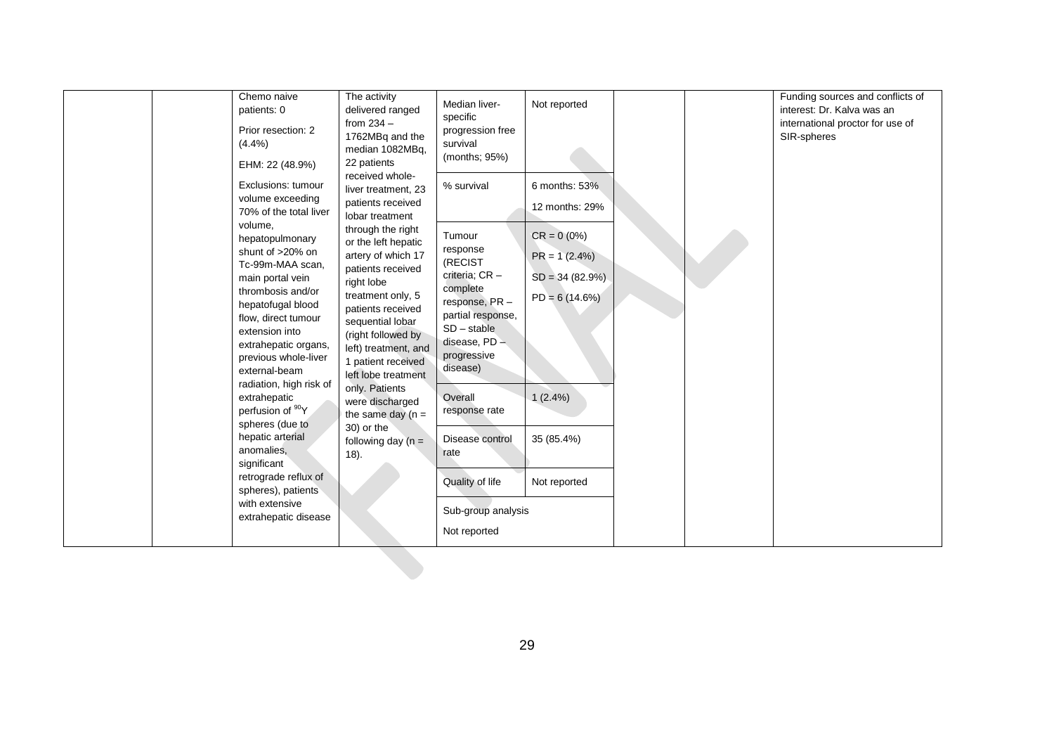| | | | | | | | | |
|---|---|---|---|---|---|---|---|---|
| | | Chemo naive patients: 0<br><br>Prior resection: 2 (4.4%)<br><br>EHM: 22 (48.9%)<br><br>Exclusions: tumour volume exceeding 70% of the total liver volume, hepatopulmonary shunt of >20% on Tc-99m-MAA scan, main portal vein thrombosis and/or hepatofugal blood flow, direct tumour extension into extrahepatic organs, previous whole-liver external-beam radiation, high risk of extrahepatic perfusion of $^{90}$Y spheres (due to hepatic arterial anomalies, significant retrograde reflux of spheres), patients with extensive extrahepatic disease | The activity delivered ranged from 234 – 1762MBq and the median 1082MBq, 22 patients received whole-liver treatment, 23 patients received lobar treatment through the right or the left hepatic artery of which 17 patients received right lobe treatment only, 5 patients received sequential lobar (right followed by left) treatment, and 1 patient received left lobe treatment only. Patients were discharged the same day (n = 30) or the following day (n = 18). | Median liver-specific progression free survival (months; 95%) | Not reported | | | Funding sources and conflicts of interest: Dr. Kalva was an international proctor for use of SIR-spheres |
| | | | | % survival | 6 months: 53%<br><br>12 months: 29% | | | |
| | | | | Tumour response (RECIST criteria; CR – complete response, PR – partial response, SD – stable disease, PD – progressive disease) | CR = 0 (0%)<br><br>PR = 1 (2.4%)<br><br>SD = 34 (82.9%)<br><br>PD = 6 (14.6%) | | | |
| | | | | Overall response rate | 1 (2.4%) | | | |
| | | | | Disease control rate | 35 (85.4%) | | | |
| | | | | Quality of life | Not reported | | | |
| | | | | Sub-group analysis<br><br>Not reported | | | | |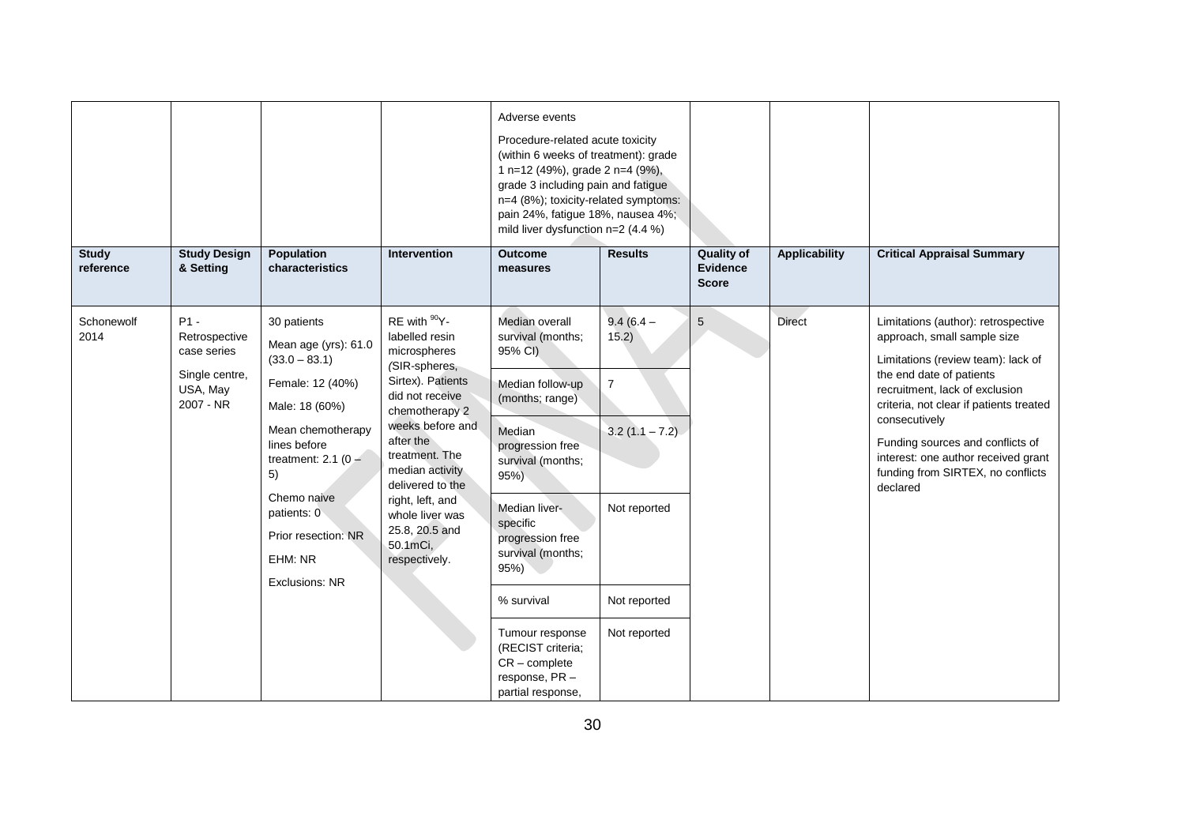| | | | | Adverse events<br><br>Procedure-related acute toxicity (within 6 weeks of treatment): grade 1 n=12 (49%), grade 2 n=4 (9%), grade 3 including pain and fatigue n=4 (8%); toxicity-related symptoms: pain 24%, fatigue 18%, nausea 4%; mild liver dysfunction n=2 (4.4 %) | | | | |
|---|---|---|---|---|---|---|---|---|
| **Study reference** | **Study Design & Setting** | **Population characteristics** | **Intervention** | **Outcome measures** | **Results** | **Quality of Evidence Score** | **Applicability** | **Critical Appraisal Summary** |
| Schonewolf 2014 | P1 - Retrospective case series<br><br>Single centre, USA, May 2007 - NR | 30 patients<br><br>Mean age (yrs): 61.0 (33.0 – 83.1)<br><br>Female: 12 (40%)<br><br>Male: 18 (60%)<br><br>Mean chemotherapy lines before treatment: 2.1 (0 – 5)<br><br>Chemo naive patients: 0<br><br>Prior resection: NR<br><br>EHM: NR<br><br>Exclusions: NR | RE with $^{90}$Y-labelled resin microspheres (SIR-spheres, Sirtex). Patients did not receive chemotherapy 2 weeks before and after the treatment. The median activity delivered to the right, left, and whole liver was 25.8, 20.5 and 50.1mCi, respectively. | Median overall survival (months; 95% CI) | 9.4 (6.4 – 15.2) | 5 | Direct | Limitations (author): retrospective approach, small sample size<br><br>Limitations (review team): lack of the end date of patients recruitment, lack of exclusion criteria, not clear if patients treated consecutively<br><br>Funding sources and conflicts of interest: one author received grant funding from SIRTEX, no conflicts declared |
| | | | | Median follow-up (months; range) | 7 | | | |
| | | | | Median progression free survival (months; 95%) | 3.2 (1.1 – 7.2) | | | |
| | | | | Median liver-specific progression free survival (months; 95%) | Not reported | | | |
| | | | | % survival | Not reported | | | |
| | | | | Tumour response (RECIST criteria; CR – complete response, PR – partial response, | Not reported | | | |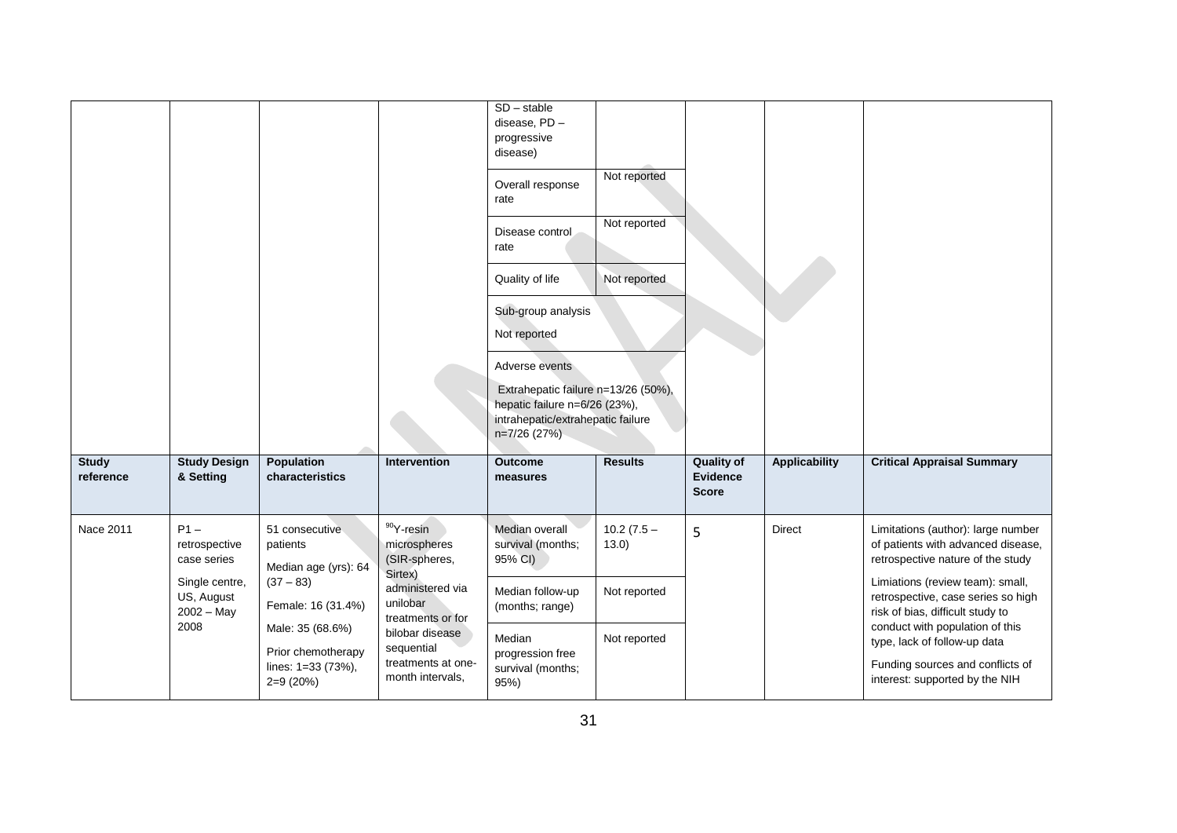| | | | | SD – stable disease, PD – progressive disease) | | | | |
|---|---|---|---|---|---|---|---|---|
| | | | | Overall response rate | Not reported | | | |
| | | | | Disease control rate | Not reported | | | |
| | | | | Quality of life | Not reported | | | |
| | | | | Sub-group analysis<br><br>Not reported | | | | |
| | | | | Adverse events<br><br>Extrahepatic failure n=13/26 (50%), hepatic failure n=6/26 (23%), intrahepatic/extrahepatic failure n=7/26 (27%) | | | | |

| Study reference | Study Design & Setting | Population characteristics | Intervention | Outcome measures | Results | Quality of Evidence Score | Applicability | Critical Appraisal Summary |
|---|---|---|---|---|---|---|---|---|
| Nace 2011 | P1 – retrospective case series<br><br>Single centre, US, August 2002 – May 2008 | 51 consecutive patients<br><br>Median age (yrs): 64 (37 – 83)<br><br>Female: 16 (31.4%)<br><br>Male: 35 (68.6%)<br><br>Prior chemotherapy lines: 1=33 (73%), 2=9 (20%) | $^{90}$Y-resin microspheres (SIR-spheres, Sirtex) administered via unilobar treatments or for bilobar disease sequential treatments at one-month intervals, | Median overall survival (months; 95% CI) | 10.2 (7.5 – 13.0) | 5 | Direct | Limitations (author): large number of patients with advanced disease, retrospective nature of the study<br><br>Limiations (review team): small, retrospective, case series so high risk of bias, difficult study to conduct with population of this type, lack of follow-up data<br><br>Funding sources and conflicts of interest: supported by the NIH |
| | | | | Median follow-up (months; range) | Not reported | | | |
| | | | | Median progression free survival (months; 95%) | Not reported | | | |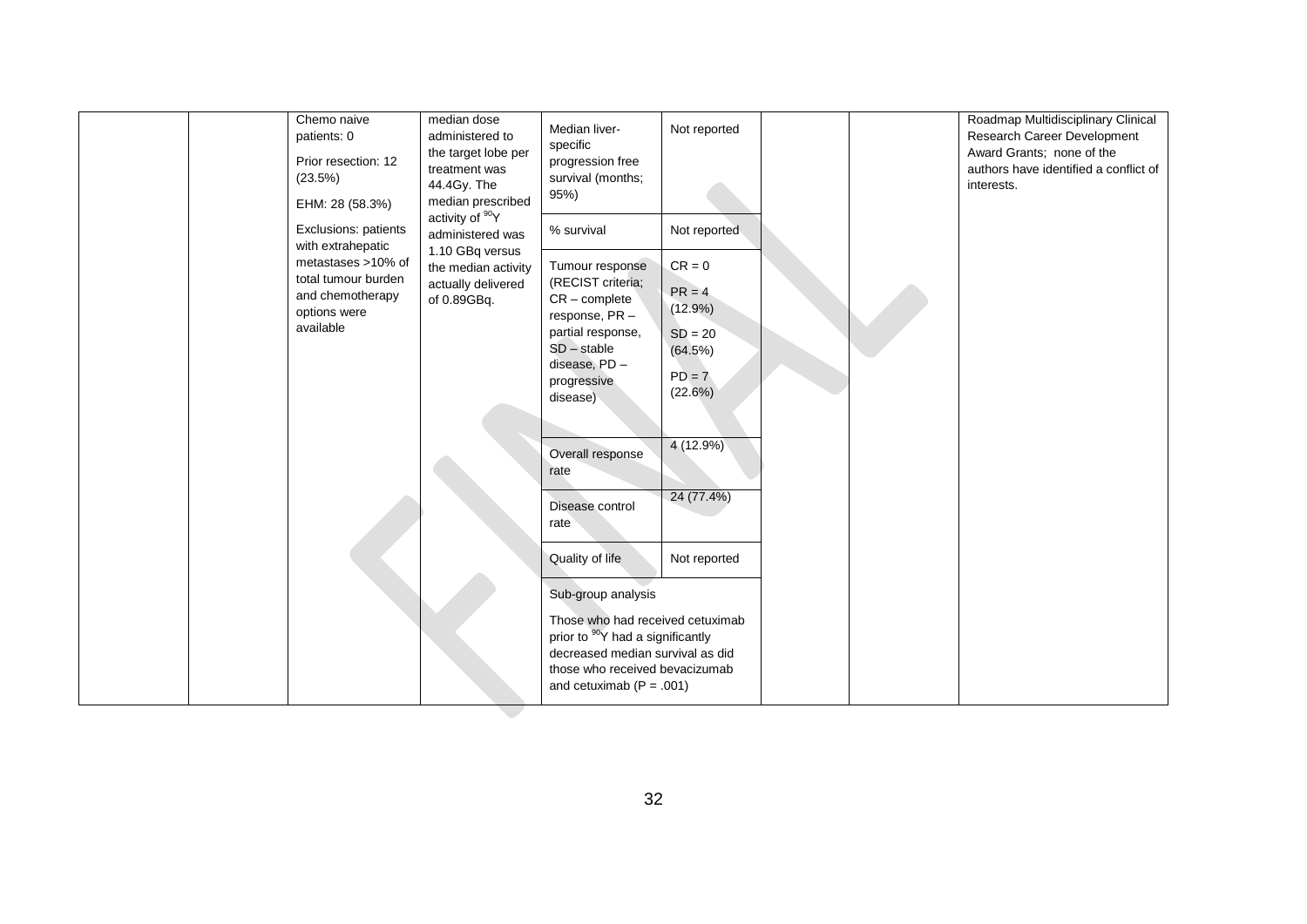| | | | | | | | | |
|---|---|---|---|---|---|---|---|---|
| | | Chemo naive patients: 0<br><br>Prior resection: 12 (23.5%)<br><br>EHM: 28 (58.3%)<br><br>Exclusions: patients with extrahepatic metastases >10% of total tumour burden and chemotherapy options were available | median dose administered to the target lobe per treatment was 44.4Gy. The median prescribed activity of $^{90}Y$ administered was 1.10 GBq versus the median activity actually delivered of 0.89GBq. | Median liver-specific progression free survival (months; 95%) | Not reported | | | Roadmap Multidisciplinary Clinical Research Career Development Award Grants; none of the authors have identified a conflict of interests. |
| | | | | % survival | Not reported | | | |
| | | | | Tumour response (RECIST criteria; CR – complete response, PR – partial response, SD – stable disease, PD – progressive disease) | CR = 0<br><br>PR = 4 (12.9%)<br><br>SD = 20 (64.5%)<br><br>PD = 7 (22.6%) | | | |
| | | | | Overall response rate | 4 (12.9%) | | | |
| | | | | Disease control rate | 24 (77.4%) | | | |
| | | | | Quality of life | Not reported | | | |
| | | | | Sub-group analysis<br><br>Those who had received cetuximab prior to $^{90}Y$ had a significantly decreased median survival as did those who received bevacizumab and cetuximab (P = .001) | | | | |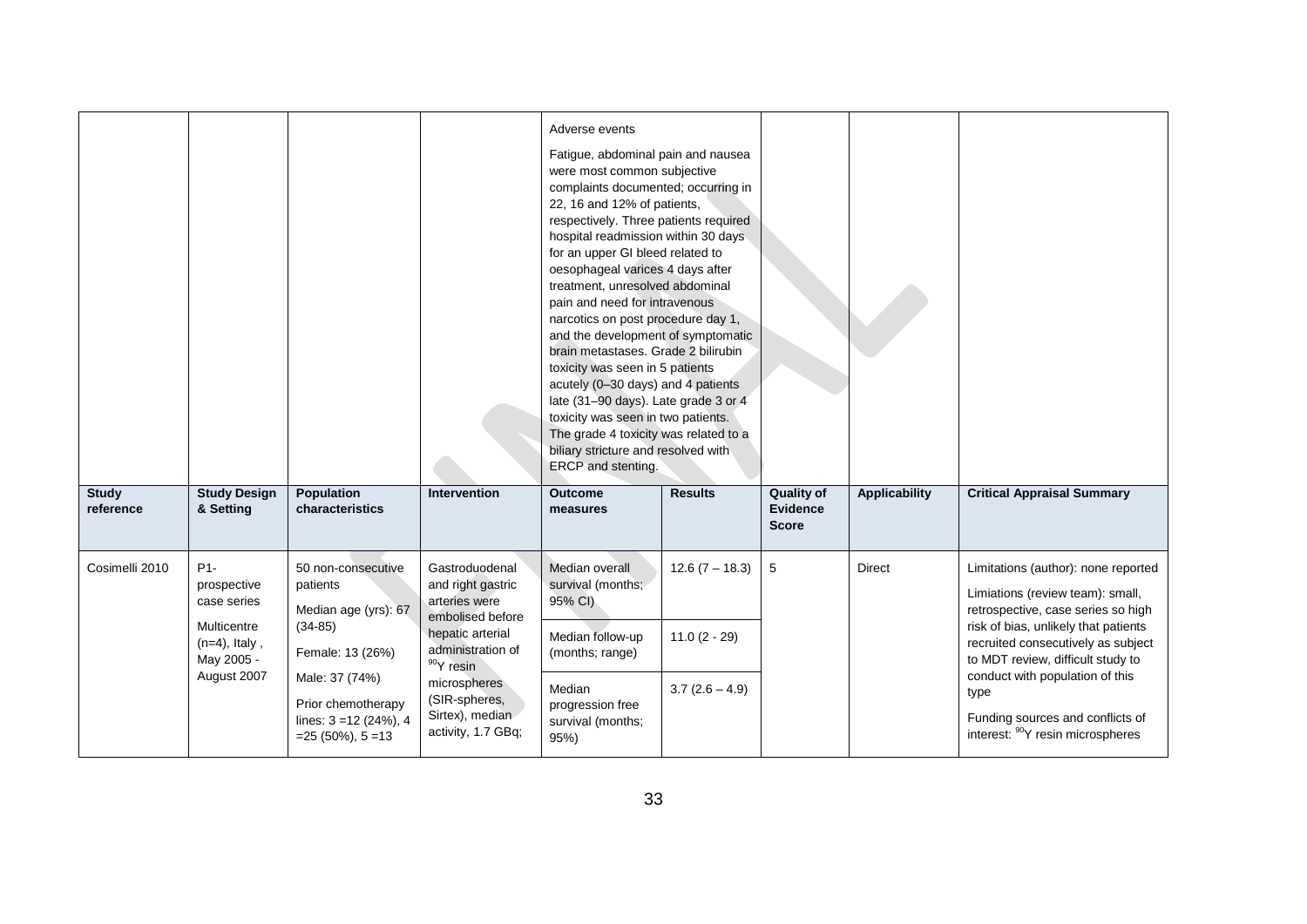| | | | | Adverse events<br><br>Fatigue, abdominal pain and nausea were most common subjective complaints documented; occurring in 22, 16 and 12% of patients, respectively. Three patients required hospital readmission within 30 days for an upper GI bleed related to oesophageal varices 4 days after treatment, unresolved abdominal pain and need for intravenous narcotics on post procedure day 1, and the development of symptomatic brain metastases. Grade 2 bilirubin toxicity was seen in 5 patients acutely (0–30 days) and 4 patients late (31–90 days). Late grade 3 or 4 toxicity was seen in two patients. The grade 4 toxicity was related to a biliary stricture and resolved with ERCP and stenting. | | | | |
|---|---|---|---|---|---|---|---|---|
| **Study reference** | **Study Design & Setting** | **Population characteristics** | **Intervention** | **Outcome measures** | **Results** | **Quality of Evidence Score** | **Applicability** | **Critical Appraisal Summary** |
| Cosimelli 2010 | P1- prospective case series<br><br>Multicentre (n=4), Italy , May 2005 - August 2007 | 50 non-consecutive patients<br><br>Median age (yrs): 67 (34-85)<br><br>Female: 13 (26%)<br><br>Male: 37 (74%)<br><br>Prior chemotherapy lines: 3 =12 (24%), 4 =25 (50%), 5 =13 | Gastroduodenal and right gastric arteries were embolised before hepatic arterial administration of $^{90}$Y resin microspheres (SIR-spheres, Sirtex), median activity, 1.7 GBq; | Median overall survival (months; 95% CI) | 12.6 (7 – 18.3) | 5 | Direct | Limitations (author): none reported<br><br>Limiations (review team): small, retrospective, case series so high risk of bias, unlikely that patients recruited consecutively as subject to MDT review, difficult study to conduct with population of this type<br><br>Funding sources and conflicts of interest: $^{90}$Y resin microspheres |
| | | | | Median follow-up (months; range) | 11.0 (2 - 29) | | | |
| | | | | Median progression free survival (months; 95%) | 3.7 (2.6 – 4.9) | | | |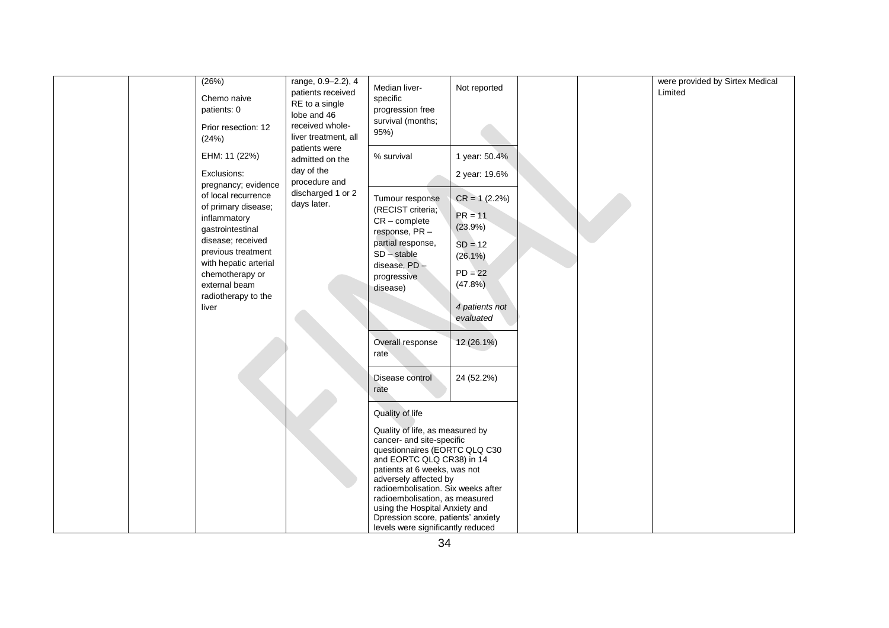| | | | | | | | | |
|---|---|---|---|---|---|---|---|---|
| | | (26%)<br><br>Chemo naive patients: 0<br><br>Prior resection: 12 (24%)<br><br>EHM: 11 (22%)<br><br>Exclusions: pregnancy; evidence of local recurrence of primary disease; inflammatory gastrointestinal disease; received previous treatment with hepatic arterial chemotherapy or external beam radiotherapy to the liver | range, 0.9–2.2), 4 patients received RE to a single lobe and 46 received whole-liver treatment, all patients were admitted on the day of the procedure and discharged 1 or 2 days later. | Median liver-specific progression free survival (months; 95%) | Not reported | | | were provided by Sirtex Medical Limited |
| | | | | % survival | 1 year: 50.4%<br><br>2 year: 19.6% | | | |
| | | | | Tumour response (RECIST criteria; CR – complete response, PR – partial response, SD – stable disease, PD – progressive disease) | CR = 1 (2.2%)<br><br>PR = 11 (23.9%)<br><br>SD = 12 (26.1%)<br><br>PD = 22 (47.8%)<br><br>*4 patients not evaluated* | | | |
| | | | | Overall response rate | 12 (26.1%) | | | |
| | | | | Disease control rate | 24 (52.2%) | | | |
| | | | | Quality of life<br><br>Quality of life, as measured by cancer- and site-specific questionnaires (EORTC QLQ C30 and EORTC QLQ CR38) in 14 patients at 6 weeks, was not adversely affected by radioembolisation. Six weeks after radioembolisation, as measured using the Hospital Anxiety and Dpression score, patients' anxiety levels were significantly reduced | | | | |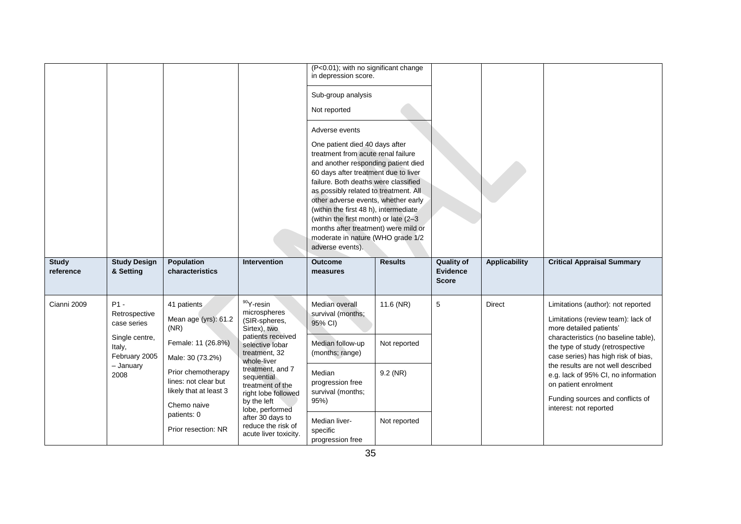| | | | | (P<0.01); with no significant change in depression score. | | | | |
|---|---|---|---|---|---|---|---|---|
| | | | | Sub-group analysis<br><br>Not reported | | | | |
| | | | | Adverse events<br><br>One patient died 40 days after treatment from acute renal failure and another responding patient died 60 days after treatment due to liver failure. Both deaths were classified as possibly related to treatment. All other adverse events, whether early (within the first 48 h), intermediate (within the first month) or late (2–3 months after treatment) were mild or moderate in nature (WHO grade 1/2 adverse events). | | | | |
| **Study reference** | **Study Design & Setting** | **Population characteristics** | **Intervention** | **Outcome measures** | **Results** | **Quality of Evidence Score** | **Applicability** | **Critical Appraisal Summary** |
| Cianni 2009 | P1 - Retrospective case series<br><br>Single centre, Italy, February 2005 – January 2008 | 41 patients<br><br>Mean age (yrs): 61.2 (NR)<br><br>Female: 11 (26.8%)<br><br>Male: 30 (73.2%)<br><br>Prior chemotherapy lines: not clear but likely that at least 3<br><br>Chemo naive patients: 0<br><br>Prior resection: NR | $^{90}$Y-resin microspheres (SIR-spheres, Sirtex), two patients received selective lobar treatment, 32 whole-liver treatment, and 7 sequential treatment of the right lobe followed by the left lobe, performed after 30 days to reduce the risk of acute liver toxicity. | Median overall survival (months; 95% CI) | 11.6 (NR) | 5 | Direct | Limitations (author): not reported<br><br>Limitations (review team): lack of more detailed patients' characteristics (no baseline table), the type of study (retrospective case series) has high risk of bias, the results are not well described e.g. lack of 95% CI, no information on patient enrolment<br><br>Funding sources and conflicts of interest: not reported |
| | | | | Median follow-up (months; range) | Not reported | | | |
| | | | | Median progression free survival (months; 95%) | 9.2 (NR) | | | |
| | | | | Median liver-specific progression free | Not reported | | | |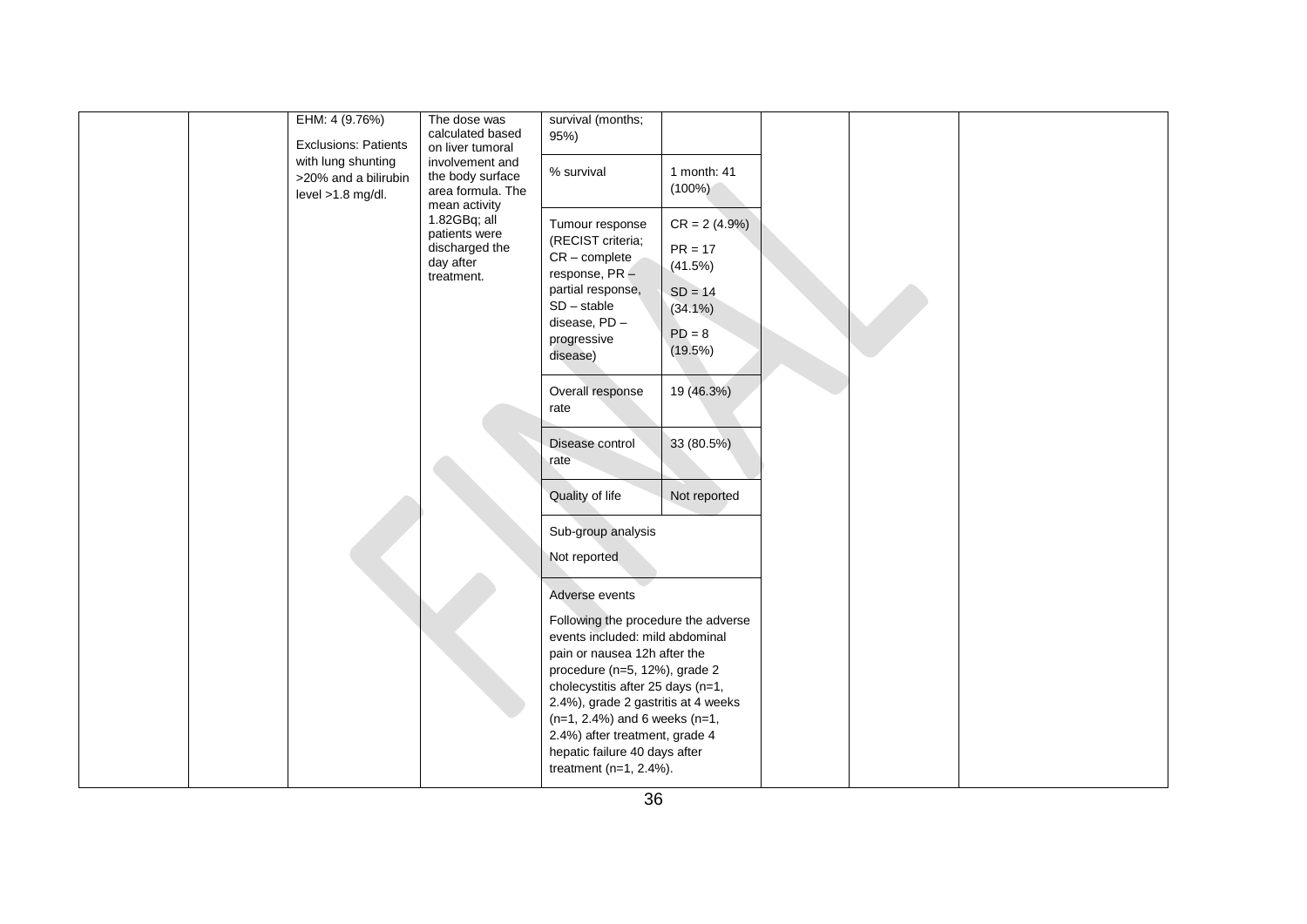| | | | | | | | | |
|---|---|---|---|---|---|---|---|---|
| | | EHM: 4 (9.76%)<br><br>Exclusions: Patients with lung shunting >20% and a bilirubin level >1.8 mg/dl. | The dose was calculated based on liver tumoral involvement and the body surface area formula. The mean activity 1.82GBq; all patients were discharged the day after treatment. | survival (months; 95%) | | | | |
| | | | | % survival | 1 month: 41 (100%) | | | |
| | | | | Tumour response (RECIST criteria; CR – complete response, PR – partial response, SD – stable disease, PD – progressive disease) | CR = 2 (4.9%)<br><br>PR = 17 (41.5%)<br><br>SD = 14 (34.1%)<br><br>PD = 8 (19.5%) | | | |
| | | | | Overall response rate | 19 (46.3%) | | | |
| | | | | Disease control rate | 33 (80.5%) | | | |
| | | | | Quality of life | Not reported | | | |
| | | | | Sub-group analysis<br><br>Not reported | | | | |
| | | | | Adverse events<br><br>Following the procedure the adverse events included: mild abdominal pain or nausea 12h after the procedure (n=5, 12%), grade 2 cholecystitis after 25 days (n=1, 2.4%), grade 2 gastritis at 4 weeks (n=1, 2.4%) and 6 weeks (n=1, 2.4%) after treatment, grade 4 hepatic failure 40 days after treatment (n=1, 2.4%). | | | | |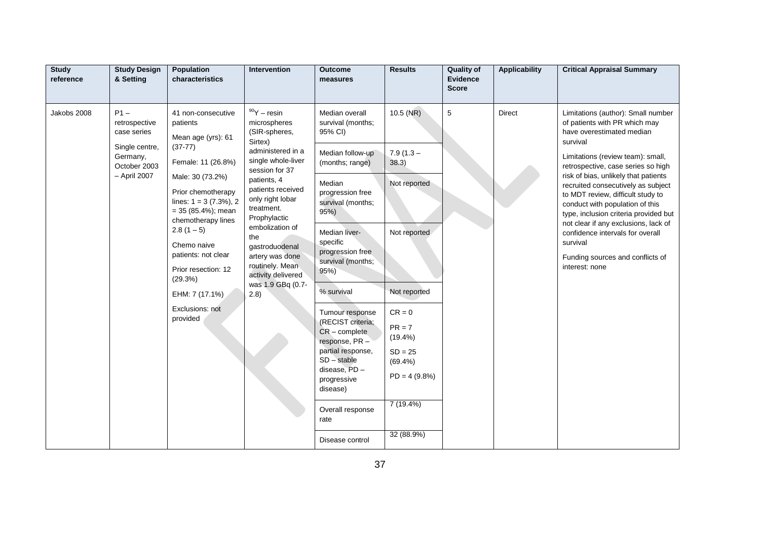| Study reference | Study Design & Setting | Population characteristics | Intervention | Outcome measures | Results | Quality of Evidence Score | Applicability | Critical Appraisal Summary |
|---|---|---|---|---|---|---|---|---|
| Jakobs 2008 | P1 – retrospective case series<br><br>Single centre, Germany, October 2003 – April 2007 | 41 non-consecutive patients<br><br>Mean age (yrs): 61 (37-77)<br><br>Female: 11 (26.8%)<br><br>Male: 30 (73.2%)<br><br>Prior chemotherapy lines: 1 = 3 (7.3%), 2 = 35 (85.4%); mean chemotherapy lines 2.8 (1 – 5)<br><br>Chemo naive patients: not clear<br><br>Prior resection: 12 (29.3%)<br><br>EHM: 7 (17.1%)<br><br>Exclusions: not provided | $^{90}Y$ – resin microspheres (SIR-spheres, Sirtex) administered in a single whole-liver session for 37 patients, 4 patients received only right lobar treatment. Prophylactic embolization of the gastroduodenal artery was done routinely. Mean activity delivered was 1.9 GBq (0.7-2.8) | Median overall survival (months; 95% CI) | 10.5 (NR) | 5 | Direct | Limitations (author): Small number of patients with PR which may have overestimated median survival<br><br>Limitations (review team): small, retrospective, case series so high risk of bias, unlikely that patients recruited consecutively as subject to MDT review, difficult study to conduct with population of this type, inclusion criteria provided but not clear if any exclusions, lack of confidence intervals for overall survival<br><br>Funding sources and conflicts of interest: none |
| | | | | Median follow-up (months; range) | 7.9 (1.3 – 38.3) | | | |
| | | | | Median progression free survival (months; 95%) | Not reported | | | |
| | | | | Median liver-specific progression free survival (months; 95%) | Not reported | | | |
| | | | | % survival | Not reported | | | |
| | | | | Tumour response (RECIST criteria; CR – complete response, PR – partial response, SD – stable disease, PD – progressive disease) | CR = 0<br><br>PR = 7 (19.4%)<br><br>SD = 25 (69.4%)<br><br>PD = 4 (9.8%) | | | |
| | | | | Overall response rate | 7 (19.4%) | | | |
| | | | | Disease control | 32 (88.9%) | | | |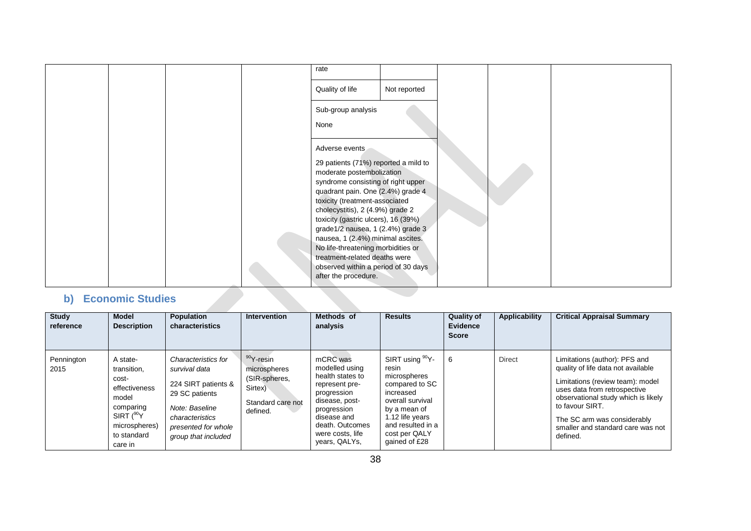| | | | | rate | | | | |
|---|---|---|---|---|---|---|---|---|
| | | | | Quality of life | Not reported | | | |
| | | | | Sub-group analysis<br><br>None | | | | |
| | | | | Adverse events<br><br>29 patients (71%) reported a mild to moderate postembolization syndrome consisting of right upper quadrant pain. One (2.4%) grade 4 toxicity (treatment-associated cholecystitis), 2 (4.9%) grade 2 toxicity (gastric ulcers), 16 (39%) grade1/2 nausea, 1 (2.4%) grade 3 nausea, 1 (2.4%) minimal ascites. No life-threatening morbidities or treatment-related deaths were observed within a period of 30 days after the procedure. | | | | |

## b) Economic Studies

| Study reference | Model Description | Population characteristics | Intervention | Methods of analysis | Results | Quality of Evidence Score | Applicability | Critical Appraisal Summary |
|---|---|---|---|---|---|---|---|---|
| Pennington 2015 | A state-transition, cost-effectiveness model comparing SIRT ($^{90}$Y microspheres) to standard care in | *Characteristics for survival data*<br><br>224 SIRT patients & 29 SC patients<br><br>*Note: Baseline characteristics presented for whole group that included* | $^{90}$Y-resin microspheres (SIR-spheres, Sirtex)<br><br>Standard care not defined. | mCRC was modelled using health states to represent pre-progression disease, post-progression disease and death. Outcomes were costs, life years, QALYs, | SIRT using $^{90}$Y-resin microspheres compared to SC increased overall survival by a mean of 1.12 life years and resulted in a cost per QALY gained of £28 | 6 | Direct | Limitations (author): PFS and quality of life data not available<br><br>Limitations (review team): model uses data from retrospective observational study which is likely to favour SIRT.<br><br>The SC arm was considerably smaller and standard care was not defined. |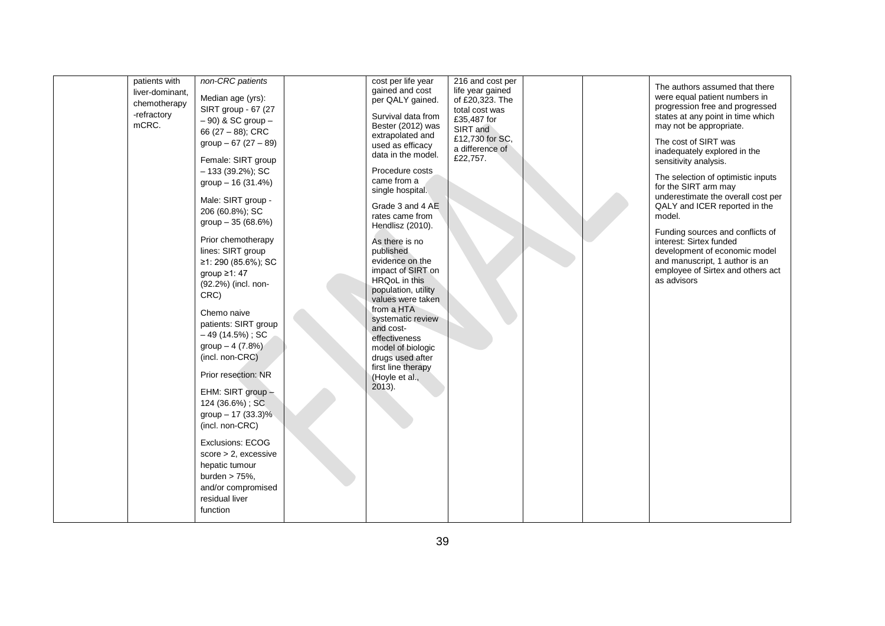|  | patients with liver-dominant, chemotherapy -refractory mCRC. | *non-CRC patients*<br><br>Median age (yrs): SIRT group - 67 (27 – 90) & SC group – 66 (27 – 88); CRC group – 67 (27 – 89)<br><br>Female: SIRT group – 133 (39.2%); SC group – 16 (31.4%)<br><br>Male: SIRT group - 206 (60.8%); SC group – 35 (68.6%)<br><br>Prior chemotherapy lines: SIRT group ≥1: 290 (85.6%); SC group ≥1: 47 (92.2%) (incl. non-CRC)<br><br>Chemo naive patients: SIRT group – 49 (14.5%) ; SC group – 4 (7.8%) (incl. non-CRC)<br><br>Prior resection: NR<br><br>EHM: SIRT group – 124 (36.6%) ; SC group – 17 (33.3)% (incl. non-CRC)<br><br>Exclusions: ECOG score > 2, excessive hepatic tumour burden > 75%, and/or compromised residual liver function |  | cost per life year gained and cost per QALY gained.<br><br>Survival data from Bester (2012) was extrapolated and used as efficacy data in the model.<br><br>Procedure costs came from a single hospital.<br><br>Grade 3 and 4 AE rates came from Hendlisz (2010).<br><br>As there is no published evidence on the impact of SIRT on HRQoL in this population, utility values were taken from a HTA systematic review and cost-effectiveness model of biologic drugs used after first line therapy (Hoyle et al., 2013). | 216 and cost per life year gained of £20,323. The total cost was £35,487 for SIRT and £12,730 for SC, a difference of £22,757. |  |  | The authors assumed that there were equal patient numbers in progression free and progressed states at any point in time which may not be appropriate.<br><br>The cost of SIRT was inadequately explored in the sensitivity analysis.<br><br>The selection of optimistic inputs for the SIRT arm may underestimate the overall cost per QALY and ICER reported in the model.<br><br>Funding sources and conflicts of interest: Sirtex funded development of economic model and manuscript, 1 author is an employee of Sirtex and others act as advisors |
|---|---|---|---|---|---|---|---|---|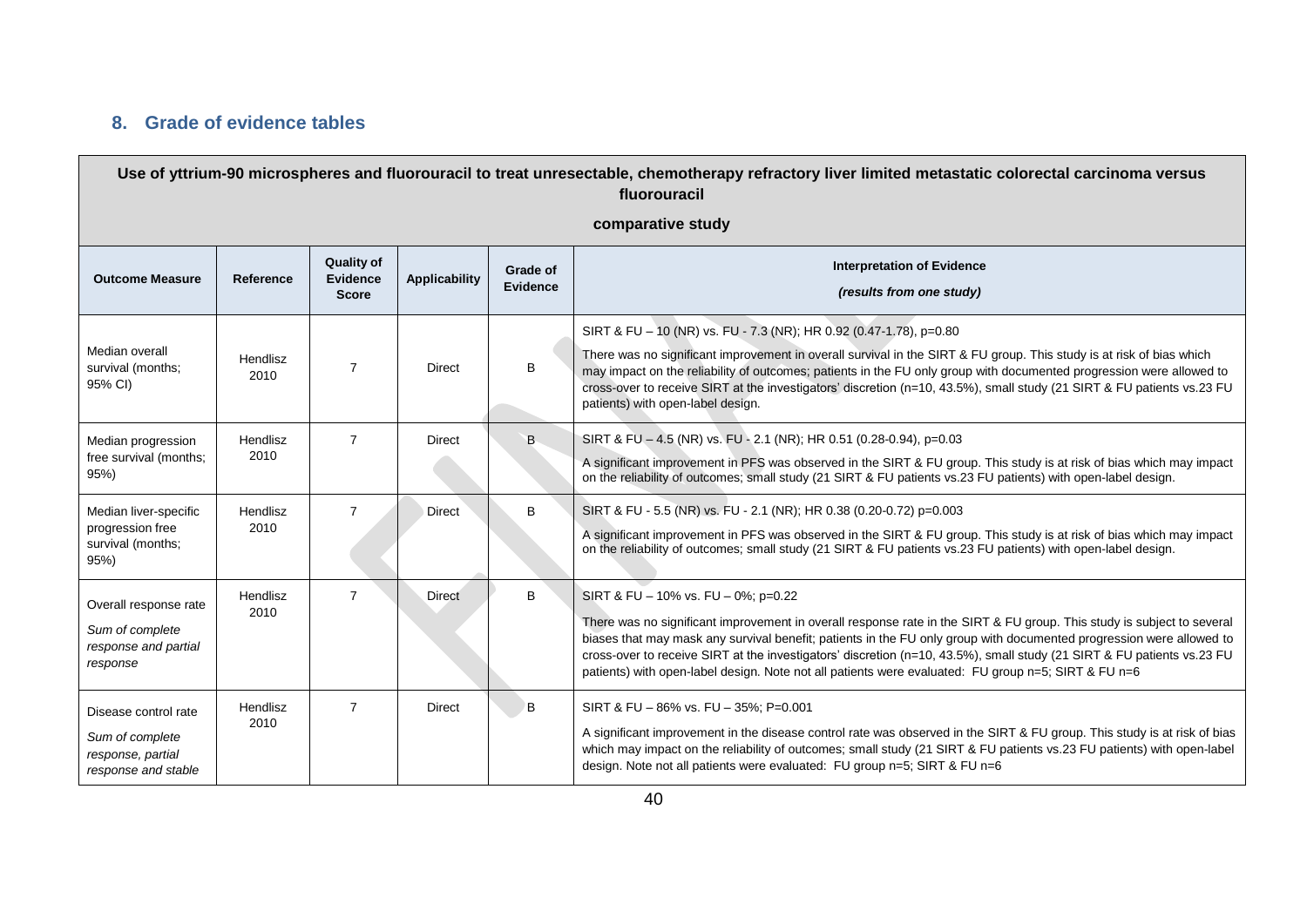## 8. Grade of evidence tables

| Use of yttrium-90 microspheres and fluorouracil to treat unresectable, chemotherapy refractory liver limited metastatic colorectal carcinoma versus fluorouracil<br><br>comparative study | | | | | |
|---|---|---|---|---|---|
| **Outcome Measure** | **Reference** | **Quality of Evidence Score** | **Applicability** | **Grade of Evidence** | **Interpretation of Evidence**<br><br>***(results from one study)*** |
| Median overall survival (months; 95% CI) | Hendlisz 2010 | 7 | Direct | B | SIRT & FU – 10 (NR) vs. FU - 7.3 (NR); HR 0.92 (0.47-1.78), p=0.80<br><br>There was no significant improvement in overall survival in the SIRT & FU group. This study is at risk of bias which may impact on the reliability of outcomes; patients in the FU only group with documented progression were allowed to cross-over to receive SIRT at the investigators' discretion (n=10, 43.5%), small study (21 SIRT & FU patients vs.23 FU patients) with open-label design. |
| Median progression free survival (months; 95%) | Hendlisz 2010 | 7 | Direct | B | SIRT & FU – 4.5 (NR) vs. FU - 2.1 (NR); HR 0.51 (0.28-0.94), p=0.03<br><br>A significant improvement in PFS was observed in the SIRT & FU group. This study is at risk of bias which may impact on the reliability of outcomes; small study (21 SIRT & FU patients vs.23 FU patients) with open-label design. |
| Median liver-specific progression free survival (months; 95%) | Hendlisz 2010 | 7 | Direct | B | SIRT & FU - 5.5 (NR) vs. FU - 2.1 (NR); HR 0.38 (0.20-0.72) p=0.003<br><br>A significant improvement in PFS was observed in the SIRT & FU group. This study is at risk of bias which may impact on the reliability of outcomes; small study (21 SIRT & FU patients vs.23 FU patients) with open-label design. |
| Overall response rate<br><br>*Sum of complete response and partial response* | Hendlisz 2010 | 7 | Direct | B | SIRT & FU – 10% vs. FU – 0%; p=0.22<br><br>There was no significant improvement in overall response rate in the SIRT & FU group. This study is subject to several biases that may mask any survival benefit; patients in the FU only group with documented progression were allowed to cross-over to receive SIRT at the investigators' discretion (n=10, 43.5%), small study (21 SIRT & FU patients vs.23 FU patients) with open-label design. Note not all patients were evaluated: FU group n=5; SIRT & FU n=6 |
| Disease control rate<br><br>*Sum of complete response, partial response and stable* | Hendlisz 2010 | 7 | Direct | B | SIRT & FU – 86% vs. FU – 35%; P=0.001<br><br>A significant improvement in the disease control rate was observed in the SIRT & FU group. This study is at risk of bias which may impact on the reliability of outcomes; small study (21 SIRT & FU patients vs.23 FU patients) with open-label design. Note not all patients were evaluated: FU group n=5; SIRT & FU n=6 |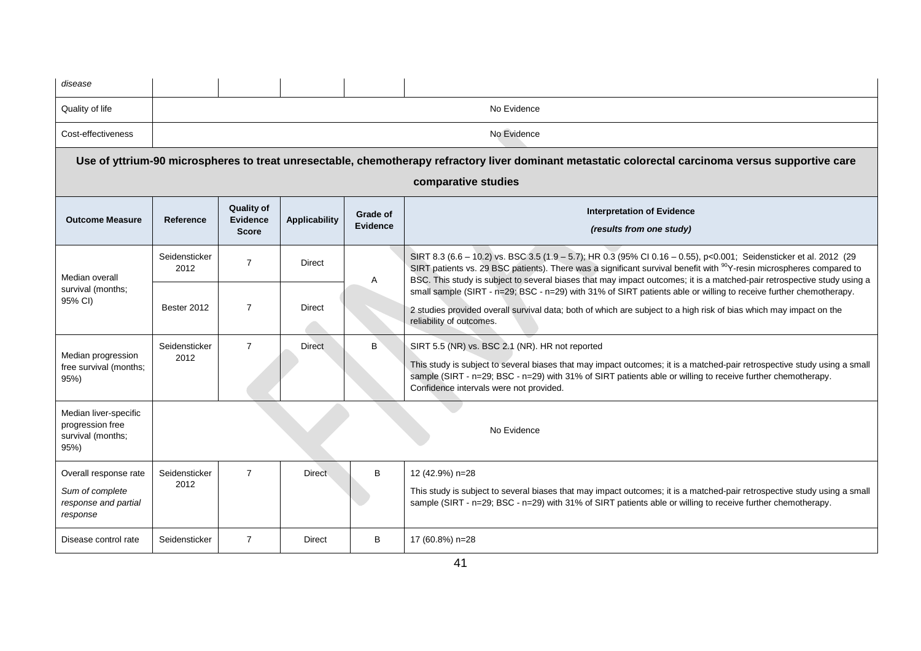| | | | | | |
|---|---|---|---|---|---|
| *disease* | | | | | |
| Quality of life | No Evidence | | | | |
| Cost-effectiveness | No Evidence | | | | |

**Use of yttrium-90 microspheres to treat unresectable, chemotherapy refractory liver dominant metastatic colorectal carcinoma versus supportive care comparative studies**

| Outcome Measure | Reference | Quality of Evidence Score | Applicability | Grade of Evidence | Interpretation of Evidence *(results from one study)* |
|---|---|---|---|---|---|
| Median overall survival (months; 95% CI) | Seidensticker 2012 | 7 | Direct | A | SIRT 8.3 (6.6 – 10.2) vs. BSC 3.5 (1.9 – 5.7); HR 0.3 (95% CI 0.16 – 0.55), p<0.001; Seidensticker et al. 2012 (29 SIRT patients vs. 29 BSC patients). There was a significant survival benefit with $^{90}$Y-resin microspheres compared to BSC. This study is subject to several biases that may impact outcomes; it is a matched-pair retrospective study using a small sample (SIRT - n=29; BSC - n=29) with 31% of SIRT patients able or willing to receive further chemotherapy. 2 studies provided overall survival data; both of which are subject to a high risk of bias which may impact on the reliability of outcomes. |
| | Bester 2012 | 7 | Direct | | |
| Median progression free survival (months; 95%) | Seidensticker 2012 | 7 | Direct | B | SIRT 5.5 (NR) vs. BSC 2.1 (NR). HR not reported This study is subject to several biases that may impact outcomes; it is a matched-pair retrospective study using a small sample (SIRT - n=29; BSC - n=29) with 31% of SIRT patients able or willing to receive further chemotherapy. Confidence intervals were not provided. |
| Median liver-specific progression free survival (months; 95%) | No Evidence | | | | |
| Overall response rate *Sum of complete response and partial response* | Seidensticker 2012 | 7 | Direct | B | 12 (42.9%) n=28 This study is subject to several biases that may impact outcomes; it is a matched-pair retrospective study using a small sample (SIRT - n=29; BSC - n=29) with 31% of SIRT patients able or willing to receive further chemotherapy. |
| Disease control rate | Seidensticker | 7 | Direct | B | 17 (60.8%) n=28 |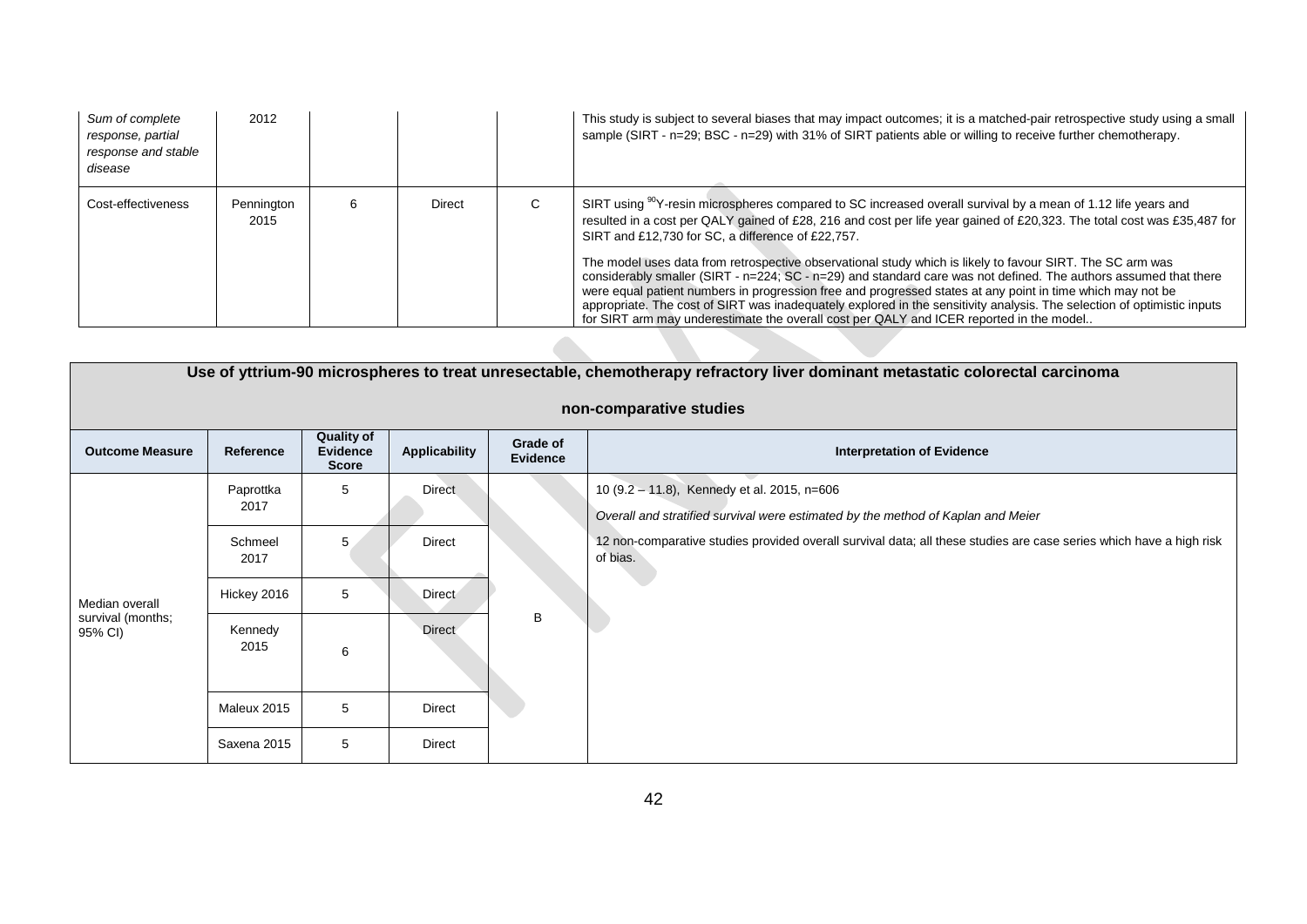| | | | | | |
|---|---|---|---|---|---|
| *Sum of complete response, partial response and stable disease* | 2012 | | | | This study is subject to several biases that may impact outcomes; it is a matched-pair retrospective study using a small sample (SIRT - n=29; BSC - n=29) with 31% of SIRT patients able or willing to receive further chemotherapy. |
| Cost-effectiveness | Pennington 2015 | 6 | Direct | C | SIRT using $^{90}$Y-resin microspheres compared to SC increased overall survival by a mean of 1.12 life years and resulted in a cost per QALY gained of £28, 216 and cost per life year gained of £20,323. The total cost was £35,487 for SIRT and £12,730 for SC, a difference of £22,757.<br><br>The model uses data from retrospective observational study which is likely to favour SIRT. The SC arm was considerably smaller (SIRT - n=224; SC - n=29) and standard care was not defined. The authors assumed that there were equal patient numbers in progression free and progressed states at any point in time which may not be appropriate. The cost of SIRT was inadequately explored in the sensitivity analysis. The selection of optimistic inputs for SIRT arm may underestimate the overall cost per QALY and ICER reported in the model.. |

**Use of yttrium-90 microspheres to treat unresectable, chemotherapy refractory liver dominant metastatic colorectal carcinoma**

**non-comparative studies**

| Outcome Measure | Reference | Quality of Evidence Score | Applicability | Grade of Evidence | Interpretation of Evidence |
|---|---|---|---|---|---|
| Median overall survival (months; 95% CI) | Paprottka 2017 | 5 | Direct | B | 10 (9.2 – 11.8), Kennedy et al. 2015, n=606<br><br>*Overall and stratified survival were estimated by the method of Kaplan and Meier*<br><br>12 non-comparative studies provided overall survival data; all these studies are case series which have a high risk of bias. |
| | Schmeel 2017 | 5 | Direct | | |
| | Hickey 2016 | 5 | Direct | | |
| | Kennedy 2015 | 6 | Direct | | |
| | Maleux 2015 | 5 | Direct | | |
| | Saxena 2015 | 5 | Direct | | |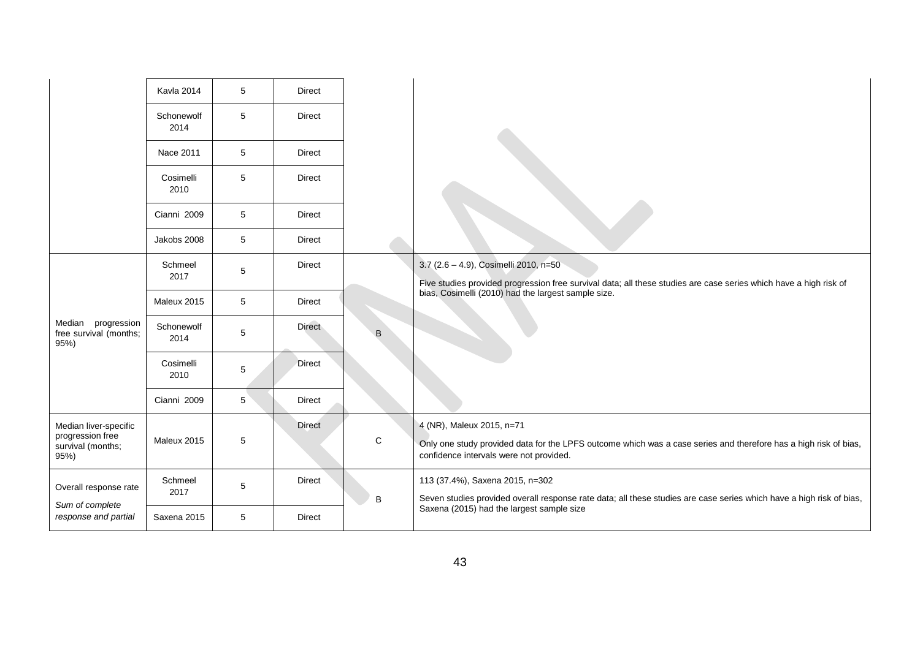| | | | | | |
|---|---|---|---|---|---|
| | Kavla 2014 | 5 | Direct | | |
| | Schonewolf 2014 | 5 | Direct | | |
| | Nace 2011 | 5 | Direct | | |
| | Cosimelli 2010 | 5 | Direct | | |
| | Cianni 2009 | 5 | Direct | | |
| | Jakobs 2008 | 5 | Direct | | |
| Median progression free survival (months; 95%) | Schmeel 2017 | 5 | Direct | B | 3.7 (2.6 – 4.9), Cosimelli 2010, n=50<br><br>Five studies provided progression free survival data; all these studies are case series which have a high risk of bias, Cosimelli (2010) had the largest sample size. |
| | Maleux 2015 | 5 | Direct | | |
| | Schonewolf 2014 | 5 | Direct | | |
| | Cosimelli 2010 | 5 | Direct | | |
| | Cianni 2009 | 5 | Direct | | |
| Median liver-specific progression free survival (months; 95%) | Maleux 2015 | 5 | Direct | C | 4 (NR), Maleux 2015, n=71<br><br>Only one study provided data for the LPFS outcome which was a case series and therefore has a high risk of bias, confidence intervals were not provided. |
| Overall response rate<br><br>*Sum of complete response and partial* | Schmeel 2017 | 5 | Direct | B | 113 (37.4%), Saxena 2015, n=302<br><br>Seven studies provided overall response rate data; all these studies are case series which have a high risk of bias, Saxena (2015) had the largest sample size |
| | Saxena 2015 | 5 | Direct | | |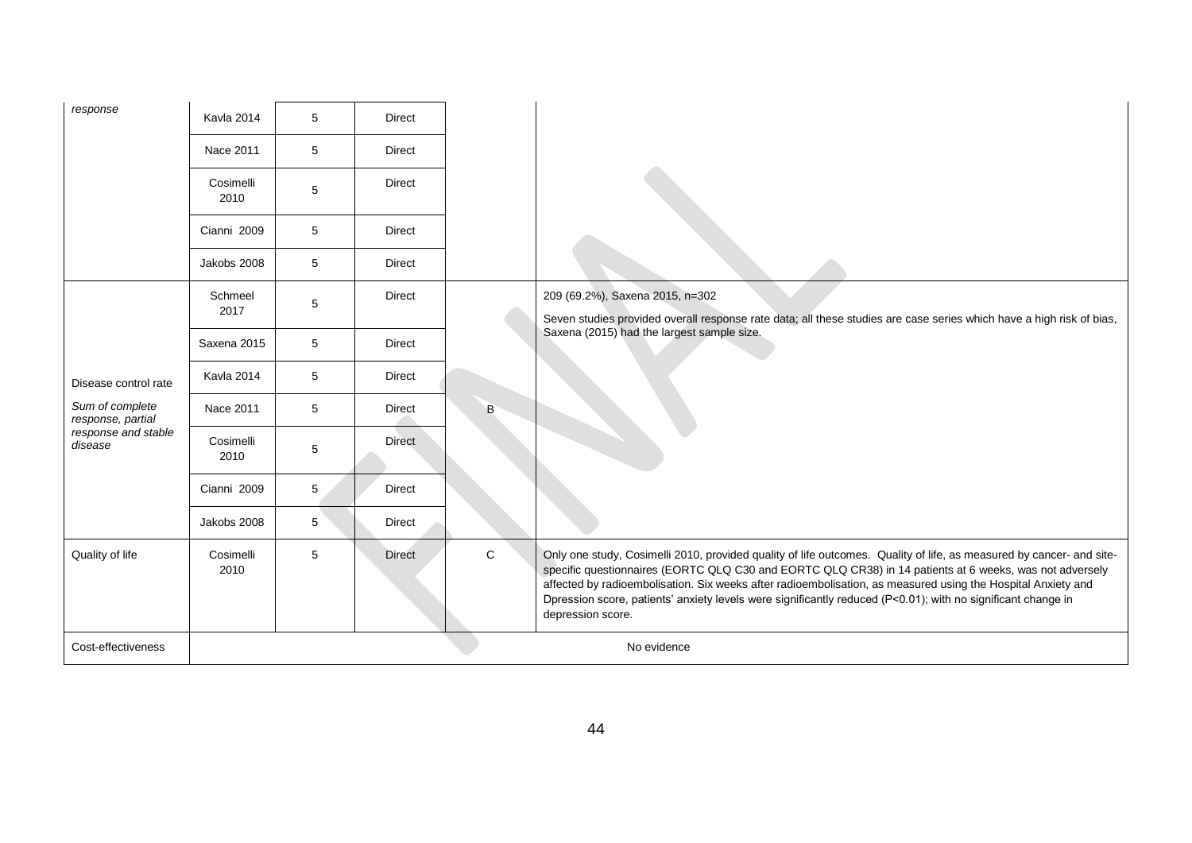| | | | | | |
|---|---|---|---|---|---|
| *response* | Kavla 2014 | 5 | Direct | | |
| | Nace 2011 | 5 | Direct | | |
| | Cosimelli 2010 | 5 | Direct | | |
| | Cianni 2009 | 5 | Direct | | |
| | Jakobs 2008 | 5 | Direct | | |
| Disease control rate<br><br>*Sum of complete response, partial response and stable disease* | Schmeel 2017 | 5 | Direct | B | 209 (69.2%), Saxena 2015, n=302<br><br>Seven studies provided overall response rate data; all these studies are case series which have a high risk of bias, Saxena (2015) had the largest sample size. |
| | Saxena 2015 | 5 | Direct | | |
| | Kavla 2014 | 5 | Direct | | |
| | Nace 2011 | 5 | Direct | | |
| | Cosimelli 2010 | 5 | Direct | | |
| | Cianni 2009 | 5 | Direct | | |
| | Jakobs 2008 | 5 | Direct | | |
| Quality of life | Cosimelli 2010 | 5 | Direct | C | Only one study, Cosimelli 2010, provided quality of life outcomes. Quality of life, as measured by cancer- and site-specific questionnaires (EORTC QLQ C30 and EORTC QLQ CR38) in 14 patients at 6 weeks, was not adversely affected by radioembolisation. Six weeks after radioembolisation, as measured using the Hospital Anxiety and Dpression score, patients' anxiety levels were significantly reduced (P<0.01); with no significant change in depression score. |
| Cost-effectiveness | No evidence | | | | |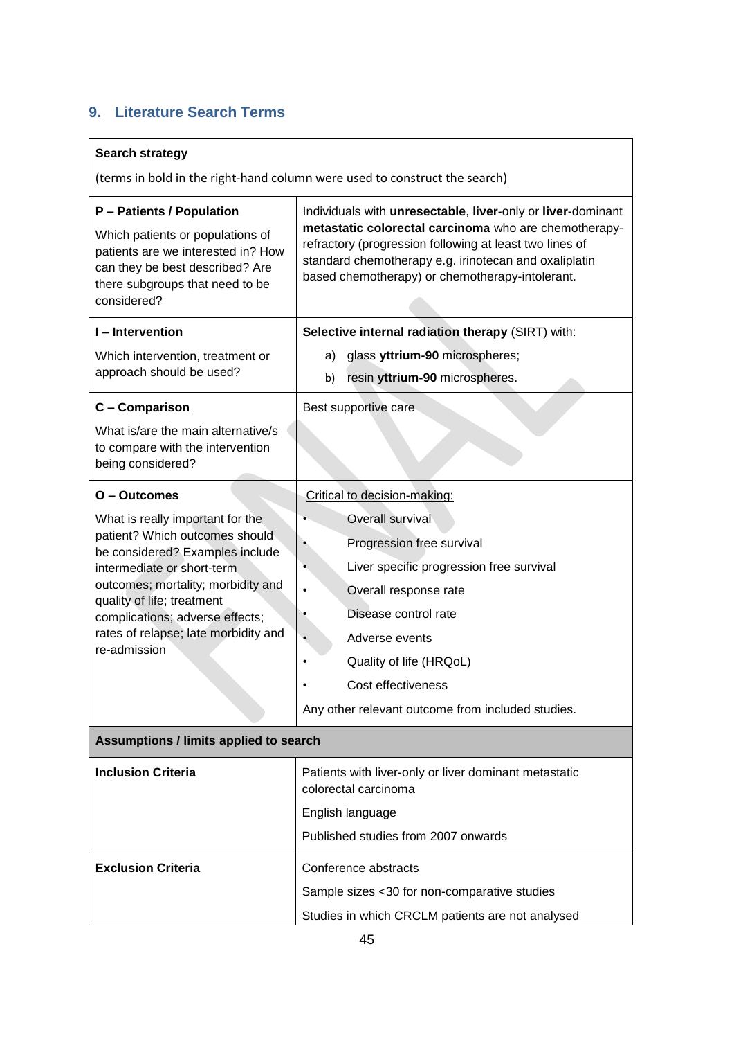## 9. Literature Search Terms

| **Search strategy**<br><br>(terms in bold in the right-hand column were used to construct the search) | |
|---|---|
| **P – Patients / Population**<br><br>Which patients or populations of patients are we interested in? How can they be best described? Are there subgroups that need to be considered? | Individuals with **unresectable**, **liver**-only or **liver**-dominant **metastatic colorectal carcinoma** who are chemotherapy-refractory (progression following at least two lines of standard chemotherapy e.g. irinotecan and oxaliplatin based chemotherapy) or chemotherapy-intolerant. |
| **I – Intervention**<br><br>Which intervention, treatment or approach should be used? | **Selective internal radiation therapy** (SIRT) with:<br>a) glass **yttrium-90** microspheres;<br>b) resin **yttrium-90** microspheres. |
| **C – Comparison**<br><br>What is/are the main alternative/s to compare with the intervention being considered? | Best supportive care |
| **O – Outcomes**<br><br>What is really important for the patient? Which outcomes should be considered? Examples include intermediate or short-term outcomes; mortality; morbidity and quality of life; treatment complications; adverse effects; rates of relapse; late morbidity and re-admission | Critical to decision-making:<br>• Overall survival<br>• Progression free survival<br>• Liver specific progression free survival<br>• Overall response rate<br>• Disease control rate<br>• Adverse events<br>• Quality of life (HRQoL)<br>• Cost effectiveness<br><br>Any other relevant outcome from included studies. |
| **Assumptions / limits applied to search** | |
| **Inclusion Criteria** | Patients with liver-only or liver dominant metastatic colorectal carcinoma<br><br>English language<br><br>Published studies from 2007 onwards |
| **Exclusion Criteria** | Conference abstracts<br><br>Sample sizes <30 for non-comparative studies<br><br>Studies in which CRCLM patients are not analysed |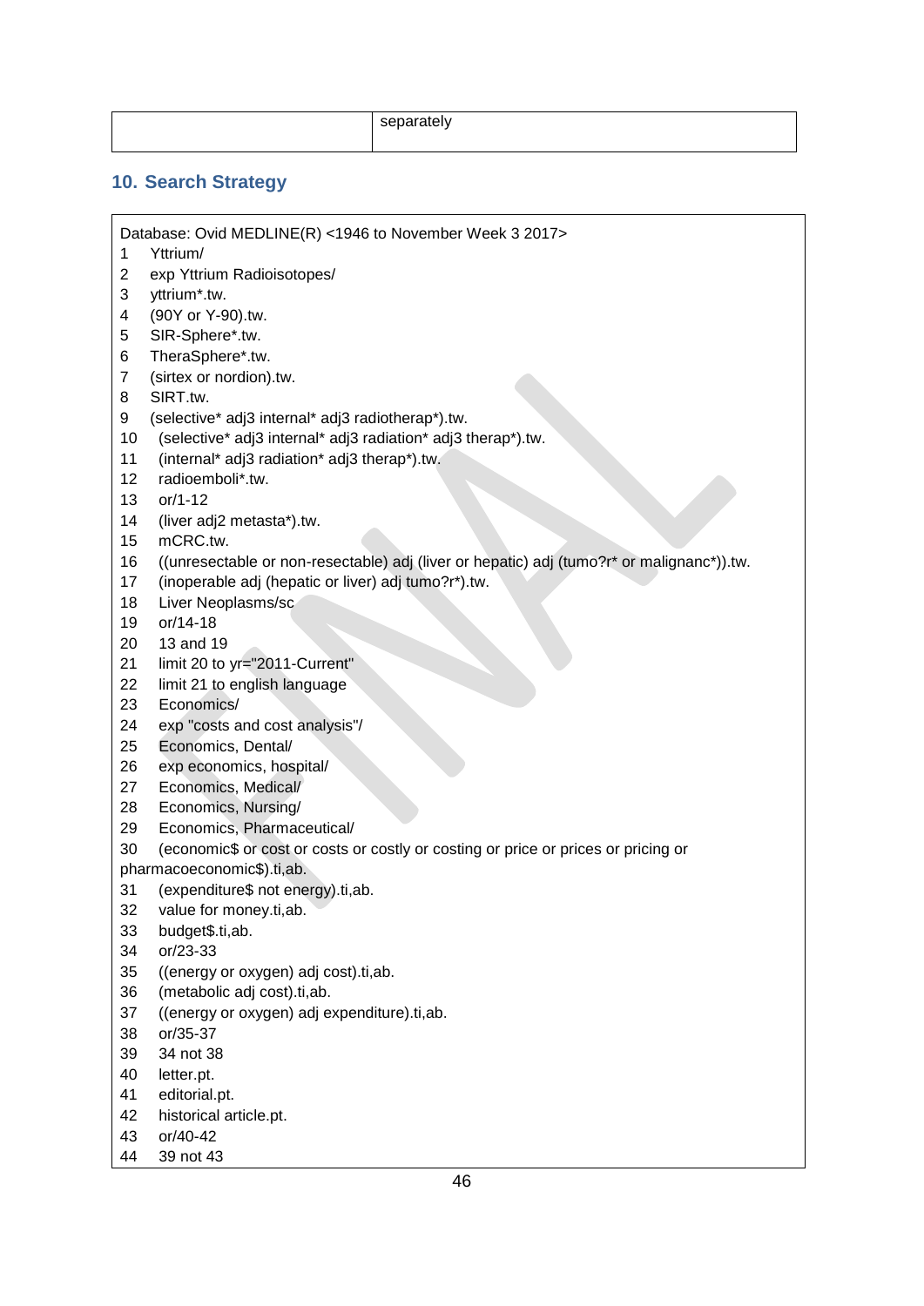| | separately |
|---|---|

## 10. Search Strategy

```
Database: Ovid MEDLINE(R) <1946 to November Week 3 2017>
1   Yttrium/
2   exp Yttrium Radioisotopes/
3   yttrium*.tw.
4   (90Y or Y-90).tw.
5   SIR-Sphere*.tw.
6   TheraSphere*.tw.
7   (sirtex or nordion).tw.
8   SIRT.tw.
9   (selective* adj3 internal* adj3 radiotherap*).tw.
10  (selective* adj3 internal* adj3 radiation* adj3 therap*).tw.
11  (internal* adj3 radiation* adj3 therap*).tw.
12  radioemboli*.tw.
13  or/1-12
14  (liver adj2 metasta*).tw.
15  mCRC.tw.
16  ((unresectable or non-resectable) adj (liver or hepatic) adj (tumo?r* or malignanc*)).tw.
17  (inoperable adj (hepatic or liver) adj tumo?r*).tw.
18  Liver Neoplasms/sc
19  or/14-18
20  13 and 19
21  limit 20 to yr="2011-Current"
22  limit 21 to english language
23  Economics/
24  exp "costs and cost analysis"/
25  Economics, Dental/
26  exp economics, hospital/
27  Economics, Medical/
28  Economics, Nursing/
29  Economics, Pharmaceutical/
30  (economic$ or cost or costs or costly or costing or price or prices or pricing or pharmacoeconomic$).ti,ab.
31  (expenditure$ not energy).ti,ab.
32  value for money.ti,ab.
33  budget$.ti,ab.
34  or/23-33
35  ((energy or oxygen) adj cost).ti,ab.
36  (metabolic adj cost).ti,ab.
37  ((energy or oxygen) adj expenditure).ti,ab.
38  or/35-37
39  34 not 38
40  letter.pt.
41  editorial.pt.
42  historical article.pt.
43  or/40-42
44  39 not 43
```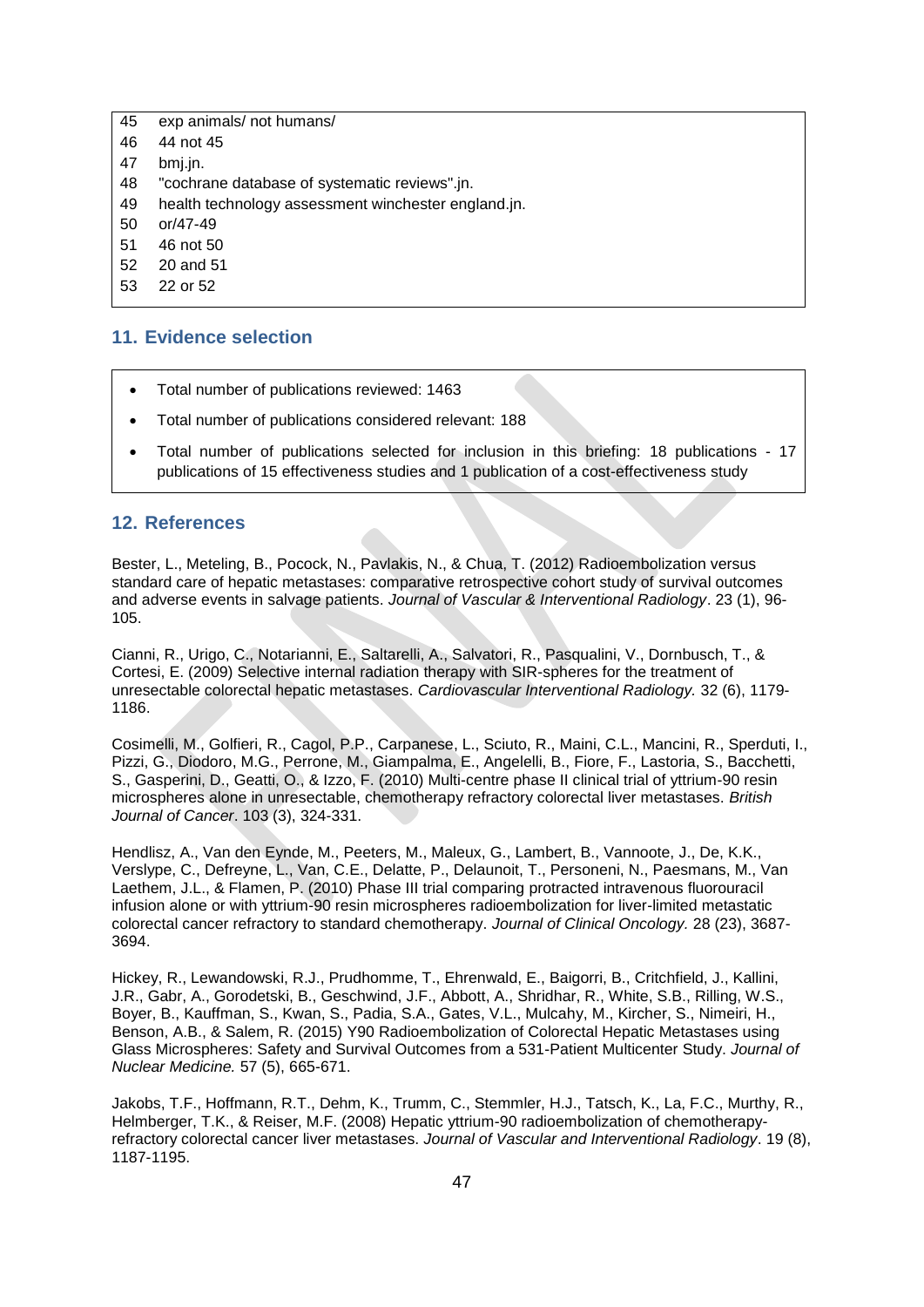| | |
|---|---|
| 45 | exp animals/ not humans/ |
| 46 | 44 not 45 |
| 47 | bmj.jn. |
| 48 | "cochrane database of systematic reviews".jn. |
| 49 | health technology assessment winchester england.jn. |
| 50 | or/47-49 |
| 51 | 46 not 50 |
| 52 | 20 and 51 |
| 53 | 22 or 52 |

## 11. Evidence selection

- Total number of publications reviewed: 1463
- Total number of publications considered relevant: 188
- Total number of publications selected for inclusion in this briefing: 18 publications - 17 publications of 15 effectiveness studies and 1 publication of a cost-effectiveness study

## 12. References

Bester, L., Meteling, B., Pocock, N., Pavlakis, N., & Chua, T. (2012) Radioembolization versus standard care of hepatic metastases: comparative retrospective cohort study of survival outcomes and adverse events in salvage patients. *Journal of Vascular & Interventional Radiology*. 23 (1), 96-105.

Cianni, R., Urigo, C., Notarianni, E., Saltarelli, A., Salvatori, R., Pasqualini, V., Dornbusch, T., & Cortesi, E. (2009) Selective internal radiation therapy with SIR-spheres for the treatment of unresectable colorectal hepatic metastases. *Cardiovascular Interventional Radiology.* 32 (6), 1179-1186.

Cosimelli, M., Golfieri, R., Cagol, P.P., Carpanese, L., Sciuto, R., Maini, C.L., Mancini, R., Sperduti, I., Pizzi, G., Diodoro, M.G., Perrone, M., Giampalma, E., Angelelli, B., Fiore, F., Lastoria, S., Bacchetti, S., Gasperini, D., Geatti, O., & Izzo, F. (2010) Multi-centre phase II clinical trial of yttrium-90 resin microspheres alone in unresectable, chemotherapy refractory colorectal liver metastases. *British Journal of Cancer*. 103 (3), 324-331.

Hendlisz, A., Van den Eynde, M., Peeters, M., Maleux, G., Lambert, B., Vannoote, J., De, K.K., Verslype, C., Defreyne, L., Van, C.E., Delatte, P., Delaunoit, T., Personeni, N., Paesmans, M., Van Laethem, J.L., & Flamen, P. (2010) Phase III trial comparing protracted intravenous fluorouracil infusion alone or with yttrium-90 resin microspheres radioembolization for liver-limited metastatic colorectal cancer refractory to standard chemotherapy. *Journal of Clinical Oncology.* 28 (23), 3687-3694.

Hickey, R., Lewandowski, R.J., Prudhomme, T., Ehrenwald, E., Baigorri, B., Critchfield, J., Kallini, J.R., Gabr, A., Gorodetski, B., Geschwind, J.F., Abbott, A., Shridhar, R., White, S.B., Rilling, W.S., Boyer, B., Kauffman, S., Kwan, S., Padia, S.A., Gates, V.L., Mulcahy, M., Kircher, S., Nimeiri, H., Benson, A.B., & Salem, R. (2015) Y90 Radioembolization of Colorectal Hepatic Metastases using Glass Microspheres: Safety and Survival Outcomes from a 531-Patient Multicenter Study. *Journal of Nuclear Medicine.* 57 (5), 665-671.

Jakobs, T.F., Hoffmann, R.T., Dehm, K., Trumm, C., Stemmler, H.J., Tatsch, K., La, F.C., Murthy, R., Helmberger, T.K., & Reiser, M.F. (2008) Hepatic yttrium-90 radioembolization of chemotherapy-refractory colorectal cancer liver metastases. *Journal of Vascular and Interventional Radiology*. 19 (8), 1187-1195.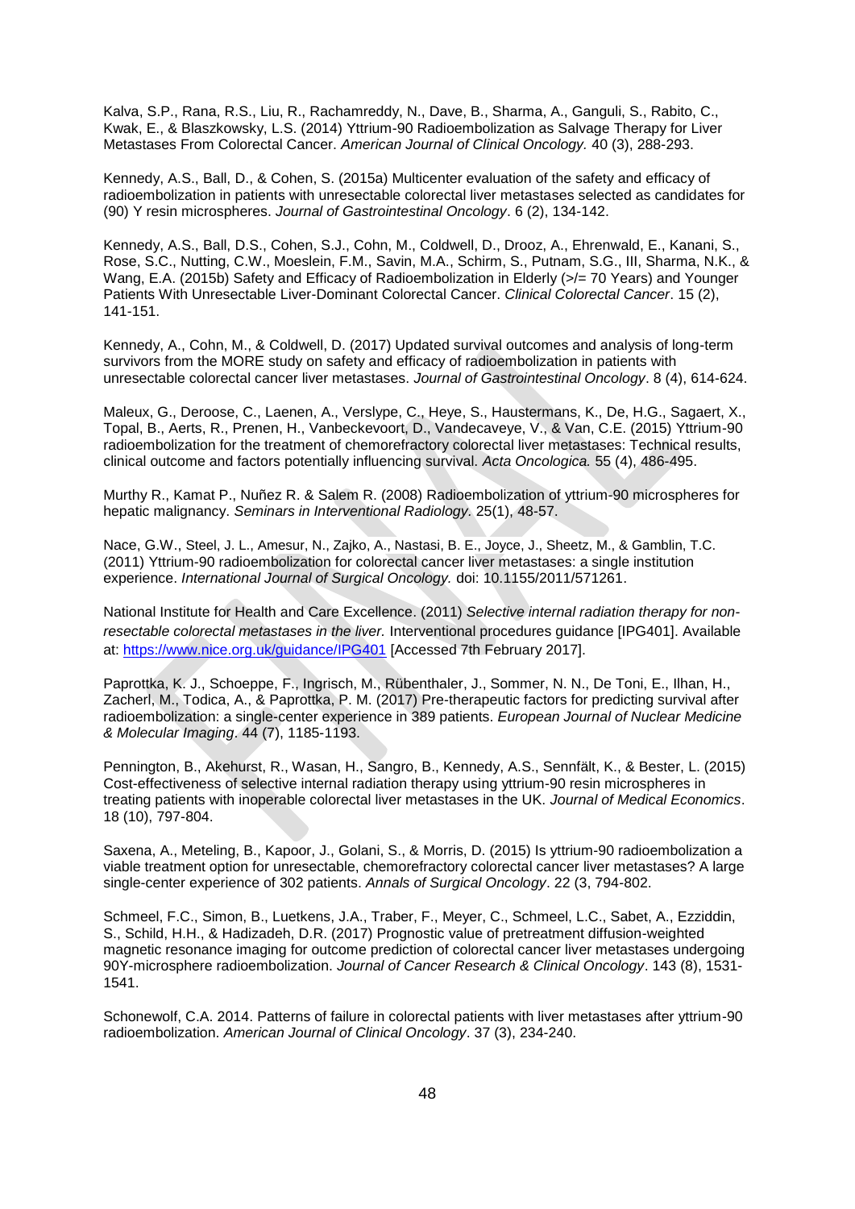Kalva, S.P., Rana, R.S., Liu, R., Rachamreddy, N., Dave, B., Sharma, A., Ganguli, S., Rabito, C., Kwak, E., & Blaszkowsky, L.S. (2014) Yttrium-90 Radioembolization as Salvage Therapy for Liver Metastases From Colorectal Cancer. *American Journal of Clinical Oncology.* 40 (3), 288-293.

Kennedy, A.S., Ball, D., & Cohen, S. (2015a) Multicenter evaluation of the safety and efficacy of radioembolization in patients with unresectable colorectal liver metastases selected as candidates for (90) Y resin microspheres. *Journal of Gastrointestinal Oncology*. 6 (2), 134-142.

Kennedy, A.S., Ball, D.S., Cohen, S.J., Cohn, M., Coldwell, D., Drooz, A., Ehrenwald, E., Kanani, S., Rose, S.C., Nutting, C.W., Moeslein, F.M., Savin, M.A., Schirm, S., Putnam, S.G., III, Sharma, N.K., & Wang, E.A. (2015b) Safety and Efficacy of Radioembolization in Elderly (>/= 70 Years) and Younger Patients With Unresectable Liver-Dominant Colorectal Cancer. *Clinical Colorectal Cancer*. 15 (2), 141-151.

Kennedy, A., Cohn, M., & Coldwell, D. (2017) Updated survival outcomes and analysis of long-term survivors from the MORE study on safety and efficacy of radioembolization in patients with unresectable colorectal cancer liver metastases. *Journal of Gastrointestinal Oncology*. 8 (4), 614-624.

Maleux, G., Deroose, C., Laenen, A., Verslype, C., Heye, S., Haustermans, K., De, H.G., Sagaert, X., Topal, B., Aerts, R., Prenen, H., Vanbeckevoort, D., Vandecaveye, V., & Van, C.E. (2015) Yttrium-90 radioembolization for the treatment of chemorefractory colorectal liver metastases: Technical results, clinical outcome and factors potentially influencing survival. *Acta Oncologica.* 55 (4), 486-495.

Murthy R., Kamat P., Nuñez R. & Salem R. (2008) Radioembolization of yttrium-90 microspheres for hepatic malignancy. *Seminars in Interventional Radiology*. 25(1), 48-57.

Nace, G.W., Steel, J. L., Amesur, N., Zajko, A., Nastasi, B. E., Joyce, J., Sheetz, M., & Gamblin, T.C. (2011) Yttrium-90 radioembolization for colorectal cancer liver metastases: a single institution experience. *International Journal of Surgical Oncology.* doi: 10.1155/2011/571261.

National Institute for Health and Care Excellence. (2011) *Selective internal radiation therapy for non-resectable colorectal metastases in the liver.* Interventional procedures guidance [IPG401]. Available at: https://www.nice.org.uk/guidance/IPG401 [Accessed 7th February 2017].

Paprottka, K. J., Schoeppe, F., Ingrisch, M., Rübenthaler, J., Sommer, N. N., De Toni, E., Ilhan, H., Zacherl, M., Todica, A., & Paprottka, P. M. (2017) Pre-therapeutic factors for predicting survival after radioembolization: a single-center experience in 389 patients. *European Journal of Nuclear Medicine & Molecular Imaging*. 44 (7), 1185-1193.

Pennington, B., Akehurst, R., Wasan, H., Sangro, B., Kennedy, A.S., Sennfält, K., & Bester, L. (2015) Cost-effectiveness of selective internal radiation therapy using yttrium-90 resin microspheres in treating patients with inoperable colorectal liver metastases in the UK. *Journal of Medical Economics*. 18 (10), 797-804.

Saxena, A., Meteling, B., Kapoor, J., Golani, S., & Morris, D. (2015) Is yttrium-90 radioembolization a viable treatment option for unresectable, chemorefractory colorectal cancer liver metastases? A large single-center experience of 302 patients. *Annals of Surgical Oncology*. 22 (3, 794-802.

Schmeel, F.C., Simon, B., Luetkens, J.A., Traber, F., Meyer, C., Schmeel, L.C., Sabet, A., Ezziddin, S., Schild, H.H., & Hadizadeh, D.R. (2017) Prognostic value of pretreatment diffusion-weighted magnetic resonance imaging for outcome prediction of colorectal cancer liver metastases undergoing 90Y-microsphere radioembolization. *Journal of Cancer Research & Clinical Oncology*. 143 (8), 1531-1541.

Schonewolf, C.A. 2014. Patterns of failure in colorectal patients with liver metastases after yttrium-90 radioembolization. *American Journal of Clinical Oncology*. 37 (3), 234-240.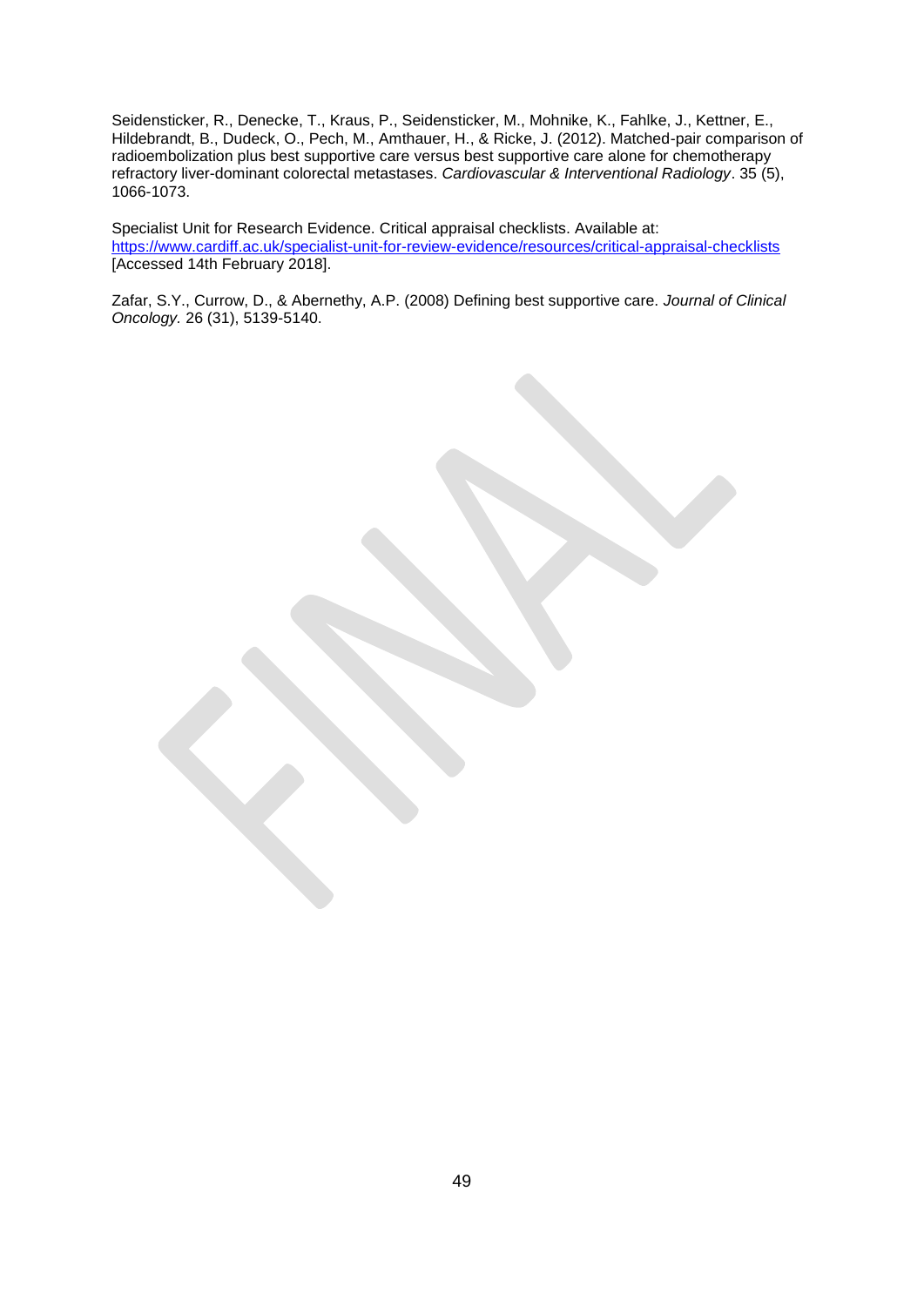Seidensticker, R., Denecke, T., Kraus, P., Seidensticker, M., Mohnike, K., Fahlke, J., Kettner, E., Hildebrandt, B., Dudeck, O., Pech, M., Amthauer, H., & Ricke, J. (2012). Matched-pair comparison of radioembolization plus best supportive care versus best supportive care alone for chemotherapy refractory liver-dominant colorectal metastases. *Cardiovascular & Interventional Radiology*. 35 (5), 1066-1073.

Specialist Unit for Research Evidence. Critical appraisal checklists. Available at: https://www.cardiff.ac.uk/specialist-unit-for-review-evidence/resources/critical-appraisal-checklists [Accessed 14th February 2018].

Zafar, S.Y., Currow, D., & Abernethy, A.P. (2008) Defining best supportive care. *Journal of Clinical Oncology.* 26 (31), 5139-5140.